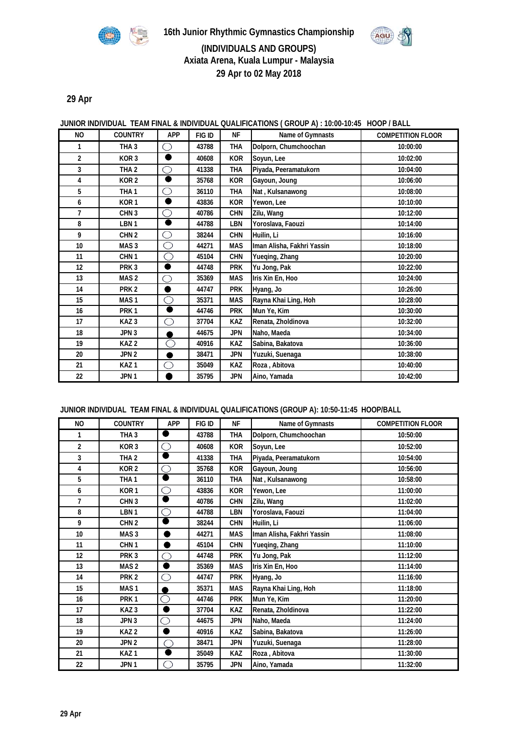# 16th Junior Rhythmic Gymnastics Championship

## (INDIVIDUALS AND GROUPS)

## Axiata Arena, Kuala Lumpur - Malaysia

## 29 Apr to 02 May 2018

### 29 Apr

**JUNIOR INDIVIDUAL TEAM FINAL & INDIVIDUAL QUALIFICATIONS ( GROUP A) : 10:00-10:45 HOOP / BALL**

| NO | COUNTRY | APP | FIG ID | NF | Name of Gymnasts | COMPETITION FLOOR |
|---|---|---|---|---|---|---|
| 1 | THA 3 | ○ | 43788 | THA | Dolporn, Chumchoochan | 10:00:00 |
| 2 | KOR 3 | ● | 40608 | KOR | Soyun, Lee | 10:02:00 |
| 3 | THA 2 | ○ | 41338 | THA | Piyada, Peeramatukorn | 10:04:00 |
| 4 | KOR 2 | ● | 35768 | KOR | Gayoun, Joung | 10:06:00 |
| 5 | THA 1 | ○ | 36110 | THA | Nat , Kulsanawong | 10:08:00 |
| 6 | KOR 1 | ● | 43836 | KOR | Yewon, Lee | 10:10:00 |
| 7 | CHN 3 | ○ | 40786 | CHN | Zilu, Wang | 10:12:00 |
| 8 | LBN 1 | ● | 44788 | LBN | Yoroslava, Faouzi | 10:14:00 |
| 9 | CHN 2 | ○ | 38244 | CHN | Huilin, Li | 10:16:00 |
| 10 | MAS 3 | ○ | 44271 | MAS | Iman Alisha, Fakhri Yassin | 10:18:00 |
| 11 | CHN 1 | ○ | 45104 | CHN | Yueqing, Zhang | 10:20:00 |
| 12 | PRK 3 | ● | 44748 | PRK | Yu Jong, Pak | 10:22:00 |
| 13 | MAS 2 | ○ | 35369 | MAS | Iris Xin En, Hoo | 10:24:00 |
| 14 | PRK 2 | ● | 44747 | PRK | Hyang, Jo | 10:26:00 |
| 15 | MAS 1 | ○ | 35371 | MAS | Rayna Khai Ling, Hoh | 10:28:00 |
| 16 | PRK 1 | ● | 44746 | PRK | Mun Ye, Kim | 10:30:00 |
| 17 | KAZ 3 | ○ | 37704 | KAZ | Renata, Zholdinova | 10:32:00 |
| 18 | JPN 3 | ● | 44675 | JPN | Naho, Maeda | 10:34:00 |
| 19 | KAZ 2 | ○ | 40916 | KAZ | Sabina, Bakatova | 10:36:00 |
| 20 | JPN 2 | ● | 38471 | JPN | Yuzuki, Suenaga | 10:38:00 |
| 21 | KAZ 1 | ○ | 35049 | KAZ | Roza , Abitova | 10:40:00 |
| 22 | JPN 1 | ● | 35795 | JPN | Aino, Yamada | 10:42:00 |

**JUNIOR INDIVIDUAL TEAM FINAL & INDIVIDUAL QUALIFICATIONS (GROUP A): 10:50-11:45 HOOP/BALL**

| NO | COUNTRY | APP | FIG ID | NF | Name of Gymnasts | COMPETITION FLOOR |
|---|---|---|---|---|---|---|
| 1 | THA 3 | ● | 43788 | THA | Dolporn, Chumchoochan | 10:50:00 |
| 2 | KOR 3 | ○ | 40608 | KOR | Soyun, Lee | 10:52:00 |
| 3 | THA 2 | ● | 41338 | THA | Piyada, Peeramatukorn | 10:54:00 |
| 4 | KOR 2 | ○ | 35768 | KOR | Gayoun, Joung | 10:56:00 |
| 5 | THA 1 | ● | 36110 | THA | Nat , Kulsanawong | 10:58:00 |
| 6 | KOR 1 | ○ | 43836 | KOR | Yewon, Lee | 11:00:00 |
| 7 | CHN 3 | ● | 40786 | CHN | Zilu, Wang | 11:02:00 |
| 8 | LBN 1 | ○ | 44788 | LBN | Yoroslava, Faouzi | 11:04:00 |
| 9 | CHN 2 | ● | 38244 | CHN | Huilin, Li | 11:06:00 |
| 10 | MAS 3 | ● | 44271 | MAS | Iman Alisha, Fakhri Yassin | 11:08:00 |
| 11 | CHN 1 | ● | 45104 | CHN | Yueqing, Zhang | 11:10:00 |
| 12 | PRK 3 | ○ | 44748 | PRK | Yu Jong, Pak | 11:12:00 |
| 13 | MAS 2 | ● | 35369 | MAS | Iris Xin En, Hoo | 11:14:00 |
| 14 | PRK 2 | ○ | 44747 | PRK | Hyang, Jo | 11:16:00 |
| 15 | MAS 1 | ● | 35371 | MAS | Rayna Khai Ling, Hoh | 11:18:00 |
| 16 | PRK 1 | ○ | 44746 | PRK | Mun Ye, Kim | 11:20:00 |
| 17 | KAZ 3 | ● | 37704 | KAZ | Renata, Zholdinova | 11:22:00 |
| 18 | JPN 3 | ○ | 44675 | JPN | Naho, Maeda | 11:24:00 |
| 19 | KAZ 2 | ● | 40916 | KAZ | Sabina, Bakatova | 11:26:00 |
| 20 | JPN 2 | ○ | 38471 | JPN | Yuzuki, Suenaga | 11:28:00 |
| 21 | KAZ 1 | ● | 35049 | KAZ | Roza , Abitova | 11:30:00 |
| 22 | JPN 1 | ○ | 35795 | JPN | Aino, Yamada | 11:32:00 |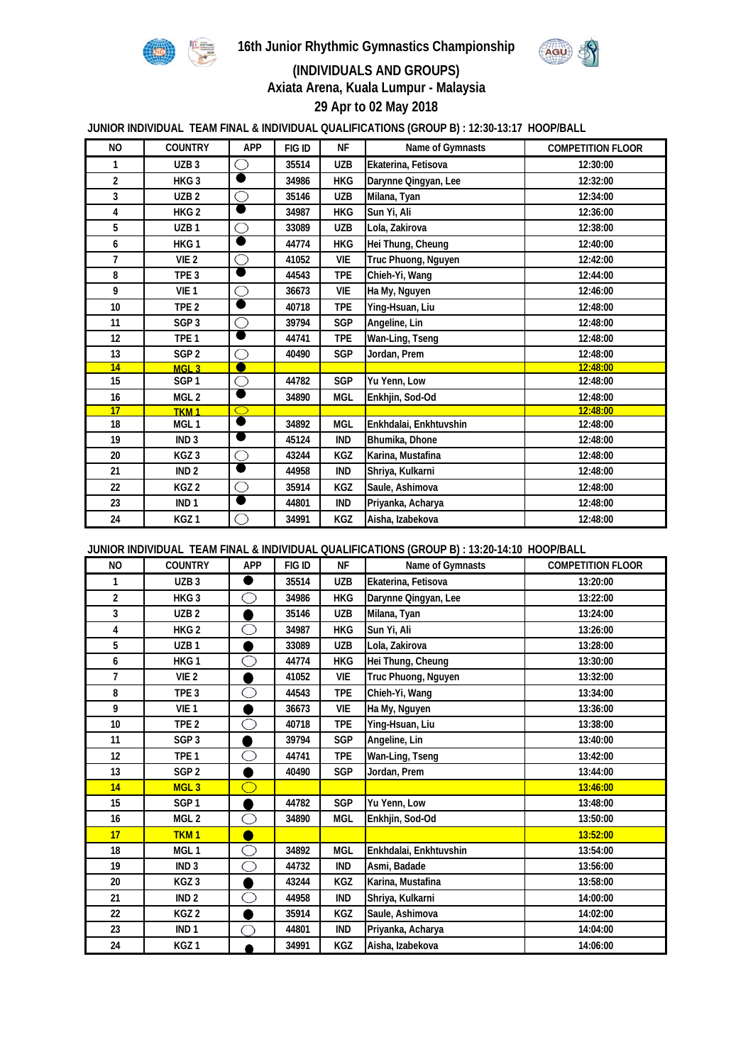# 16th Junior Rhythmic Gymnastics Championship

## (INDIVIDUALS AND GROUPS)

### Axiata Arena, Kuala Lumpur - Malaysia

### 29 Apr to 02 May 2018

**JUNIOR INDIVIDUAL TEAM FINAL & INDIVIDUAL QUALIFICATIONS (GROUP B) : 12:30-13:17 HOOP/BALL**

| NO | COUNTRY | APP | FIG ID | NF | Name of Gymnasts | COMPETITION FLOOR |
|---|---|---|---|---|---|---|
| 1 | UZB 3 | ◯ | 35514 | UZB | Ekaterina, Fetisova | 12:30:00 |
| 2 | HKG 3 | ● | 34986 | HKG | Darynne Qingyan, Lee | 12:32:00 |
| 3 | UZB 2 | ◯ | 35146 | UZB | Milana, Tyan | 12:34:00 |
| 4 | HKG 2 | ● | 34987 | HKG | Sun Yi, Ali | 12:36:00 |
| 5 | UZB 1 | ◯ | 33089 | UZB | Lola, Zakirova | 12:38:00 |
| 6 | HKG 1 | ● | 44774 | HKG | Hei Thung, Cheung | 12:40:00 |
| 7 | VIE 2 | ◯ | 41052 | VIE | Truc Phuong, Nguyen | 12:42:00 |
| 8 | TPE 3 | ● | 44543 | TPE | Chieh-Yi, Wang | 12:44:00 |
| 9 | VIE 1 | ◯ | 36673 | VIE | Ha My, Nguyen | 12:46:00 |
| 10 | TPE 2 | ● | 40718 | TPE | Ying-Hsuan, Liu | 12:48:00 |
| 11 | SGP 3 | ◯ | 39794 | SGP | Angeline, Lin | 12:48:00 |
| 12 | TPE 1 | ● | 44741 | TPE | Wan-Ling, Tseng | 12:48:00 |
| 13 | SGP 2 | ◯ | 40490 | SGP | Jordan, Prem | 12:48:00 |
| 14 | MGL 3 | ● | | | | 12:48:00 |
| 15 | SGP 1 | ◯ | 44782 | SGP | Yu Yenn, Low | 12:48:00 |
| 16 | MGL 2 | ● | 34890 | MGL | Enkhjin, Sod-Od | 12:48:00 |
| 17 | TKM 1 | ◯ | | | | 12:48:00 |
| 18 | MGL 1 | ● | 34892 | MGL | Enkhdalai, Enkhtuvshin | 12:48:00 |
| 19 | IND 3 | ● | 45124 | IND | Bhumika, Dhone | 12:48:00 |
| 20 | KGZ 3 | ◯ | 43244 | KGZ | Karina, Mustafina | 12:48:00 |
| 21 | IND 2 | ● | 44958 | IND | Shriya, Kulkarni | 12:48:00 |
| 22 | KGZ 2 | ◯ | 35914 | KGZ | Saule, Ashimova | 12:48:00 |
| 23 | IND 1 | ● | 44801 | IND | Priyanka, Acharya | 12:48:00 |
| 24 | KGZ 1 | ◯ | 34991 | KGZ | Aisha, Izabekova | 12:48:00 |

**JUNIOR INDIVIDUAL TEAM FINAL & INDIVIDUAL QUALIFICATIONS (GROUP B) : 13:20-14:10 HOOP/BALL**

| NO | COUNTRY | APP | FIG ID | NF | Name of Gymnasts | COMPETITION FLOOR |
|---|---|---|---|---|---|---|
| 1 | UZB 3 | ● | 35514 | UZB | Ekaterina, Fetisova | 13:20:00 |
| 2 | HKG 3 | ◯ | 34986 | HKG | Darynne Qingyan, Lee | 13:22:00 |
| 3 | UZB 2 | ● | 35146 | UZB | Milana, Tyan | 13:24:00 |
| 4 | HKG 2 | ◯ | 34987 | HKG | Sun Yi, Ali | 13:26:00 |
| 5 | UZB 1 | ● | 33089 | UZB | Lola, Zakirova | 13:28:00 |
| 6 | HKG 1 | ◯ | 44774 | HKG | Hei Thung, Cheung | 13:30:00 |
| 7 | VIE 2 | ● | 41052 | VIE | Truc Phuong, Nguyen | 13:32:00 |
| 8 | TPE 3 | ◯ | 44543 | TPE | Chieh-Yi, Wang | 13:34:00 |
| 9 | VIE 1 | ● | 36673 | VIE | Ha My, Nguyen | 13:36:00 |
| 10 | TPE 2 | ◯ | 40718 | TPE | Ying-Hsuan, Liu | 13:38:00 |
| 11 | SGP 3 | ● | 39794 | SGP | Angeline, Lin | 13:40:00 |
| 12 | TPE 1 | ◯ | 44741 | TPE | Wan-Ling, Tseng | 13:42:00 |
| 13 | SGP 2 | ● | 40490 | SGP | Jordan, Prem | 13:44:00 |
| 14 | MGL 3 | ◯ | | | | 13:46:00 |
| 15 | SGP 1 | ● | 44782 | SGP | Yu Yenn, Low | 13:48:00 |
| 16 | MGL 2 | ◯ | 34890 | MGL | Enkhjin, Sod-Od | 13:50:00 |
| 17 | TKM 1 | ● | | | | 13:52:00 |
| 18 | MGL 1 | ◯ | 34892 | MGL | Enkhdalai, Enkhtuvshin | 13:54:00 |
| 19 | IND 3 | ◯ | 44732 | IND | Asmi, Badade | 13:56:00 |
| 20 | KGZ 3 | ● | 43244 | KGZ | Karina, Mustafina | 13:58:00 |
| 21 | IND 2 | ◯ | 44958 | IND | Shriya, Kulkarni | 14:00:00 |
| 22 | KGZ 2 | ● | 35914 | KGZ | Saule, Ashimova | 14:02:00 |
| 23 | IND 1 | ◯ | 44801 | IND | Priyanka, Acharya | 14:04:00 |
| 24 | KGZ 1 | ● | 34991 | KGZ | Aisha, Izabekova | 14:06:00 |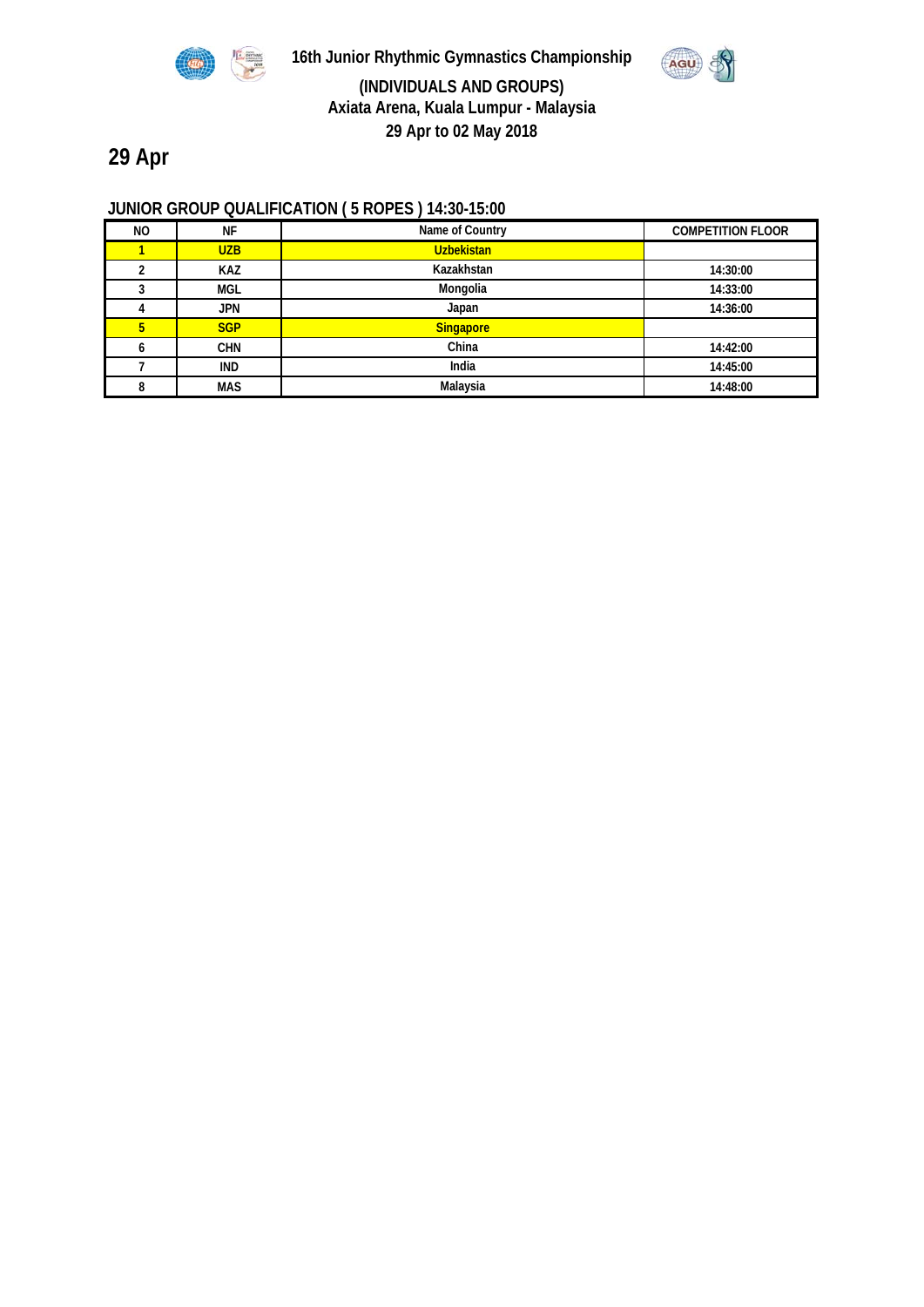# 16th Junior Rhythmic Gymnastics Championship

**(INDIVIDUALS AND GROUPS)**
**Axiata Arena, Kuala Lumpur - Malaysia**
**29 Apr to 02 May 2018**

## 29 Apr

### JUNIOR GROUP QUALIFICATION ( 5 ROPES ) 14:30-15:00

| NO | NF | Name of Country | COMPETITION FLOOR |
|---|---|---|---|
| 1 | UZB | Uzbekistan | |
| 2 | KAZ | Kazakhstan | 14:30:00 |
| 3 | MGL | Mongolia | 14:33:00 |
| 4 | JPN | Japan | 14:36:00 |
| 5 | SGP | Singapore | |
| 6 | CHN | China | 14:42:00 |
| 7 | IND | India | 14:45:00 |
| 8 | MAS | Malaysia | 14:48:00 |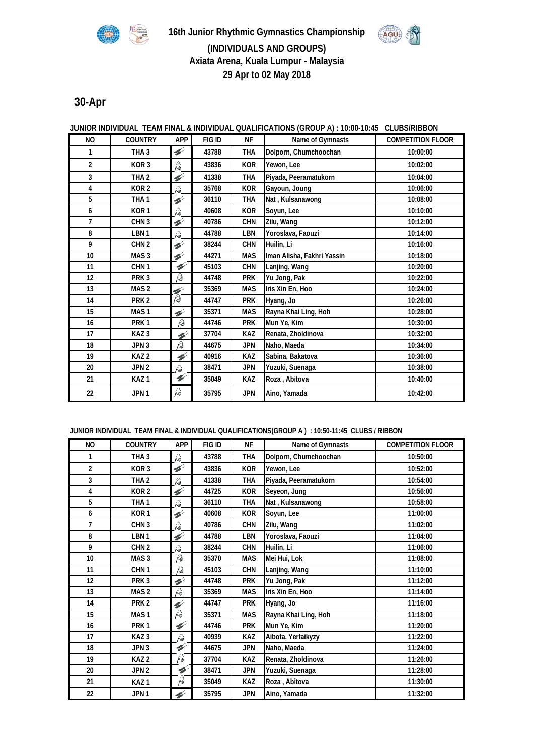# 16th Junior Rhythmic Gymnastics Championship

## (INDIVIDUALS AND GROUPS)

## Axiata Arena, Kuala Lumpur - Malaysia

## 29 Apr to 02 May 2018

# 30-Apr

**JUNIOR INDIVIDUAL TEAM FINAL & INDIVIDUAL QUALIFICATIONS (GROUP A) : 10:00-10:45 CLUBS/RIBBON**

| NO | COUNTRY | APP | FIG ID | NF | Name of Gymnasts | COMPETITION FLOOR |
|---|---|---|---|---|---|---|
| 1 | THA 3 | | 43788 | THA | Dolporn, Chumchoochan | 10:00:00 |
| 2 | KOR 3 | | 43836 | KOR | Yewon, Lee | 10:02:00 |
| 3 | THA 2 | | 41338 | THA | Piyada, Peeramatukorn | 10:04:00 |
| 4 | KOR 2 | | 35768 | KOR | Gayoun, Joung | 10:06:00 |
| 5 | THA 1 | | 36110 | THA | Nat , Kulsanawong | 10:08:00 |
| 6 | KOR 1 | | 40608 | KOR | Soyun, Lee | 10:10:00 |
| 7 | CHN 3 | | 40786 | CHN | Zilu, Wang | 10:12:00 |
| 8 | LBN 1 | | 44788 | LBN | Yoroslava, Faouzi | 10:14:00 |
| 9 | CHN 2 | | 38244 | CHN | Huilin, Li | 10:16:00 |
| 10 | MAS 3 | | 44271 | MAS | Iman Alisha, Fakhri Yassin | 10:18:00 |
| 11 | CHN 1 | | 45103 | CHN | Lanjing, Wang | 10:20:00 |
| 12 | PRK 3 | | 44748 | PRK | Yu Jong, Pak | 10:22:00 |
| 13 | MAS 2 | | 35369 | MAS | Iris Xin En, Hoo | 10:24:00 |
| 14 | PRK 2 | | 44747 | PRK | Hyang, Jo | 10:26:00 |
| 15 | MAS 1 | | 35371 | MAS | Rayna Khai Ling, Hoh | 10:28:00 |
| 16 | PRK 1 | | 44746 | PRK | Mun Ye, Kim | 10:30:00 |
| 17 | KAZ 3 | | 37704 | KAZ | Renata, Zholdinova | 10:32:00 |
| 18 | JPN 3 | | 44675 | JPN | Naho, Maeda | 10:34:00 |
| 19 | KAZ 2 | | 40916 | KAZ | Sabina, Bakatova | 10:36:00 |
| 20 | JPN 2 | | 38471 | JPN | Yuzuki, Suenaga | 10:38:00 |
| 21 | KAZ 1 | | 35049 | KAZ | Roza , Abitova | 10:40:00 |
| 22 | JPN 1 | | 35795 | JPN | Aino, Yamada | 10:42:00 |

**JUNIOR INDIVIDUAL TEAM FINAL & INDIVIDUAL QUALIFICATIONS(GROUP A ) : 10:50-11:45 CLUBS / RIBBON**

| NO | COUNTRY | APP | FIG ID | NF | Name of Gymnasts | COMPETITION FLOOR |
|---|---|---|---|---|---|---|
| 1 | THA 3 | | 43788 | THA | Dolporn, Chumchoochan | 10:50:00 |
| 2 | KOR 3 | | 43836 | KOR | Yewon, Lee | 10:52:00 |
| 3 | THA 2 | | 41338 | THA | Piyada, Peeramatukorn | 10:54:00 |
| 4 | KOR 2 | | 44725 | KOR | Seyeon, Jung | 10:56:00 |
| 5 | THA 1 | | 36110 | THA | Nat , Kulsanawong | 10:58:00 |
| 6 | KOR 1 | | 40608 | KOR | Soyun, Lee | 11:00:00 |
| 7 | CHN 3 | | 40786 | CHN | Zilu, Wang | 11:02:00 |
| 8 | LBN 1 | | 44788 | LBN | Yoroslava, Faouzi | 11:04:00 |
| 9 | CHN 2 | | 38244 | CHN | Huilin, Li | 11:06:00 |
| 10 | MAS 3 | | 35370 | MAS | Mei Hui, Lok | 11:08:00 |
| 11 | CHN 1 | | 45103 | CHN | Lanjing, Wang | 11:10:00 |
| 12 | PRK 3 | | 44748 | PRK | Yu Jong, Pak | 11:12:00 |
| 13 | MAS 2 | | 35369 | MAS | Iris Xin En, Hoo | 11:14:00 |
| 14 | PRK 2 | | 44747 | PRK | Hyang, Jo | 11:16:00 |
| 15 | MAS 1 | | 35371 | MAS | Rayna Khai Ling, Hoh | 11:18:00 |
| 16 | PRK 1 | | 44746 | PRK | Mun Ye, Kim | 11:20:00 |
| 17 | KAZ 3 | | 40939 | KAZ | Aibota, Yertaikyzy | 11:22:00 |
| 18 | JPN 3 | | 44675 | JPN | Naho, Maeda | 11:24:00 |
| 19 | KAZ 2 | | 37704 | KAZ | Renata, Zholdinova | 11:26:00 |
| 20 | JPN 2 | | 38471 | JPN | Yuzuki, Suenaga | 11:28:00 |
| 21 | KAZ 1 | | 35049 | KAZ | Roza , Abitova | 11:30:00 |
| 22 | JPN 1 | | 35795 | JPN | Aino, Yamada | 11:32:00 |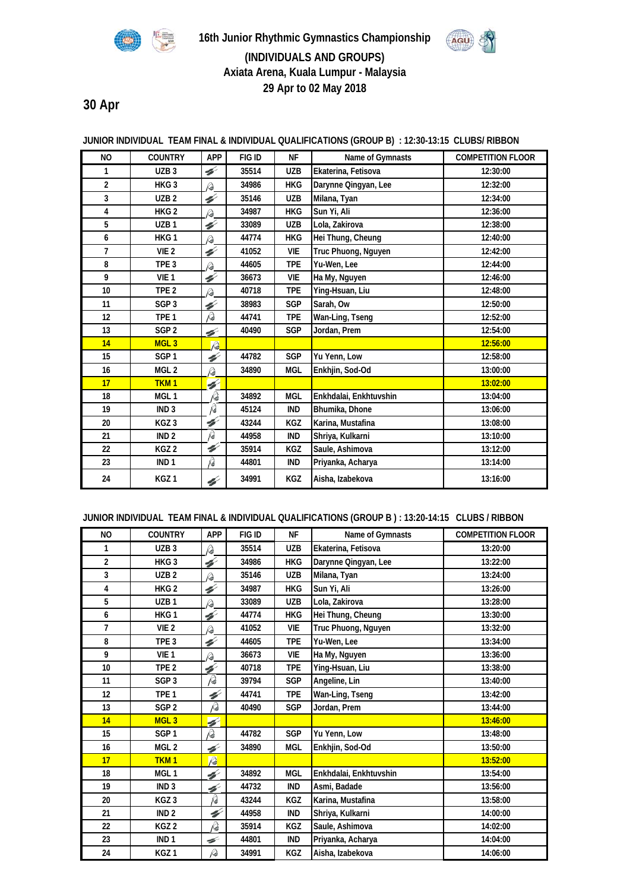# 16th Junior Rhythmic Gymnastics Championship

## (INDIVIDUALS AND GROUPS)

## Axiata Arena, Kuala Lumpur - Malaysia

## 29 Apr to 02 May 2018

## 30 Apr

### JUNIOR INDIVIDUAL TEAM FINAL & INDIVIDUAL QUALIFICATIONS (GROUP B) : 12:30-13:15 CLUBS/ RIBBON

| NO | COUNTRY | APP | FIG ID | NF | Name of Gymnasts | COMPETITION FLOOR |
|---|---|---|---|---|---|---|
| 1 | UZB 3 | Clubs | 35514 | UZB | Ekaterina, Fetisova | 12:30:00 |
| 2 | HKG 3 | Ribbon | 34986 | HKG | Darynne Qingyan, Lee | 12:32:00 |
| 3 | UZB 2 | Clubs | 35146 | UZB | Milana, Tyan | 12:34:00 |
| 4 | HKG 2 | Ribbon | 34987 | HKG | Sun Yi, Ali | 12:36:00 |
| 5 | UZB 1 | Clubs | 33089 | UZB | Lola, Zakirova | 12:38:00 |
| 6 | HKG 1 | Ribbon | 44774 | HKG | Hei Thung, Cheung | 12:40:00 |
| 7 | VIE 2 | Clubs | 41052 | VIE | Truc Phuong, Nguyen | 12:42:00 |
| 8 | TPE 3 | Ribbon | 44605 | TPE | Yu-Wen, Lee | 12:44:00 |
| 9 | VIE 1 | Clubs | 36673 | VIE | Ha My, Nguyen | 12:46:00 |
| 10 | TPE 2 | Ribbon | 40718 | TPE | Ying-Hsuan, Liu | 12:48:00 |
| 11 | SGP 3 | Clubs | 38983 | SGP | Sarah, Ow | 12:50:00 |
| 12 | TPE 1 | Ribbon | 44741 | TPE | Wan-Ling, Tseng | 12:52:00 |
| 13 | SGP 2 | Clubs | 40490 | SGP | Jordan, Prem | 12:54:00 |
| 14 | MGL 3 | Ribbon | | | | 12:56:00 |
| 15 | SGP 1 | Clubs | 44782 | SGP | Yu Yenn, Low | 12:58:00 |
| 16 | MGL 2 | Ribbon | 34890 | MGL | Enkhjin, Sod-Od | 13:00:00 |
| 17 | TKM 1 | Clubs | | | | 13:02:00 |
| 18 | MGL 1 | Ribbon | 34892 | MGL | Enkhdalai, Enkhtuvshin | 13:04:00 |
| 19 | IND 3 | Ribbon | 45124 | IND | Bhumika, Dhone | 13:06:00 |
| 20 | KGZ 3 | Clubs | 43244 | KGZ | Karina, Mustafina | 13:08:00 |
| 21 | IND 2 | Ribbon | 44958 | IND | Shriya, Kulkarni | 13:10:00 |
| 22 | KGZ 2 | Clubs | 35914 | KGZ | Saule, Ashimova | 13:12:00 |
| 23 | IND 1 | Ribbon | 44801 | IND | Priyanka, Acharya | 13:14:00 |
| 24 | KGZ 1 | Clubs | 34991 | KGZ | Aisha, Izabekova | 13:16:00 |

### JUNIOR INDIVIDUAL TEAM FINAL & INDIVIDUAL QUALIFICATIONS (GROUP B ) : 13:20-14:15 CLUBS / RIBBON

| NO | COUNTRY | APP | FIG ID | NF | Name of Gymnasts | COMPETITION FLOOR |
|---|---|---|---|---|---|---|
| 1 | UZB 3 | Ribbon | 35514 | UZB | Ekaterina, Fetisova | 13:20:00 |
| 2 | HKG 3 | Clubs | 34986 | HKG | Darynne Qingyan, Lee | 13:22:00 |
| 3 | UZB 2 | Ribbon | 35146 | UZB | Milana, Tyan | 13:24:00 |
| 4 | HKG 2 | Clubs | 34987 | HKG | Sun Yi, Ali | 13:26:00 |
| 5 | UZB 1 | Ribbon | 33089 | UZB | Lola, Zakirova | 13:28:00 |
| 6 | HKG 1 | Clubs | 44774 | HKG | Hei Thung, Cheung | 13:30:00 |
| 7 | VIE 2 | Ribbon | 41052 | VIE | Truc Phuong, Nguyen | 13:32:00 |
| 8 | TPE 3 | Clubs | 44605 | TPE | Yu-Wen, Lee | 13:34:00 |
| 9 | VIE 1 | Ribbon | 36673 | VIE | Ha My, Nguyen | 13:36:00 |
| 10 | TPE 2 | Clubs | 40718 | TPE | Ying-Hsuan, Liu | 13:38:00 |
| 11 | SGP 3 | Ribbon | 39794 | SGP | Angeline, Lin | 13:40:00 |
| 12 | TPE 1 | Clubs | 44741 | TPE | Wan-Ling, Tseng | 13:42:00 |
| 13 | SGP 2 | Ribbon | 40490 | SGP | Jordan, Prem | 13:44:00 |
| 14 | MGL 3 | Clubs | | | | 13:46:00 |
| 15 | SGP 1 | Ribbon | 44782 | SGP | Yu Yenn, Low | 13:48:00 |
| 16 | MGL 2 | Clubs | 34890 | MGL | Enkhjin, Sod-Od | 13:50:00 |
| 17 | TKM 1 | Ribbon | | | | 13:52:00 |
| 18 | MGL 1 | Clubs | 34892 | MGL | Enkhdalai, Enkhtuvshin | 13:54:00 |
| 19 | IND 3 | Clubs | 44732 | IND | Asmi, Badade | 13:56:00 |
| 20 | KGZ 3 | Ribbon | 43244 | KGZ | Karina, Mustafina | 13:58:00 |
| 21 | IND 2 | Clubs | 44958 | IND | Shriya, Kulkarni | 14:00:00 |
| 22 | KGZ 2 | Ribbon | 35914 | KGZ | Saule, Ashimova | 14:02:00 |
| 23 | IND 1 | Clubs | 44801 | IND | Priyanka, Acharya | 14:04:00 |
| 24 | KGZ 1 | Ribbon | 34991 | KGZ | Aisha, Izabekova | 14:06:00 |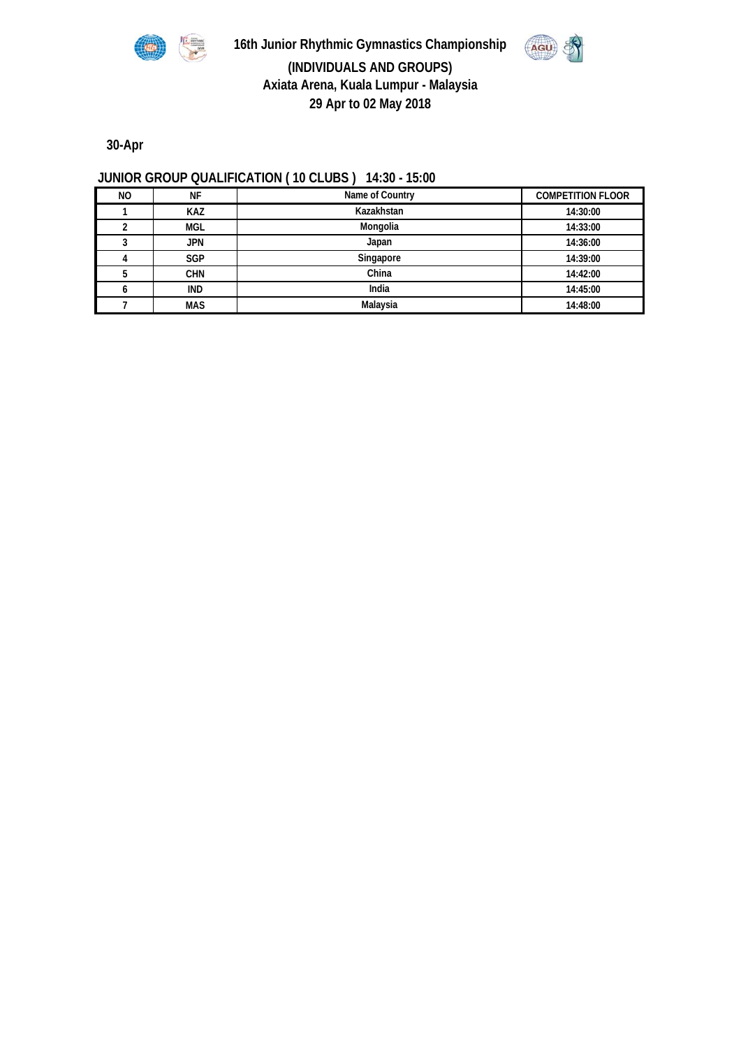# 16th Junior Rhythmic Gymnastics Championship

## (INDIVIDUALS AND GROUPS)

## Axiata Arena, Kuala Lumpur - Malaysia

## 29 Apr to 02 May 2018

**30-Apr**

### JUNIOR GROUP QUALIFICATION ( 10 CLUBS ) 14:30 - 15:00

| NO | NF | Name of Country | COMPETITION FLOOR |
|---|---|---|---|
| 1 | KAZ | Kazakhstan | 14:30:00 |
| 2 | MGL | Mongolia | 14:33:00 |
| 3 | JPN | Japan | 14:36:00 |
| 4 | SGP | Singapore | 14:39:00 |
| 5 | CHN | China | 14:42:00 |
| 6 | IND | India | 14:45:00 |
| 7 | MAS | Malaysia | 14:48:00 |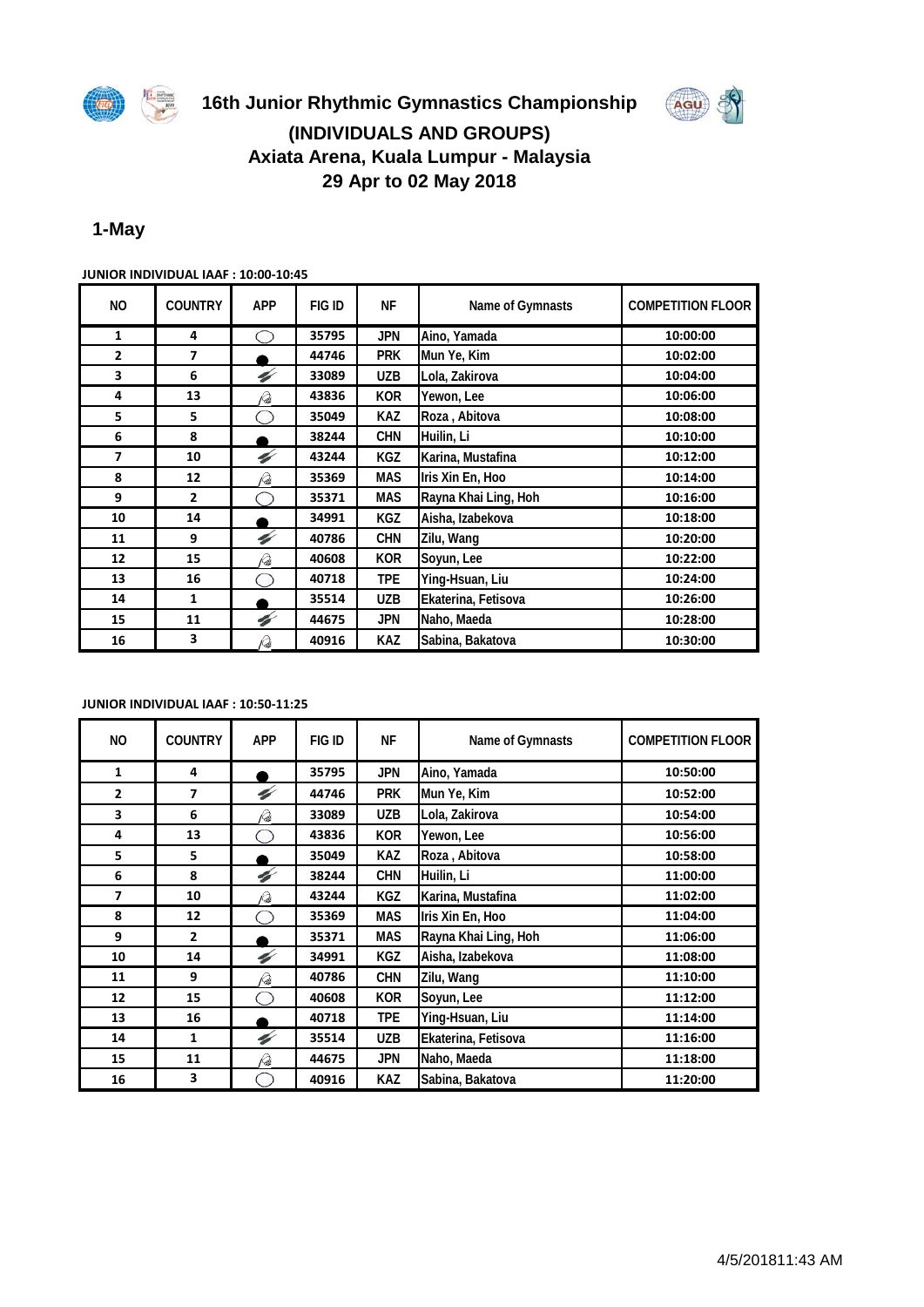# 16th Junior Rhythmic Gymnastics Championship

## (INDIVIDUALS AND GROUPS)

## Axiata Arena, Kuala Lumpur - Malaysia

## 29 Apr to 02 May 2018

### 1-May

**JUNIOR INDIVIDUAL IAAF : 10:00-10:45**

| NO | COUNTRY | APP | FIG ID | NF | Name of Gymnasts | COMPETITION FLOOR |
|---|---|---|---|---|---|---|
| 1 | 4 | Hoop | 35795 | JPN | Aino, Yamada | 10:00:00 |
| 2 | 7 | Ball | 44746 | PRK | Mun Ye, Kim | 10:02:00 |
| 3 | 6 | Clubs | 33089 | UZB | Lola, Zakirova | 10:04:00 |
| 4 | 13 | Ribbon | 43836 | KOR | Yewon, Lee | 10:06:00 |
| 5 | 5 | Hoop | 35049 | KAZ | Roza , Abitova | 10:08:00 |
| 6 | 8 | Ball | 38244 | CHN | Huilin, Li | 10:10:00 |
| 7 | 10 | Clubs | 43244 | KGZ | Karina, Mustafina | 10:12:00 |
| 8 | 12 | Ribbon | 35369 | MAS | Iris Xin En, Hoo | 10:14:00 |
| 9 | 2 | Hoop | 35371 | MAS | Rayna Khai Ling, Hoh | 10:16:00 |
| 10 | 14 | Ball | 34991 | KGZ | Aisha, Izabekova | 10:18:00 |
| 11 | 9 | Clubs | 40786 | CHN | Zilu, Wang | 10:20:00 |
| 12 | 15 | Ribbon | 40608 | KOR | Soyun, Lee | 10:22:00 |
| 13 | 16 | Hoop | 40718 | TPE | Ying-Hsuan, Liu | 10:24:00 |
| 14 | 1 | Ball | 35514 | UZB | Ekaterina, Fetisova | 10:26:00 |
| 15 | 11 | Clubs | 44675 | JPN | Naho, Maeda | 10:28:00 |
| 16 | 3 | Ribbon | 40916 | KAZ | Sabina, Bakatova | 10:30:00 |

**JUNIOR INDIVIDUAL IAAF : 10:50-11:25**

| NO | COUNTRY | APP | FIG ID | NF | Name of Gymnasts | COMPETITION FLOOR |
|---|---|---|---|---|---|---|
| 1 | 4 | Ball | 35795 | JPN | Aino, Yamada | 10:50:00 |
| 2 | 7 | Clubs | 44746 | PRK | Mun Ye, Kim | 10:52:00 |
| 3 | 6 | Ribbon | 33089 | UZB | Lola, Zakirova | 10:54:00 |
| 4 | 13 | Hoop | 43836 | KOR | Yewon, Lee | 10:56:00 |
| 5 | 5 | Ball | 35049 | KAZ | Roza , Abitova | 10:58:00 |
| 6 | 8 | Clubs | 38244 | CHN | Huilin, Li | 11:00:00 |
| 7 | 10 | Ribbon | 43244 | KGZ | Karina, Mustafina | 11:02:00 |
| 8 | 12 | Hoop | 35369 | MAS | Iris Xin En, Hoo | 11:04:00 |
| 9 | 2 | Ball | 35371 | MAS | Rayna Khai Ling, Hoh | 11:06:00 |
| 10 | 14 | Clubs | 34991 | KGZ | Aisha, Izabekova | 11:08:00 |
| 11 | 9 | Ribbon | 40786 | CHN | Zilu, Wang | 11:10:00 |
| 12 | 15 | Hoop | 40608 | KOR | Soyun, Lee | 11:12:00 |
| 13 | 16 | Ball | 40718 | TPE | Ying-Hsuan, Liu | 11:14:00 |
| 14 | 1 | Clubs | 35514 | UZB | Ekaterina, Fetisova | 11:16:00 |
| 15 | 11 | Ribbon | 44675 | JPN | Naho, Maeda | 11:18:00 |
| 16 | 3 | Hoop | 40916 | KAZ | Sabina, Bakatova | 11:20:00 |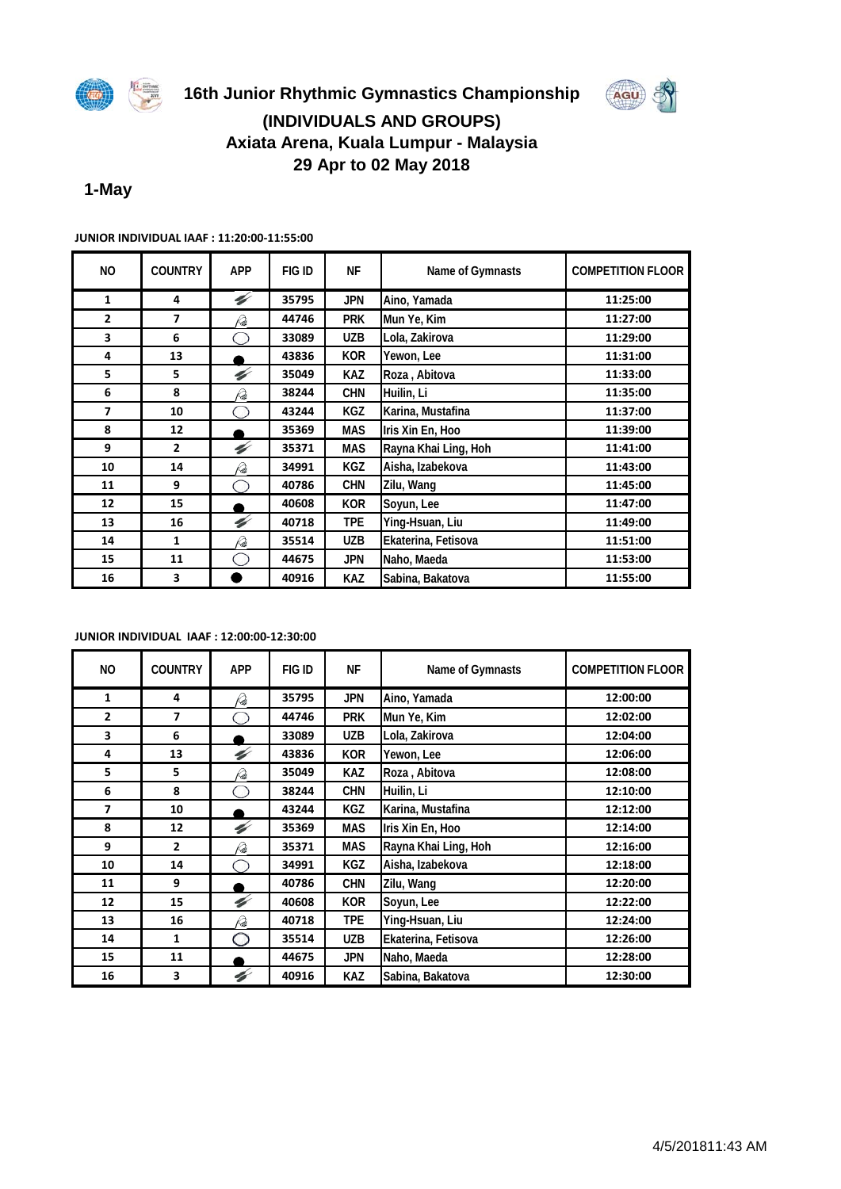# 16th Junior Rhythmic Gymnastics Championship

## (INDIVIDUALS AND GROUPS)

## Axiata Arena, Kuala Lumpur - Malaysia

## 29 Apr to 02 May 2018

### 1-May

**JUNIOR INDIVIDUAL IAAF : 11:20:00-11:55:00**

| NO | COUNTRY | APP | FIG ID | NF | Name of Gymnasts | COMPETITION FLOOR |
|---|---|---|---|---|---|---|
| 1 | 4 | | 35795 | JPN | Aino, Yamada | 11:25:00 |
| 2 | 7 | | 44746 | PRK | Mun Ye, Kim | 11:27:00 |
| 3 | 6 | | 33089 | UZB | Lola, Zakirova | 11:29:00 |
| 4 | 13 | | 43836 | KOR | Yewon, Lee | 11:31:00 |
| 5 | 5 | | 35049 | KAZ | Roza , Abitova | 11:33:00 |
| 6 | 8 | | 38244 | CHN | Huilin, Li | 11:35:00 |
| 7 | 10 | | 43244 | KGZ | Karina, Mustafina | 11:37:00 |
| 8 | 12 | | 35369 | MAS | Iris Xin En, Hoo | 11:39:00 |
| 9 | 2 | | 35371 | MAS | Rayna Khai Ling, Hoh | 11:41:00 |
| 10 | 14 | | 34991 | KGZ | Aisha, Izabekova | 11:43:00 |
| 11 | 9 | | 40786 | CHN | Zilu, Wang | 11:45:00 |
| 12 | 15 | | 40608 | KOR | Soyun, Lee | 11:47:00 |
| 13 | 16 | | 40718 | TPE | Ying-Hsuan, Liu | 11:49:00 |
| 14 | 1 | | 35514 | UZB | Ekaterina, Fetisova | 11:51:00 |
| 15 | 11 | | 44675 | JPN | Naho, Maeda | 11:53:00 |
| 16 | 3 | | 40916 | KAZ | Sabina, Bakatova | 11:55:00 |

**JUNIOR INDIVIDUAL IAAF : 12:00:00-12:30:00**

| NO | COUNTRY | APP | FIG ID | NF | Name of Gymnasts | COMPETITION FLOOR |
|---|---|---|---|---|---|---|
| 1 | 4 | | 35795 | JPN | Aino, Yamada | 12:00:00 |
| 2 | 7 | | 44746 | PRK | Mun Ye, Kim | 12:02:00 |
| 3 | 6 | | 33089 | UZB | Lola, Zakirova | 12:04:00 |
| 4 | 13 | | 43836 | KOR | Yewon, Lee | 12:06:00 |
| 5 | 5 | | 35049 | KAZ | Roza , Abitova | 12:08:00 |
| 6 | 8 | | 38244 | CHN | Huilin, Li | 12:10:00 |
| 7 | 10 | | 43244 | KGZ | Karina, Mustafina | 12:12:00 |
| 8 | 12 | | 35369 | MAS | Iris Xin En, Hoo | 12:14:00 |
| 9 | 2 | | 35371 | MAS | Rayna Khai Ling, Hoh | 12:16:00 |
| 10 | 14 | | 34991 | KGZ | Aisha, Izabekova | 12:18:00 |
| 11 | 9 | | 40786 | CHN | Zilu, Wang | 12:20:00 |
| 12 | 15 | | 40608 | KOR | Soyun, Lee | 12:22:00 |
| 13 | 16 | | 40718 | TPE | Ying-Hsuan, Liu | 12:24:00 |
| 14 | 1 | | 35514 | UZB | Ekaterina, Fetisova | 12:26:00 |
| 15 | 11 | | 44675 | JPN | Naho, Maeda | 12:28:00 |
| 16 | 3 | | 40916 | KAZ | Sabina, Bakatova | 12:30:00 |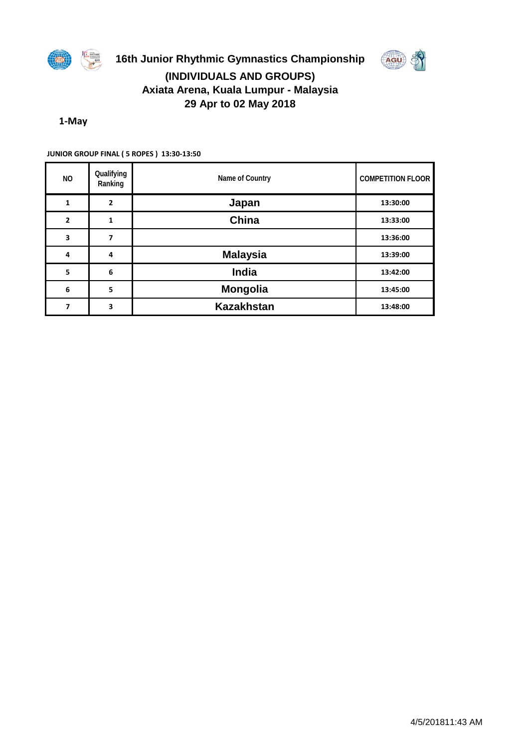# 16th Junior Rhythmic Gymnastics Championship

## (INDIVIDUALS AND GROUPS)

## Axiata Arena, Kuala Lumpur - Malaysia

## 29 Apr to 02 May 2018

**1-May**

**JUNIOR GROUP FINAL ( 5 ROPES ) 13:30-13:50**

| NO | Qualifying Ranking | Name of Country | COMPETITION FLOOR |
|---|---|---|---|
| 1 | 2 | **Japan** | 13:30:00 |
| 2 | 1 | **China** | 13:33:00 |
| 3 | 7 | | 13:36:00 |
| 4 | 4 | **Malaysia** | 13:39:00 |
| 5 | 6 | **India** | 13:42:00 |
| 6 | 5 | **Mongolia** | 13:45:00 |
| 7 | 3 | **Kazakhstan** | 13:48:00 |

4/5/201811:43 AM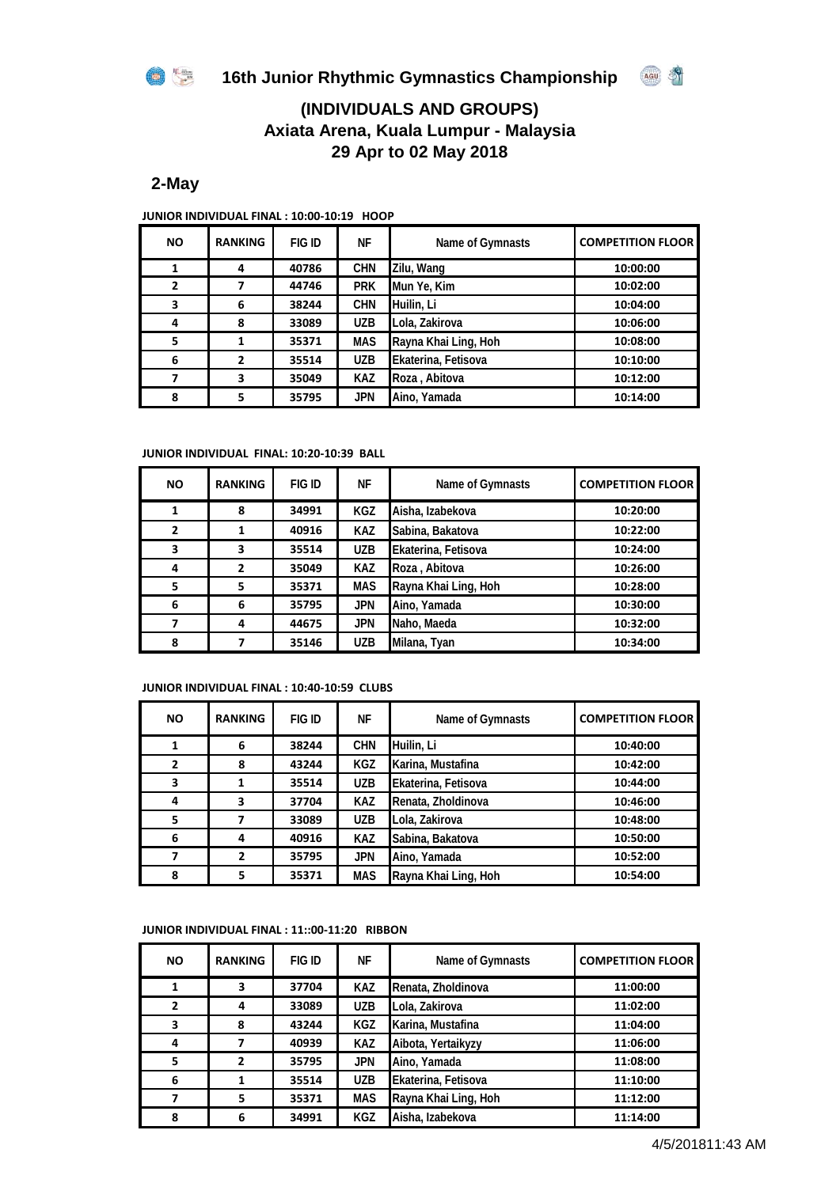# 16th Junior Rhythmic Gymnastics Championship

## (INDIVIDUALS AND GROUPS)
## Axiata Arena, Kuala Lumpur - Malaysia
## 29 Apr to 02 May 2018

### 2-May

**JUNIOR INDIVIDUAL FINAL : 10:00-10:19 HOOP**

| NO | RANKING | FIG ID | NF | Name of Gymnasts | COMPETITION FLOOR |
|---|---|---|---|---|---|
| 1 | 4 | 40786 | CHN | Zilu, Wang | 10:00:00 |
| 2 | 7 | 44746 | PRK | Mun Ye, Kim | 10:02:00 |
| 3 | 6 | 38244 | CHN | Huilin, Li | 10:04:00 |
| 4 | 8 | 33089 | UZB | Lola, Zakirova | 10:06:00 |
| 5 | 1 | 35371 | MAS | Rayna Khai Ling, Hoh | 10:08:00 |
| 6 | 2 | 35514 | UZB | Ekaterina, Fetisova | 10:10:00 |
| 7 | 3 | 35049 | KAZ | Roza , Abitova | 10:12:00 |
| 8 | 5 | 35795 | JPN | Aino, Yamada | 10:14:00 |

**JUNIOR INDIVIDUAL FINAL: 10:20-10:39 BALL**

| NO | RANKING | FIG ID | NF | Name of Gymnasts | COMPETITION FLOOR |
|---|---|---|---|---|---|
| 1 | 8 | 34991 | KGZ | Aisha, Izabekova | 10:20:00 |
| 2 | 1 | 40916 | KAZ | Sabina, Bakatova | 10:22:00 |
| 3 | 3 | 35514 | UZB | Ekaterina, Fetisova | 10:24:00 |
| 4 | 2 | 35049 | KAZ | Roza , Abitova | 10:26:00 |
| 5 | 5 | 35371 | MAS | Rayna Khai Ling, Hoh | 10:28:00 |
| 6 | 6 | 35795 | JPN | Aino, Yamada | 10:30:00 |
| 7 | 4 | 44675 | JPN | Naho, Maeda | 10:32:00 |
| 8 | 7 | 35146 | UZB | Milana, Tyan | 10:34:00 |

**JUNIOR INDIVIDUAL FINAL : 10:40-10:59 CLUBS**

| NO | RANKING | FIG ID | NF | Name of Gymnasts | COMPETITION FLOOR |
|---|---|---|---|---|---|
| 1 | 6 | 38244 | CHN | Huilin, Li | 10:40:00 |
| 2 | 8 | 43244 | KGZ | Karina, Mustafina | 10:42:00 |
| 3 | 1 | 35514 | UZB | Ekaterina, Fetisova | 10:44:00 |
| 4 | 3 | 37704 | KAZ | Renata, Zholdinova | 10:46:00 |
| 5 | 7 | 33089 | UZB | Lola, Zakirova | 10:48:00 |
| 6 | 4 | 40916 | KAZ | Sabina, Bakatova | 10:50:00 |
| 7 | 2 | 35795 | JPN | Aino, Yamada | 10:52:00 |
| 8 | 5 | 35371 | MAS | Rayna Khai Ling, Hoh | 10:54:00 |

**JUNIOR INDIVIDUAL FINAL : 11::00-11:20 RIBBON**

| NO | RANKING | FIG ID | NF | Name of Gymnasts | COMPETITION FLOOR |
|---|---|---|---|---|---|
| 1 | 3 | 37704 | KAZ | Renata, Zholdinova | 11:00:00 |
| 2 | 4 | 33089 | UZB | Lola, Zakirova | 11:02:00 |
| 3 | 8 | 43244 | KGZ | Karina, Mustafina | 11:04:00 |
| 4 | 7 | 40939 | KAZ | Aibota, Yertaikyzy | 11:06:00 |
| 5 | 2 | 35795 | JPN | Aino, Yamada | 11:08:00 |
| 6 | 1 | 35514 | UZB | Ekaterina, Fetisova | 11:10:00 |
| 7 | 5 | 35371 | MAS | Rayna Khai Ling, Hoh | 11:12:00 |
| 8 | 6 | 34991 | KGZ | Aisha, Izabekova | 11:14:00 |

4/5/201811:43 AM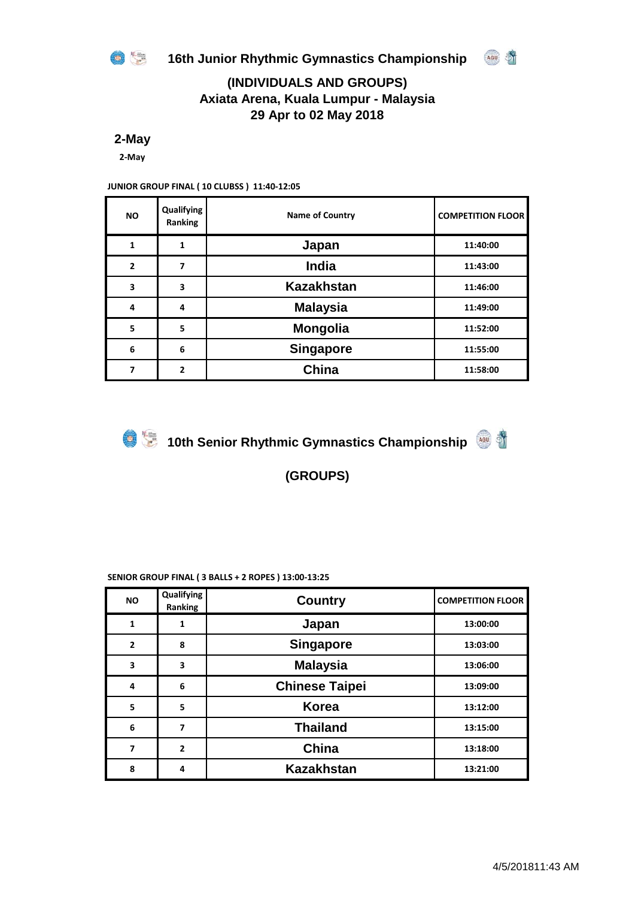# 16th Junior Rhythmic Gymnastics Championship

## (INDIVIDUALS AND GROUPS)
## Axiata Arena, Kuala Lumpur - Malaysia
## 29 Apr to 02 May 2018

**2-May**

**2-May**

**JUNIOR GROUP FINAL ( 10 CLUBSS ) 11:40-12:05**

| NO | Qualifying Ranking | Name of Country | COMPETITION FLOOR |
|---|---|---|---|
| 1 | 1 | Japan | 11:40:00 |
| 2 | 7 | India | 11:43:00 |
| 3 | 3 | Kazakhstan | 11:46:00 |
| 4 | 4 | Malaysia | 11:49:00 |
| 5 | 5 | Mongolia | 11:52:00 |
| 6 | 6 | Singapore | 11:55:00 |
| 7 | 2 | China | 11:58:00 |

# 10th Senior Rhythmic Gymnastics Championship

## (GROUPS)

**SENIOR GROUP FINAL ( 3 BALLS + 2 ROPES ) 13:00-13:25**

| NO | Qualifying Ranking | Country | COMPETITION FLOOR |
|---|---|---|---|
| 1 | 1 | Japan | 13:00:00 |
| 2 | 8 | Singapore | 13:03:00 |
| 3 | 3 | Malaysia | 13:06:00 |
| 4 | 6 | Chinese Taipei | 13:09:00 |
| 5 | 5 | Korea | 13:12:00 |
| 6 | 7 | Thailand | 13:15:00 |
| 7 | 2 | China | 13:18:00 |
| 8 | 4 | Kazakhstan | 13:21:00 |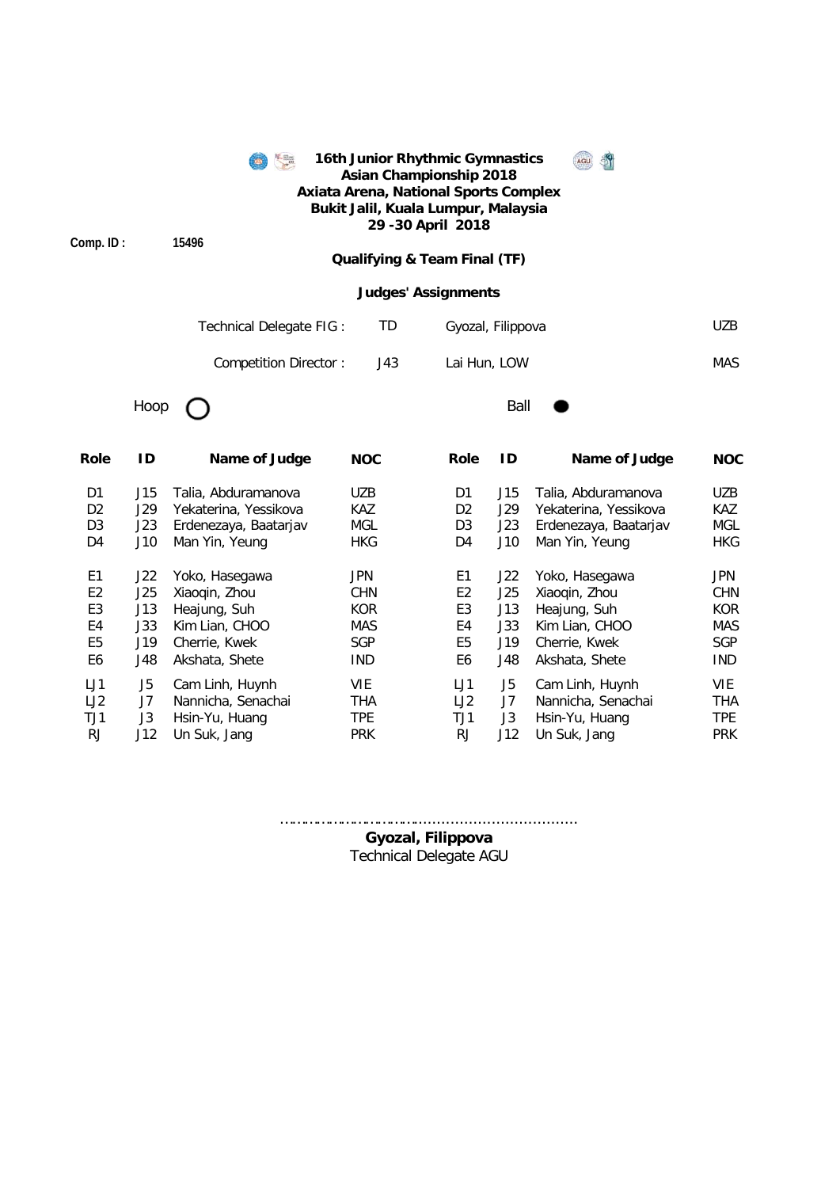**16th Junior Rhythmic Gymnastics Asian Championship 2018**
**Axiata Arena, National Sports Complex**
**Bukit Jalil, Kuala Lumpur, Malaysia**
**29 -30 April 2018**

**Comp. ID :** **15496**

**Qualifying & Team Final (TF)**

**Judges' Assignments**

| | | | |
|---|---|---|---|
| Technical Delegate FIG : | TD | Gyozal, Filippova | UZB |
| Competition Director : | J43 | Lai Hun, LOW | MAS |

Hoop ○

| Role | ID | Name of Judge | NOC |
|---|---|---|---|
| D1 | J15 | Talia, Abduramanova | UZB |
| D2 | J29 | Yekaterina, Yessikova | KAZ |
| D3 | J23 | Erdenezaya, Baatarjav | MGL |
| D4 | J10 | Man Yin, Yeung | HKG |
| E1 | J22 | Yoko, Hasegawa | JPN |
| E2 | J25 | Xiaoqin, Zhou | CHN |
| E3 | J13 | Heajung, Suh | KOR |
| E4 | J33 | Kim Lian, CHOO | MAS |
| E5 | J19 | Cherrie, Kwek | SGP |
| E6 | J48 | Akshata, Shete | IND |
| LJ1 | J5 | Cam Linh, Huynh | VIE |
| LJ2 | J7 | Nannicha, Senachai | THA |
| TJ1 | J3 | Hsin-Yu, Huang | TPE |
| RJ | J12 | Un Suk, Jang | PRK |

Ball ●

| Role | ID | Name of Judge | NOC |
|---|---|---|---|
| D1 | J15 | Talia, Abduramanova | UZB |
| D2 | J29 | Yekaterina, Yessikova | KAZ |
| D3 | J23 | Erdenezaya, Baatarjav | MGL |
| D4 | J10 | Man Yin, Yeung | HKG |
| E1 | J22 | Yoko, Hasegawa | JPN |
| E2 | J25 | Xiaoqin, Zhou | CHN |
| E3 | J13 | Heajung, Suh | KOR |
| E4 | J33 | Kim Lian, CHOO | MAS |
| E5 | J19 | Cherrie, Kwek | SGP |
| E6 | J48 | Akshata, Shete | IND |
| LJ1 | J5 | Cam Linh, Huynh | VIE |
| LJ2 | J7 | Nannicha, Senachai | THA |
| TJ1 | J3 | Hsin-Yu, Huang | TPE |
| RJ | J12 | Un Suk, Jang | PRK |

……………………………………………………………

**Gyozal, Filippova**
Technical Delegate AGU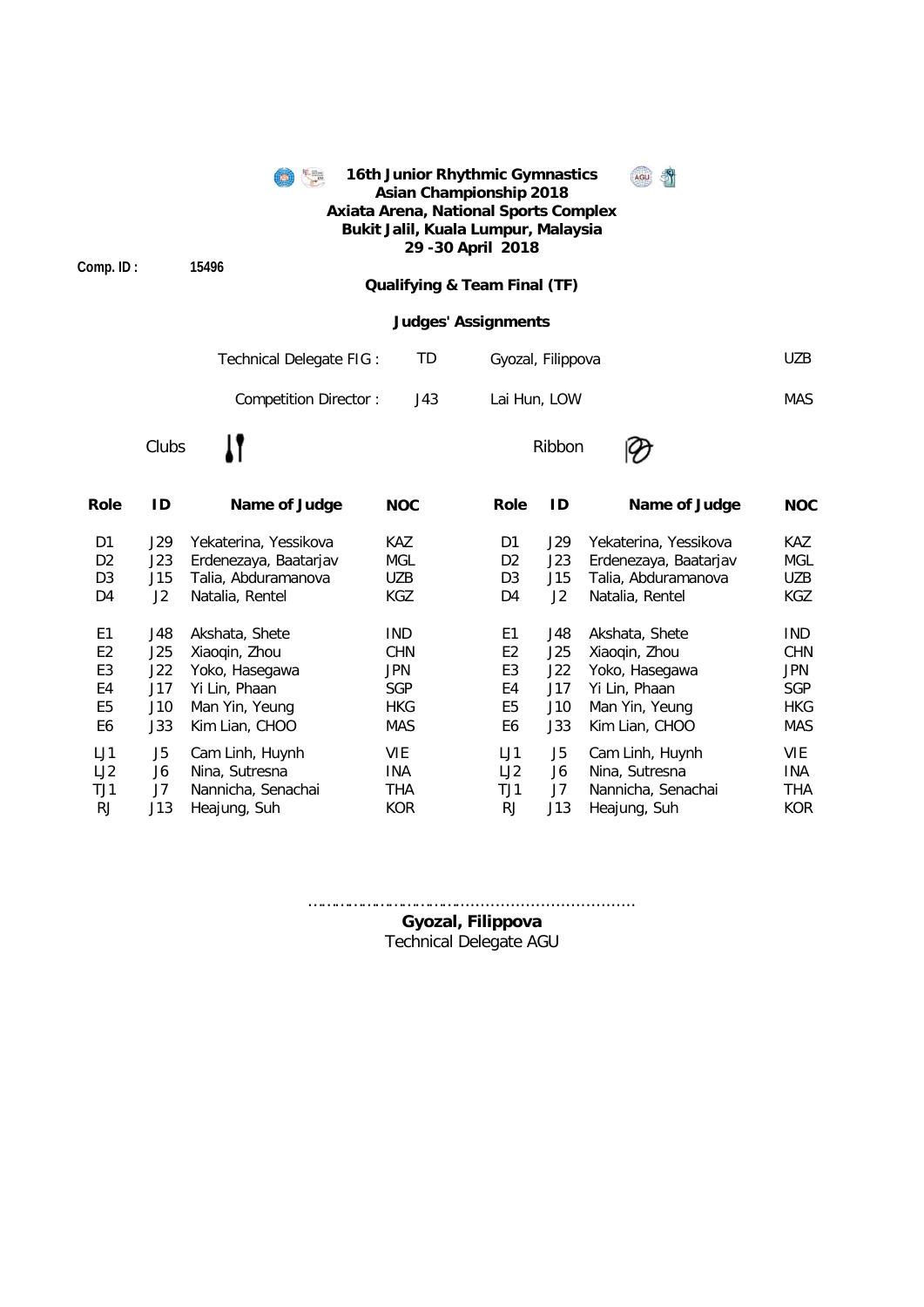**16th Junior Rhythmic Gymnastics Asian Championship 2018**
**Axiata Arena, National Sports Complex**
**Bukit Jalil, Kuala Lumpur, Malaysia**
**29 -30 April 2018**

**Comp. ID :** **15496**

**Qualifying & Team Final (TF)**

**Judges' Assignments**

| | | | |
|---|---|---|---|
| Technical Delegate FIG : | TD | Gyozal, Filippova | UZB |
| Competition Director : | J43 | Lai Hun, LOW | MAS |

Clubs

| Role | ID | Name of Judge | NOC |
|---|---|---|---|
| D1 | J29 | Yekaterina, Yessikova | KAZ |
| D2 | J23 | Erdenezaya, Baatarjav | MGL |
| D3 | J15 | Talia, Abduramanova | UZB |
| D4 | J2 | Natalia, Rentel | KGZ |
| E1 | J48 | Akshata, Shete | IND |
| E2 | J25 | Xiaoqin, Zhou | CHN |
| E3 | J22 | Yoko, Hasegawa | JPN |
| E4 | J17 | Yi Lin, Phaan | SGP |
| E5 | J10 | Man Yin, Yeung | HKG |
| E6 | J33 | Kim Lian, CHOO | MAS |
| LJ1 | J5 | Cam Linh, Huynh | VIE |
| LJ2 | J6 | Nina, Sutresna | INA |
| TJ1 | J7 | Nannicha, Senachai | THA |
| RJ | J13 | Heajung, Suh | KOR |

Ribbon

| Role | ID | Name of Judge | NOC |
|---|---|---|---|
| D1 | J29 | Yekaterina, Yessikova | KAZ |
| D2 | J23 | Erdenezaya, Baatarjav | MGL |
| D3 | J15 | Talia, Abduramanova | UZB |
| D4 | J2 | Natalia, Rentel | KGZ |
| E1 | J48 | Akshata, Shete | IND |
| E2 | J25 | Xiaoqin, Zhou | CHN |
| E3 | J22 | Yoko, Hasegawa | JPN |
| E4 | J17 | Yi Lin, Phaan | SGP |
| E5 | J10 | Man Yin, Yeung | HKG |
| E6 | J33 | Kim Lian, CHOO | MAS |
| LJ1 | J5 | Cam Linh, Huynh | VIE |
| LJ2 | J6 | Nina, Sutresna | INA |
| TJ1 | J7 | Nannicha, Senachai | THA |
| RJ | J13 | Heajung, Suh | KOR |

……………………………………………………………

**Gyozal, Filippova**
Technical Delegate AGU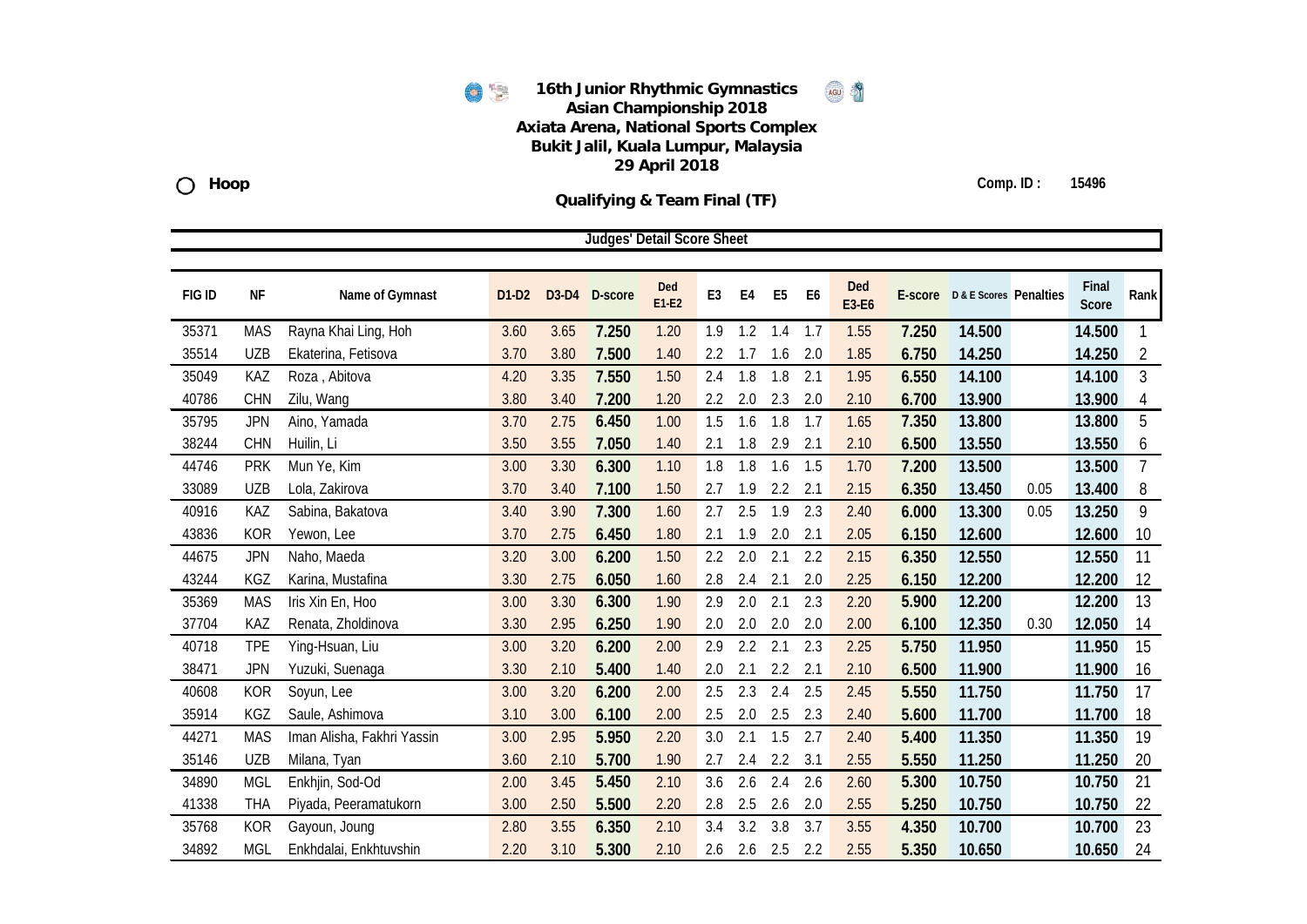# 16th Junior Rhythmic Gymnastics Asian Championship 2018

**Axiata Arena, National Sports Complex**
**Bukit Jalil, Kuala Lumpur, Malaysia**
**29 April 2018**

**Hoop**

**Comp. ID : 15496**

## Qualifying & Team Final (TF)

**Judges' Detail Score Sheet**

| FIG ID | NF | Name of Gymnast | D1-D2 | D3-D4 | D-score | Ded E1-E2 | E3 | E4 | E5 | E6 | Ded E3-E6 | E-score | D & E Scores | Penalties | Final Score | Rank |
|---|---|---|---|---|---|---|---|---|---|---|---|---|---|---|---|---|
| 35371 | MAS | Rayna Khai Ling, Hoh | 3.60 | 3.65 | 7.250 | 1.20 | 1.9 | 1.2 | 1.4 | 1.7 | 1.55 | 7.250 | 14.500 | | 14.500 | 1 |
| 35514 | UZB | Ekaterina, Fetisova | 3.70 | 3.80 | 7.500 | 1.40 | 2.2 | 1.7 | 1.6 | 2.0 | 1.85 | 6.750 | 14.250 | | 14.250 | 2 |
| 35049 | KAZ | Roza , Abitova | 4.20 | 3.35 | 7.550 | 1.50 | 2.4 | 1.8 | 1.8 | 2.1 | 1.95 | 6.550 | 14.100 | | 14.100 | 3 |
| 40786 | CHN | Zilu, Wang | 3.80 | 3.40 | 7.200 | 1.20 | 2.2 | 2.0 | 2.3 | 2.0 | 2.10 | 6.700 | 13.900 | | 13.900 | 4 |
| 35795 | JPN | Aino, Yamada | 3.70 | 2.75 | 6.450 | 1.00 | 1.5 | 1.6 | 1.8 | 1.7 | 1.65 | 7.350 | 13.800 | | 13.800 | 5 |
| 38244 | CHN | Huilin, Li | 3.50 | 3.55 | 7.050 | 1.40 | 2.1 | 1.8 | 2.9 | 2.1 | 2.10 | 6.500 | 13.550 | | 13.550 | 6 |
| 44746 | PRK | Mun Ye, Kim | 3.00 | 3.30 | 6.300 | 1.10 | 1.8 | 1.8 | 1.6 | 1.5 | 1.70 | 7.200 | 13.500 | | 13.500 | 7 |
| 33089 | UZB | Lola, Zakirova | 3.70 | 3.40 | 7.100 | 1.50 | 2.7 | 1.9 | 2.2 | 2.1 | 2.15 | 6.350 | 13.450 | 0.05 | 13.400 | 8 |
| 40916 | KAZ | Sabina, Bakatova | 3.40 | 3.90 | 7.300 | 1.60 | 2.7 | 2.5 | 1.9 | 2.3 | 2.40 | 6.000 | 13.300 | 0.05 | 13.250 | 9 |
| 43836 | KOR | Yewon, Lee | 3.70 | 2.75 | 6.450 | 1.80 | 2.1 | 1.9 | 2.0 | 2.1 | 2.05 | 6.150 | 12.600 | | 12.600 | 10 |
| 44675 | JPN | Naho, Maeda | 3.20 | 3.00 | 6.200 | 1.50 | 2.2 | 2.0 | 2.1 | 2.2 | 2.15 | 6.350 | 12.550 | | 12.550 | 11 |
| 43244 | KGZ | Karina, Mustafina | 3.30 | 2.75 | 6.050 | 1.60 | 2.8 | 2.4 | 2.1 | 2.0 | 2.25 | 6.150 | 12.200 | | 12.200 | 12 |
| 35369 | MAS | Iris Xin En, Hoo | 3.00 | 3.30 | 6.300 | 1.90 | 2.9 | 2.0 | 2.1 | 2.3 | 2.20 | 5.900 | 12.200 | | 12.200 | 13 |
| 37704 | KAZ | Renata, Zholdinova | 3.30 | 2.95 | 6.250 | 1.90 | 2.0 | 2.0 | 2.0 | 2.0 | 2.00 | 6.100 | 12.350 | 0.30 | 12.050 | 14 |
| 40718 | TPE | Ying-Hsuan, Liu | 3.00 | 3.20 | 6.200 | 2.00 | 2.9 | 2.2 | 2.1 | 2.3 | 2.25 | 5.750 | 11.950 | | 11.950 | 15 |
| 38471 | JPN | Yuzuki, Suenaga | 3.30 | 2.10 | 5.400 | 1.40 | 2.0 | 2.1 | 2.2 | 2.1 | 2.10 | 6.500 | 11.900 | | 11.900 | 16 |
| 40608 | KOR | Soyun, Lee | 3.00 | 3.20 | 6.200 | 2.00 | 2.5 | 2.3 | 2.4 | 2.5 | 2.45 | 5.550 | 11.750 | | 11.750 | 17 |
| 35914 | KGZ | Saule, Ashimova | 3.10 | 3.00 | 6.100 | 2.00 | 2.5 | 2.0 | 2.5 | 2.3 | 2.40 | 5.600 | 11.700 | | 11.700 | 18 |
| 44271 | MAS | Iman Alisha, Fakhri Yassin | 3.00 | 2.95 | 5.950 | 2.20 | 3.0 | 2.1 | 1.5 | 2.7 | 2.40 | 5.400 | 11.350 | | 11.350 | 19 |
| 35146 | UZB | Milana, Tyan | 3.60 | 2.10 | 5.700 | 1.90 | 2.7 | 2.4 | 2.2 | 3.1 | 2.55 | 5.550 | 11.250 | | 11.250 | 20 |
| 34890 | MGL | Enkhjin, Sod-Od | 2.00 | 3.45 | 5.450 | 2.10 | 3.6 | 2.6 | 2.4 | 2.6 | 2.60 | 5.300 | 10.750 | | 10.750 | 21 |
| 41338 | THA | Piyada, Peeramatukorn | 3.00 | 2.50 | 5.500 | 2.20 | 2.8 | 2.5 | 2.6 | 2.0 | 2.55 | 5.250 | 10.750 | | 10.750 | 22 |
| 35768 | KOR | Gayoun, Joung | 2.80 | 3.55 | 6.350 | 2.10 | 3.4 | 3.2 | 3.8 | 3.7 | 3.55 | 4.350 | 10.700 | | 10.700 | 23 |
| 34892 | MGL | Enkhdalai, Enkhtuvshin | 2.20 | 3.10 | 5.300 | 2.10 | 2.6 | 2.6 | 2.5 | 2.2 | 2.55 | 5.350 | 10.650 | | 10.650 | 24 |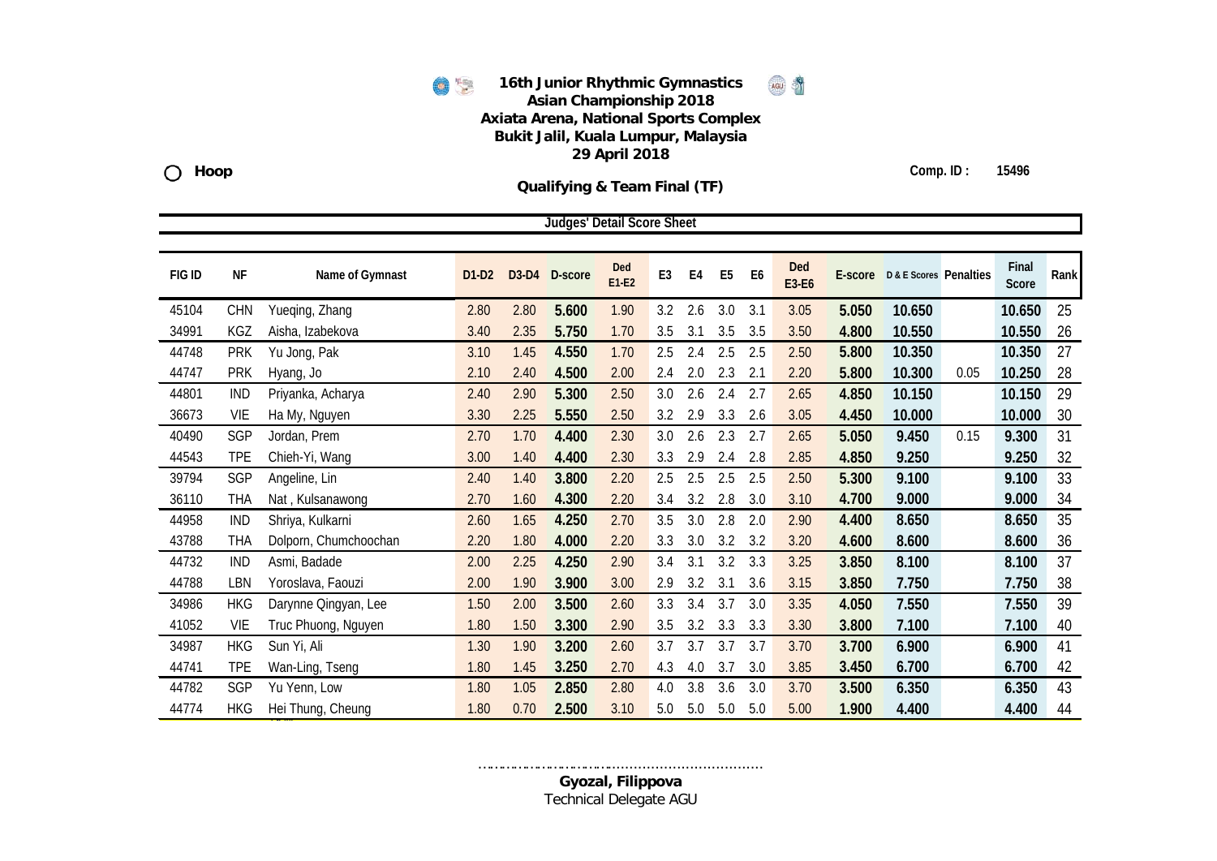**16th Junior Rhythmic Gymnastics Asian Championship 2018**
**Axiata Arena, National Sports Complex**
**Bukit Jalil, Kuala Lumpur, Malaysia**
**29 April 2018**

**Hoop**

**Comp. ID : 15496**

**Qualifying & Team Final (TF)**

**Judges' Detail Score Sheet**

| FIG ID | NF | Name of Gymnast | D1-D2 | D3-D4 | D-score | Ded E1-E2 | E3 | E4 | E5 | E6 | Ded E3-E6 | E-score | D & E Scores | Penalties | Final Score | Rank |
|---|---|---|---|---|---|---|---|---|---|---|---|---|---|---|---|---|
| 45104 | CHN | Yueqing, Zhang | 2.80 | 2.80 | 5.600 | 1.90 | 3.2 | 2.6 | 3.0 | 3.1 | 3.05 | 5.050 | 10.650 | | 10.650 | 25 |
| 34991 | KGZ | Aisha, Izabekova | 3.40 | 2.35 | 5.750 | 1.70 | 3.5 | 3.1 | 3.5 | 3.5 | 3.50 | 4.800 | 10.550 | | 10.550 | 26 |
| 44748 | PRK | Yu Jong, Pak | 3.10 | 1.45 | 4.550 | 1.70 | 2.5 | 2.4 | 2.5 | 2.5 | 2.50 | 5.800 | 10.350 | | 10.350 | 27 |
| 44747 | PRK | Hyang, Jo | 2.10 | 2.40 | 4.500 | 2.00 | 2.4 | 2.0 | 2.3 | 2.1 | 2.20 | 5.800 | 10.300 | 0.05 | 10.250 | 28 |
| 44801 | IND | Priyanka, Acharya | 2.40 | 2.90 | 5.300 | 2.50 | 3.0 | 2.6 | 2.4 | 2.7 | 2.65 | 4.850 | 10.150 | | 10.150 | 29 |
| 36673 | VIE | Ha My, Nguyen | 3.30 | 2.25 | 5.550 | 2.50 | 3.2 | 2.9 | 3.3 | 2.6 | 3.05 | 4.450 | 10.000 | | 10.000 | 30 |
| 40490 | SGP | Jordan, Prem | 2.70 | 1.70 | 4.400 | 2.30 | 3.0 | 2.6 | 2.3 | 2.7 | 2.65 | 5.050 | 9.450 | 0.15 | 9.300 | 31 |
| 44543 | TPE | Chieh-Yi, Wang | 3.00 | 1.40 | 4.400 | 2.30 | 3.3 | 2.9 | 2.4 | 2.8 | 2.85 | 4.850 | 9.250 | | 9.250 | 32 |
| 39794 | SGP | Angeline, Lin | 2.40 | 1.40 | 3.800 | 2.20 | 2.5 | 2.5 | 2.5 | 2.5 | 2.50 | 5.300 | 9.100 | | 9.100 | 33 |
| 36110 | THA | Nat , Kulsanawong | 2.70 | 1.60 | 4.300 | 2.20 | 3.4 | 3.2 | 2.8 | 3.0 | 3.10 | 4.700 | 9.000 | | 9.000 | 34 |
| 44958 | IND | Shriya, Kulkarni | 2.60 | 1.65 | 4.250 | 2.70 | 3.5 | 3.0 | 2.8 | 2.0 | 2.90 | 4.400 | 8.650 | | 8.650 | 35 |
| 43788 | THA | Dolporn, Chumchoochan | 2.20 | 1.80 | 4.000 | 2.20 | 3.3 | 3.0 | 3.2 | 3.2 | 3.20 | 4.600 | 8.600 | | 8.600 | 36 |
| 44732 | IND | Asmi, Badade | 2.00 | 2.25 | 4.250 | 2.90 | 3.4 | 3.1 | 3.2 | 3.3 | 3.25 | 3.850 | 8.100 | | 8.100 | 37 |
| 44788 | LBN | Yoroslava, Faouzi | 2.00 | 1.90 | 3.900 | 3.00 | 2.9 | 3.2 | 3.1 | 3.6 | 3.15 | 3.850 | 7.750 | | 7.750 | 38 |
| 34986 | HKG | Darynne Qingyan, Lee | 1.50 | 2.00 | 3.500 | 2.60 | 3.3 | 3.4 | 3.7 | 3.0 | 3.35 | 4.050 | 7.550 | | 7.550 | 39 |
| 41052 | VIE | Truc Phuong, Nguyen | 1.80 | 1.50 | 3.300 | 2.90 | 3.5 | 3.2 | 3.3 | 3.3 | 3.30 | 3.800 | 7.100 | | 7.100 | 40 |
| 34987 | HKG | Sun Yi, Ali | 1.30 | 1.90 | 3.200 | 2.60 | 3.7 | 3.7 | 3.7 | 3.7 | 3.70 | 3.700 | 6.900 | | 6.900 | 41 |
| 44741 | TPE | Wan-Ling, Tseng | 1.80 | 1.45 | 3.250 | 2.70 | 4.3 | 4.0 | 3.7 | 3.0 | 3.85 | 3.450 | 6.700 | | 6.700 | 42 |
| 44782 | SGP | Yu Yenn, Low | 1.80 | 1.05 | 2.850 | 2.80 | 4.0 | 3.8 | 3.6 | 3.0 | 3.70 | 3.500 | 6.350 | | 6.350 | 43 |
| 44774 | HKG | Hei Thung, Cheung | 1.80 | 0.70 | 2.500 | 3.10 | 5.0 | 5.0 | 5.0 | 5.0 | 5.00 | 1.900 | 4.400 | | 4.400 | 44 |

..........................................................................

**Gyozal, Filippova**
Technical Delegate AGU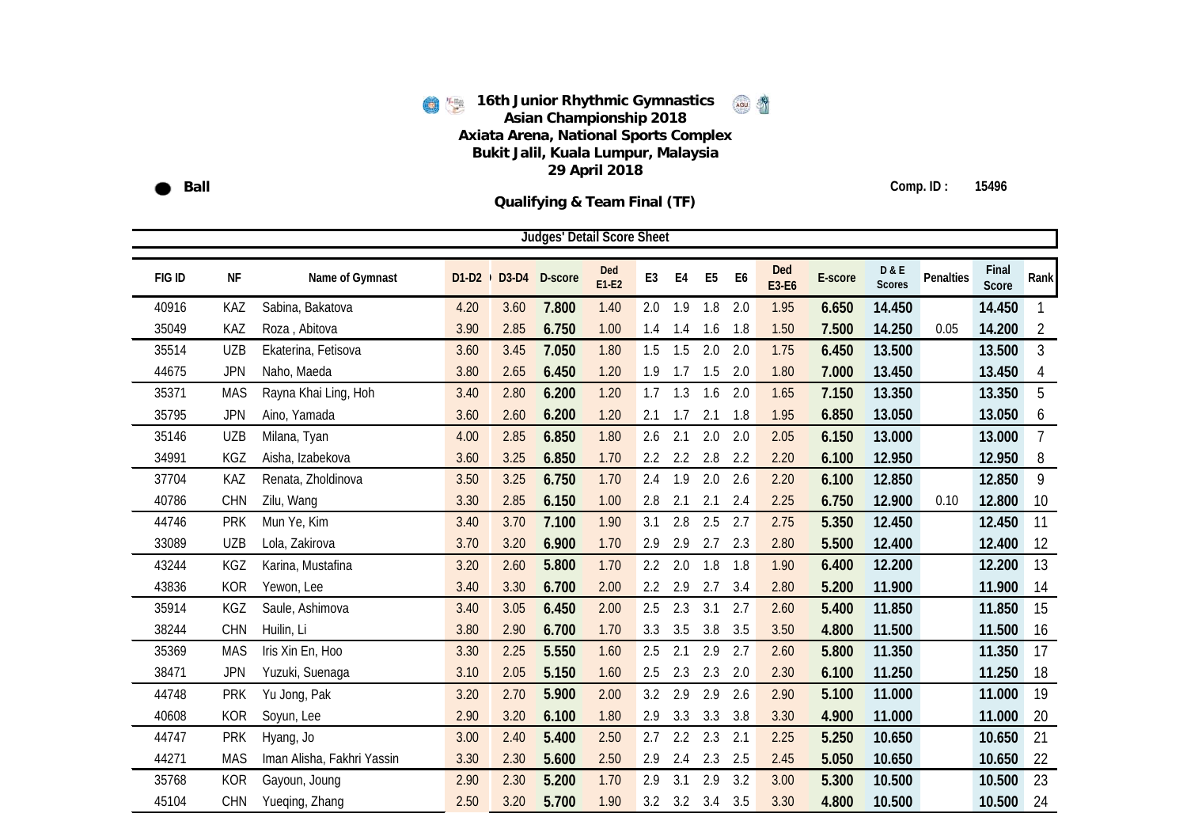**16th Junior Rhythmic Gymnastics Asian Championship 2018**
**Axiata Arena, National Sports Complex**
**Bukit Jalil, Kuala Lumpur, Malaysia**
**29 April 2018**

**Ball**

**Comp. ID : 15496**

**Qualifying & Team Final (TF)**

**Judges' Detail Score Sheet**

| FIG ID | NF | Name of Gymnast | D1-D2 | D3-D4 | D-score | Ded E1-E2 | E3 | E4 | E5 | E6 | Ded E3-E6 | E-score | D & E Scores | Penalties | Final Score | Rank |
|---|---|---|---|---|---|---|---|---|---|---|---|---|---|---|---|---|
| 40916 | KAZ | Sabina, Bakatova | 4.20 | 3.60 | **7.800** | 1.40 | 2.0 | 1.9 | 1.8 | 2.0 | 1.95 | **6.650** | **14.450** | | **14.450** | 1 |
| 35049 | KAZ | Roza , Abitova | 3.90 | 2.85 | **6.750** | 1.00 | 1.4 | 1.4 | 1.6 | 1.8 | 1.50 | **7.500** | **14.250** | 0.05 | **14.200** | 2 |
| 35514 | UZB | Ekaterina, Fetisova | 3.60 | 3.45 | **7.050** | 1.80 | 1.5 | 1.5 | 2.0 | 2.0 | 1.75 | **6.450** | **13.500** | | **13.500** | 3 |
| 44675 | JPN | Naho, Maeda | 3.80 | 2.65 | **6.450** | 1.20 | 1.9 | 1.7 | 1.5 | 2.0 | 1.80 | **7.000** | **13.450** | | **13.450** | 4 |
| 35371 | MAS | Rayna Khai Ling, Hoh | 3.40 | 2.80 | **6.200** | 1.20 | 1.7 | 1.3 | 1.6 | 2.0 | 1.65 | **7.150** | **13.350** | | **13.350** | 5 |
| 35795 | JPN | Aino, Yamada | 3.60 | 2.60 | **6.200** | 1.20 | 2.1 | 1.7 | 2.1 | 1.8 | 1.95 | **6.850** | **13.050** | | **13.050** | 6 |
| 35146 | UZB | Milana, Tyan | 4.00 | 2.85 | **6.850** | 1.80 | 2.6 | 2.1 | 2.0 | 2.0 | 2.05 | **6.150** | **13.000** | | **13.000** | 7 |
| 34991 | KGZ | Aisha, Izabekova | 3.60 | 3.25 | **6.850** | 1.70 | 2.2 | 2.2 | 2.8 | 2.2 | 2.20 | **6.100** | **12.950** | | **12.950** | 8 |
| 37704 | KAZ | Renata, Zholdinova | 3.50 | 3.25 | **6.750** | 1.70 | 2.4 | 1.9 | 2.0 | 2.6 | 2.20 | **6.100** | **12.850** | | **12.850** | 9 |
| 40786 | CHN | Zilu, Wang | 3.30 | 2.85 | **6.150** | 1.00 | 2.8 | 2.1 | 2.1 | 2.4 | 2.25 | **6.750** | **12.900** | 0.10 | **12.800** | 10 |
| 44746 | PRK | Mun Ye, Kim | 3.40 | 3.70 | **7.100** | 1.90 | 3.1 | 2.8 | 2.5 | 2.7 | 2.75 | **5.350** | **12.450** | | **12.450** | 11 |
| 33089 | UZB | Lola, Zakirova | 3.70 | 3.20 | **6.900** | 1.70 | 2.9 | 2.9 | 2.7 | 2.3 | 2.80 | **5.500** | **12.400** | | **12.400** | 12 |
| 43244 | KGZ | Karina, Mustafina | 3.20 | 2.60 | **5.800** | 1.70 | 2.2 | 2.0 | 1.8 | 1.8 | 1.90 | **6.400** | **12.200** | | **12.200** | 13 |
| 43836 | KOR | Yewon, Lee | 3.40 | 3.30 | **6.700** | 2.00 | 2.2 | 2.9 | 2.7 | 3.4 | 2.80 | **5.200** | **11.900** | | **11.900** | 14 |
| 35914 | KGZ | Saule, Ashimova | 3.40 | 3.05 | **6.450** | 2.00 | 2.5 | 2.3 | 3.1 | 2.7 | 2.60 | **5.400** | **11.850** | | **11.850** | 15 |
| 38244 | CHN | Huilin, Li | 3.80 | 2.90 | **6.700** | 1.70 | 3.3 | 3.5 | 3.8 | 3.5 | 3.50 | **4.800** | **11.500** | | **11.500** | 16 |
| 35369 | MAS | Iris Xin En, Hoo | 3.30 | 2.25 | **5.550** | 1.60 | 2.5 | 2.1 | 2.9 | 2.7 | 2.60 | **5.800** | **11.350** | | **11.350** | 17 |
| 38471 | JPN | Yuzuki, Suenaga | 3.10 | 2.05 | **5.150** | 1.60 | 2.5 | 2.3 | 2.3 | 2.0 | 2.30 | **6.100** | **11.250** | | **11.250** | 18 |
| 44748 | PRK | Yu Jong, Pak | 3.20 | 2.70 | **5.900** | 2.00 | 3.2 | 2.9 | 2.9 | 2.6 | 2.90 | **5.100** | **11.000** | | **11.000** | 19 |
| 40608 | KOR | Soyun, Lee | 2.90 | 3.20 | **6.100** | 1.80 | 2.9 | 3.3 | 3.3 | 3.8 | 3.30 | **4.900** | **11.000** | | **11.000** | 20 |
| 44747 | PRK | Hyang, Jo | 3.00 | 2.40 | **5.400** | 2.50 | 2.7 | 2.2 | 2.3 | 2.1 | 2.25 | **5.250** | **10.650** | | **10.650** | 21 |
| 44271 | MAS | Iman Alisha, Fakhri Yassin | 3.30 | 2.30 | **5.600** | 2.50 | 2.9 | 2.4 | 2.3 | 2.5 | 2.45 | **5.050** | **10.650** | | **10.650** | 22 |
| 35768 | KOR | Gayoun, Joung | 2.90 | 2.30 | **5.200** | 1.70 | 2.9 | 3.1 | 2.9 | 3.2 | 3.00 | **5.300** | **10.500** | | **10.500** | 23 |
| 45104 | CHN | Yueqing, Zhang | 2.50 | 3.20 | **5.700** | 1.90 | 3.2 | 3.2 | 3.4 | 3.5 | 3.30 | **4.800** | **10.500** | | **10.500** | 24 |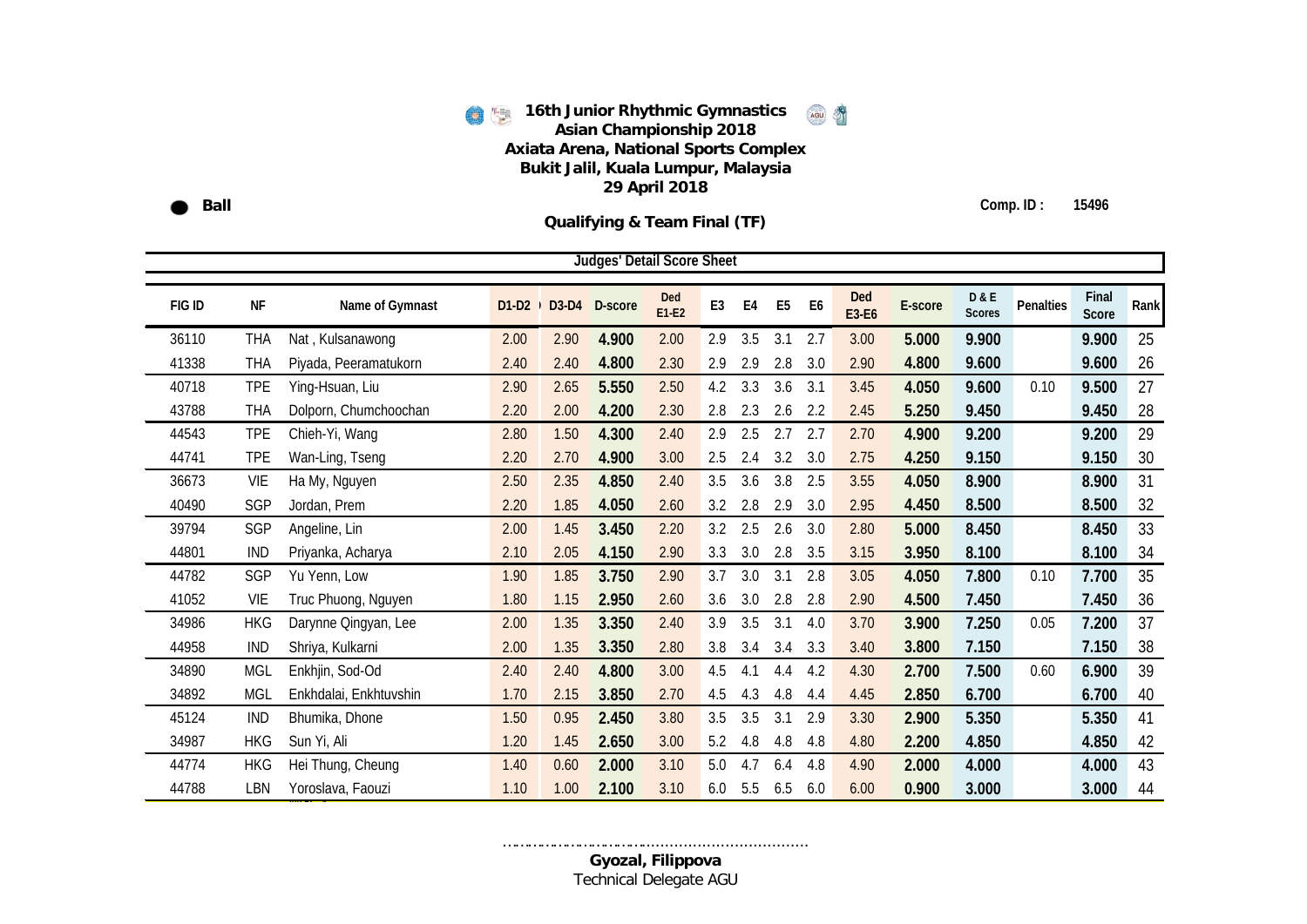**16th Junior Rhythmic Gymnastics Asian Championship 2018**
**Axiata Arena, National Sports Complex**
**Bukit Jalil, Kuala Lumpur, Malaysia**
**29 April 2018**

**Ball** — **Comp. ID : 15496**

**Qualifying & Team Final (TF)**

**Judges' Detail Score Sheet**

| FIG ID | NF | Name of Gymnast | D1-D2 | D3-D4 | D-score | Ded E1-E2 | E3 | E4 | E5 | E6 | Ded E3-E6 | E-score | D & E Scores | Penalties | Final Score | Rank |
|---|---|---|---|---|---|---|---|---|---|---|---|---|---|---|---|---|
| 36110 | THA | Nat , Kulsanawong | 2.00 | 2.90 | **4.900** | 2.00 | 2.9 | 3.5 | 3.1 | 2.7 | 3.00 | **5.000** | **9.900** | | **9.900** | 25 |
| 41338 | THA | Piyada, Peeramatukorn | 2.40 | 2.40 | **4.800** | 2.30 | 2.9 | 2.9 | 2.8 | 3.0 | 2.90 | **4.800** | **9.600** | | **9.600** | 26 |
| 40718 | TPE | Ying-Hsuan, Liu | 2.90 | 2.65 | **5.550** | 2.50 | 4.2 | 3.3 | 3.6 | 3.1 | 3.45 | **4.050** | **9.600** | 0.10 | **9.500** | 27 |
| 43788 | THA | Dolporn, Chumchoochan | 2.20 | 2.00 | **4.200** | 2.30 | 2.8 | 2.3 | 2.6 | 2.2 | 2.45 | **5.250** | **9.450** | | **9.450** | 28 |
| 44543 | TPE | Chieh-Yi, Wang | 2.80 | 1.50 | **4.300** | 2.40 | 2.9 | 2.5 | 2.7 | 2.7 | 2.70 | **4.900** | **9.200** | | **9.200** | 29 |
| 44741 | TPE | Wan-Ling, Tseng | 2.20 | 2.70 | **4.900** | 3.00 | 2.5 | 2.4 | 3.2 | 3.0 | 2.75 | **4.250** | **9.150** | | **9.150** | 30 |
| 36673 | VIE | Ha My, Nguyen | 2.50 | 2.35 | **4.850** | 2.40 | 3.5 | 3.6 | 3.8 | 2.5 | 3.55 | **4.050** | **8.900** | | **8.900** | 31 |
| 40490 | SGP | Jordan, Prem | 2.20 | 1.85 | **4.050** | 2.60 | 3.2 | 2.8 | 2.9 | 3.0 | 2.95 | **4.450** | **8.500** | | **8.500** | 32 |
| 39794 | SGP | Angeline, Lin | 2.00 | 1.45 | **3.450** | 2.20 | 3.2 | 2.5 | 2.6 | 3.0 | 2.80 | **5.000** | **8.450** | | **8.450** | 33 |
| 44801 | IND | Priyanka, Acharya | 2.10 | 2.05 | **4.150** | 2.90 | 3.3 | 3.0 | 2.8 | 3.5 | 3.15 | **3.950** | **8.100** | | **8.100** | 34 |
| 44782 | SGP | Yu Yenn, Low | 1.90 | 1.85 | **3.750** | 2.90 | 3.7 | 3.0 | 3.1 | 2.8 | 3.05 | **4.050** | **7.800** | 0.10 | **7.700** | 35 |
| 41052 | VIE | Truc Phuong, Nguyen | 1.80 | 1.15 | **2.950** | 2.60 | 3.6 | 3.0 | 2.8 | 2.8 | 2.90 | **4.500** | **7.450** | | **7.450** | 36 |
| 34986 | HKG | Darynne Qingyan, Lee | 2.00 | 1.35 | **3.350** | 2.40 | 3.9 | 3.5 | 3.1 | 4.0 | 3.70 | **3.900** | **7.250** | 0.05 | **7.200** | 37 |
| 44958 | IND | Shriya, Kulkarni | 2.00 | 1.35 | **3.350** | 2.80 | 3.8 | 3.4 | 3.4 | 3.3 | 3.40 | **3.800** | **7.150** | | **7.150** | 38 |
| 34890 | MGL | Enkhjin, Sod-Od | 2.40 | 2.40 | **4.800** | 3.00 | 4.5 | 4.1 | 4.4 | 4.2 | 4.30 | **2.700** | **7.500** | 0.60 | **6.900** | 39 |
| 34892 | MGL | Enkhdalai, Enkhtuvshin | 1.70 | 2.15 | **3.850** | 2.70 | 4.5 | 4.3 | 4.8 | 4.4 | 4.45 | **2.850** | **6.700** | | **6.700** | 40 |
| 45124 | IND | Bhumika, Dhone | 1.50 | 0.95 | **2.450** | 3.80 | 3.5 | 3.5 | 3.1 | 2.9 | 3.30 | **2.900** | **5.350** | | **5.350** | 41 |
| 34987 | HKG | Sun Yi, Ali | 1.20 | 1.45 | **2.650** | 3.00 | 5.2 | 4.8 | 4.8 | 4.8 | 4.80 | **2.200** | **4.850** | | **4.850** | 42 |
| 44774 | HKG | Hei Thung, Cheung | 1.40 | 0.60 | **2.000** | 3.10 | 5.0 | 4.7 | 6.4 | 4.8 | 4.90 | **2.000** | **4.000** | | **4.000** | 43 |
| 44788 | LBN | Yoroslava, Faouzi | 1.10 | 1.00 | **2.100** | 3.10 | 6.0 | 5.5 | 6.5 | 6.0 | 6.00 | **0.900** | **3.000** | | **3.000** | 44 |

………………………………………………………………

**Gyozal, Filippova**
Technical Delegate AGU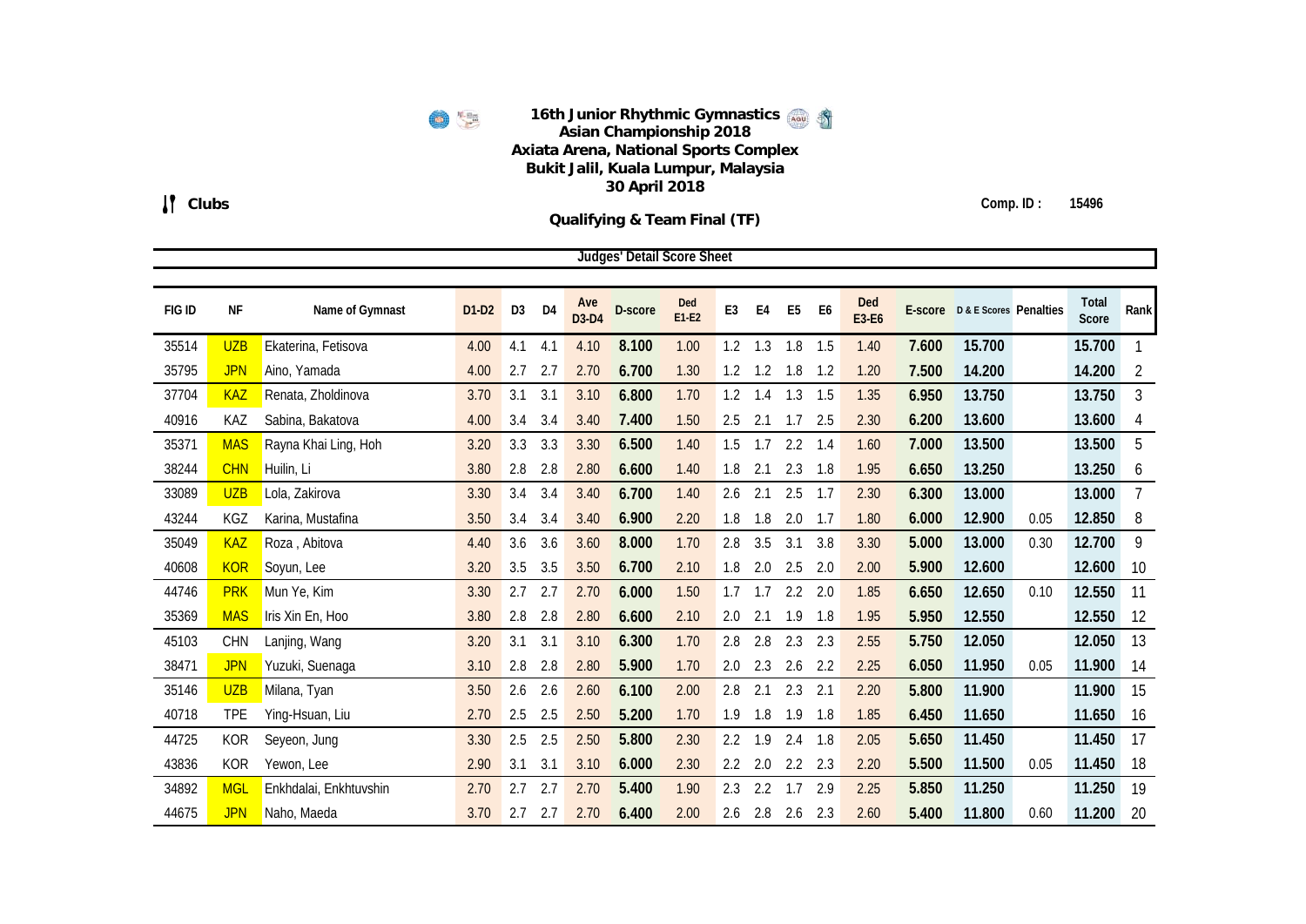# 16th Junior Rhythmic Gymnastics Asian Championship 2018

**Axiata Arena, National Sports Complex**
**Bukit Jalil, Kuala Lumpur, Malaysia**
**30 April 2018**

**Clubs**

Comp. ID : 15496

## Qualifying & Team Final (TF)

### Judges' Detail Score Sheet

| FIG ID | NF | Name of Gymnast | D1-D2 | D3 | D4 | Ave D3-D4 | D-score | Ded E1-E2 | E3 | E4 | E5 | E6 | Ded E3-E6 | E-score | D & E Scores | Penalties | Total Score | Rank |
|---|---|---|---|---|---|---|---|---|---|---|---|---|---|---|---|---|---|---|
| 35514 | UZB | Ekaterina, Fetisova | 4.00 | 4.1 | 4.1 | 4.10 | 8.100 | 1.00 | 1.2 | 1.3 | 1.8 | 1.5 | 1.40 | 7.600 | 15.700 | | 15.700 | 1 |
| 35795 | JPN | Aino, Yamada | 4.00 | 2.7 | 2.7 | 2.70 | 6.700 | 1.30 | 1.2 | 1.2 | 1.8 | 1.2 | 1.20 | 7.500 | 14.200 | | 14.200 | 2 |
| 37704 | KAZ | Renata, Zholdinova | 3.70 | 3.1 | 3.1 | 3.10 | 6.800 | 1.70 | 1.2 | 1.4 | 1.3 | 1.5 | 1.35 | 6.950 | 13.750 | | 13.750 | 3 |
| 40916 | KAZ | Sabina, Bakatova | 4.00 | 3.4 | 3.4 | 3.40 | 7.400 | 1.50 | 2.5 | 2.1 | 1.7 | 2.5 | 2.30 | 6.200 | 13.600 | | 13.600 | 4 |
| 35371 | MAS | Rayna Khai Ling, Hoh | 3.20 | 3.3 | 3.3 | 3.30 | 6.500 | 1.40 | 1.5 | 1.7 | 2.2 | 1.4 | 1.60 | 7.000 | 13.500 | | 13.500 | 5 |
| 38244 | CHN | Huilin, Li | 3.80 | 2.8 | 2.8 | 2.80 | 6.600 | 1.40 | 1.8 | 2.1 | 2.3 | 1.8 | 1.95 | 6.650 | 13.250 | | 13.250 | 6 |
| 33089 | UZB | Lola, Zakirova | 3.30 | 3.4 | 3.4 | 3.40 | 6.700 | 1.40 | 2.6 | 2.1 | 2.5 | 1.7 | 2.30 | 6.300 | 13.000 | | 13.000 | 7 |
| 43244 | KGZ | Karina, Mustafina | 3.50 | 3.4 | 3.4 | 3.40 | 6.900 | 2.20 | 1.8 | 1.8 | 2.0 | 1.7 | 1.80 | 6.000 | 12.900 | 0.05 | 12.850 | 8 |
| 35049 | KAZ | Roza , Abitova | 4.40 | 3.6 | 3.6 | 3.60 | 8.000 | 1.70 | 2.8 | 3.5 | 3.1 | 3.8 | 3.30 | 5.000 | 13.000 | 0.30 | 12.700 | 9 |
| 40608 | KOR | Soyun, Lee | 3.20 | 3.5 | 3.5 | 3.50 | 6.700 | 2.10 | 1.8 | 2.0 | 2.5 | 2.0 | 2.00 | 5.900 | 12.600 | | 12.600 | 10 |
| 44746 | PRK | Mun Ye, Kim | 3.30 | 2.7 | 2.7 | 2.70 | 6.000 | 1.50 | 1.7 | 1.7 | 2.2 | 2.0 | 1.85 | 6.650 | 12.650 | 0.10 | 12.550 | 11 |
| 35369 | MAS | Iris Xin En, Hoo | 3.80 | 2.8 | 2.8 | 2.80 | 6.600 | 2.10 | 2.0 | 2.1 | 1.9 | 1.8 | 1.95 | 5.950 | 12.550 | | 12.550 | 12 |
| 45103 | CHN | Lanjing, Wang | 3.20 | 3.1 | 3.1 | 3.10 | 6.300 | 1.70 | 2.8 | 2.8 | 2.3 | 2.3 | 2.55 | 5.750 | 12.050 | | 12.050 | 13 |
| 38471 | JPN | Yuzuki, Suenaga | 3.10 | 2.8 | 2.8 | 2.80 | 5.900 | 1.70 | 2.0 | 2.3 | 2.6 | 2.2 | 2.25 | 6.050 | 11.950 | 0.05 | 11.900 | 14 |
| 35146 | UZB | Milana, Tyan | 3.50 | 2.6 | 2.6 | 2.60 | 6.100 | 2.00 | 2.8 | 2.1 | 2.3 | 2.1 | 2.20 | 5.800 | 11.900 | | 11.900 | 15 |
| 40718 | TPE | Ying-Hsuan, Liu | 2.70 | 2.5 | 2.5 | 2.50 | 5.200 | 1.70 | 1.9 | 1.8 | 1.9 | 1.8 | 1.85 | 6.450 | 11.650 | | 11.650 | 16 |
| 44725 | KOR | Seyeon, Jung | 3.30 | 2.5 | 2.5 | 2.50 | 5.800 | 2.30 | 2.2 | 1.9 | 2.4 | 1.8 | 2.05 | 5.650 | 11.450 | | 11.450 | 17 |
| 43836 | KOR | Yewon, Lee | 2.90 | 3.1 | 3.1 | 3.10 | 6.000 | 2.30 | 2.2 | 2.0 | 2.2 | 2.3 | 2.20 | 5.500 | 11.500 | 0.05 | 11.450 | 18 |
| 34892 | MGL | Enkhdalai, Enkhtuvshin | 2.70 | 2.7 | 2.7 | 2.70 | 5.400 | 1.90 | 2.3 | 2.2 | 1.7 | 2.9 | 2.25 | 5.850 | 11.250 | | 11.250 | 19 |
| 44675 | JPN | Naho, Maeda | 3.70 | 2.7 | 2.7 | 2.70 | 6.400 | 2.00 | 2.6 | 2.8 | 2.6 | 2.3 | 2.60 | 5.400 | 11.800 | 0.60 | 11.200 | 20 |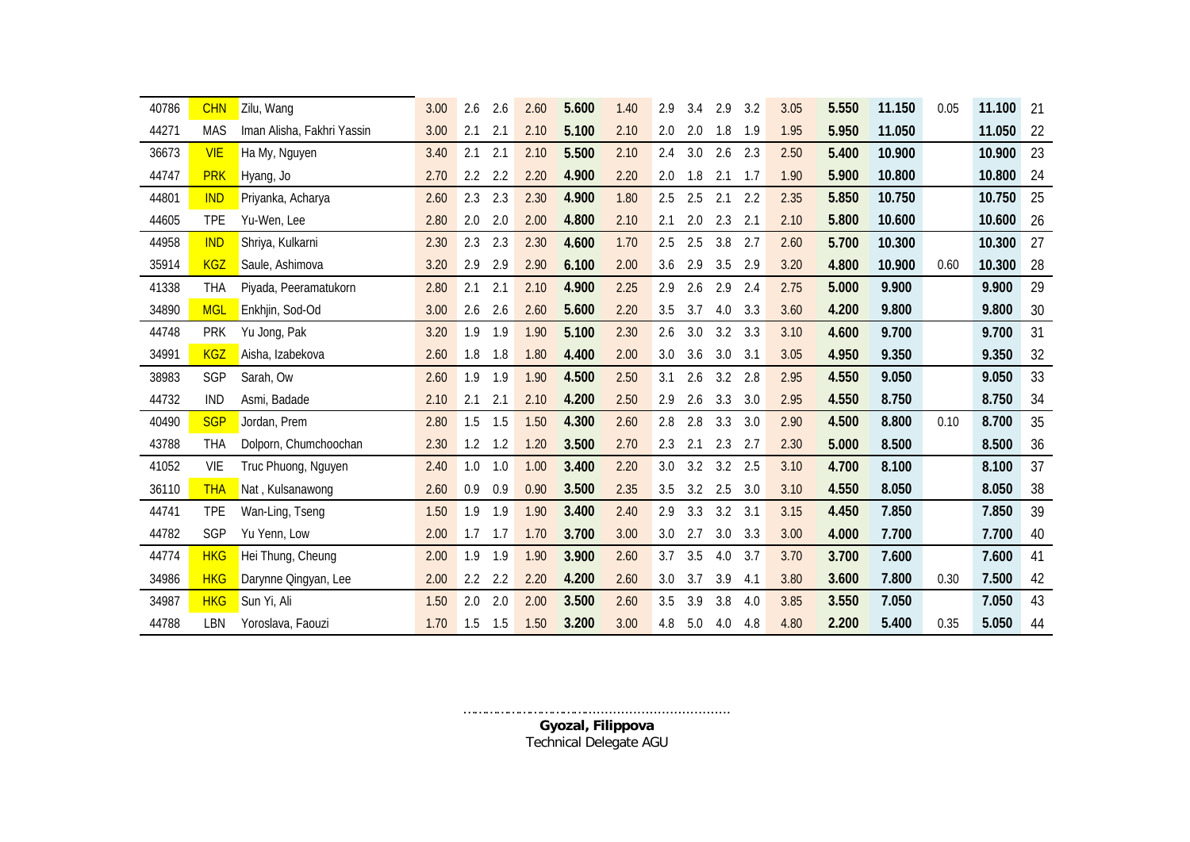| | | | | | | | | | | | | | | | | | | | |
|---|---|---|---|---|---|---|---|---|---|---|---|---|---|---|---|---|---|---|---|
| 40786 | CHN | Zilu, Wang | 3.00 | 2.6 | 2.6 | 2.60 | **5.600** | 1.40 | 2.9 | 3.4 | 2.9 | 3.2 | 3.05 | **5.550** | **11.150** | 0.05 | **11.100** | 21 |
| 44271 | MAS | Iman Alisha, Fakhri Yassin | 3.00 | 2.1 | 2.1 | 2.10 | **5.100** | 2.10 | 2.0 | 2.0 | 1.8 | 1.9 | 1.95 | **5.950** | **11.050** | | **11.050** | 22 |
| 36673 | VIE | Ha My, Nguyen | 3.40 | 2.1 | 2.1 | 2.10 | **5.500** | 2.10 | 2.4 | 3.0 | 2.6 | 2.3 | 2.50 | **5.400** | **10.900** | | **10.900** | 23 |
| 44747 | PRK | Hyang, Jo | 2.70 | 2.2 | 2.2 | 2.20 | **4.900** | 2.20 | 2.0 | 1.8 | 2.1 | 1.7 | 1.90 | **5.900** | **10.800** | | **10.800** | 24 |
| 44801 | IND | Priyanka, Acharya | 2.60 | 2.3 | 2.3 | 2.30 | **4.900** | 1.80 | 2.5 | 2.5 | 2.1 | 2.2 | 2.35 | **5.850** | **10.750** | | **10.750** | 25 |
| 44605 | TPE | Yu-Wen, Lee | 2.80 | 2.0 | 2.0 | 2.00 | **4.800** | 2.10 | 2.1 | 2.0 | 2.3 | 2.1 | 2.10 | **5.800** | **10.600** | | **10.600** | 26 |
| 44958 | IND | Shriya, Kulkarni | 2.30 | 2.3 | 2.3 | 2.30 | **4.600** | 1.70 | 2.5 | 2.5 | 3.8 | 2.7 | 2.60 | **5.700** | **10.300** | | **10.300** | 27 |
| 35914 | KGZ | Saule, Ashimova | 3.20 | 2.9 | 2.9 | 2.90 | **6.100** | 2.00 | 3.6 | 2.9 | 3.5 | 2.9 | 3.20 | **4.800** | **10.900** | 0.60 | **10.300** | 28 |
| 41338 | THA | Piyada, Peeramatukorn | 2.80 | 2.1 | 2.1 | 2.10 | **4.900** | 2.25 | 2.9 | 2.6 | 2.9 | 2.4 | 2.75 | **5.000** | **9.900** | | **9.900** | 29 |
| 34890 | MGL | Enkhjin, Sod-Od | 3.00 | 2.6 | 2.6 | 2.60 | **5.600** | 2.20 | 3.5 | 3.7 | 4.0 | 3.3 | 3.60 | **4.200** | **9.800** | | **9.800** | 30 |
| 44748 | PRK | Yu Jong, Pak | 3.20 | 1.9 | 1.9 | 1.90 | **5.100** | 2.30 | 2.6 | 3.0 | 3.2 | 3.3 | 3.10 | **4.600** | **9.700** | | **9.700** | 31 |
| 34991 | KGZ | Aisha, Izabekova | 2.60 | 1.8 | 1.8 | 1.80 | **4.400** | 2.00 | 3.0 | 3.6 | 3.0 | 3.1 | 3.05 | **4.950** | **9.350** | | **9.350** | 32 |
| 38983 | SGP | Sarah, Ow | 2.60 | 1.9 | 1.9 | 1.90 | **4.500** | 2.50 | 3.1 | 2.6 | 3.2 | 2.8 | 2.95 | **4.550** | **9.050** | | **9.050** | 33 |
| 44732 | IND | Asmi, Badade | 2.10 | 2.1 | 2.1 | 2.10 | **4.200** | 2.50 | 2.9 | 2.6 | 3.3 | 3.0 | 2.95 | **4.550** | **8.750** | | **8.750** | 34 |
| 40490 | SGP | Jordan, Prem | 2.80 | 1.5 | 1.5 | 1.50 | **4.300** | 2.60 | 2.8 | 2.8 | 3.3 | 3.0 | 2.90 | **4.500** | **8.800** | 0.10 | **8.700** | 35 |
| 43788 | THA | Dolporn, Chumchoochan | 2.30 | 1.2 | 1.2 | 1.20 | **3.500** | 2.70 | 2.3 | 2.1 | 2.3 | 2.7 | 2.30 | **5.000** | **8.500** | | **8.500** | 36 |
| 41052 | VIE | Truc Phuong, Nguyen | 2.40 | 1.0 | 1.0 | 1.00 | **3.400** | 2.20 | 3.0 | 3.2 | 3.2 | 2.5 | 3.10 | **4.700** | **8.100** | | **8.100** | 37 |
| 36110 | THA | Nat , Kulsanawong | 2.60 | 0.9 | 0.9 | 0.90 | **3.500** | 2.35 | 3.5 | 3.2 | 2.5 | 3.0 | 3.10 | **4.550** | **8.050** | | **8.050** | 38 |
| 44741 | TPE | Wan-Ling, Tseng | 1.50 | 1.9 | 1.9 | 1.90 | **3.400** | 2.40 | 2.9 | 3.3 | 3.2 | 3.1 | 3.15 | **4.450** | **7.850** | | **7.850** | 39 |
| 44782 | SGP | Yu Yenn, Low | 2.00 | 1.7 | 1.7 | 1.70 | **3.700** | 3.00 | 3.0 | 2.7 | 3.0 | 3.3 | 3.00 | **4.000** | **7.700** | | **7.700** | 40 |
| 44774 | HKG | Hei Thung, Cheung | 2.00 | 1.9 | 1.9 | 1.90 | **3.900** | 2.60 | 3.7 | 3.5 | 4.0 | 3.7 | 3.70 | **3.700** | **7.600** | | **7.600** | 41 |
| 34986 | HKG | Darynne Qingyan, Lee | 2.00 | 2.2 | 2.2 | 2.20 | **4.200** | 2.60 | 3.0 | 3.7 | 3.9 | 4.1 | 3.80 | **3.600** | **7.800** | 0.30 | **7.500** | 42 |
| 34987 | HKG | Sun Yi, Ali | 1.50 | 2.0 | 2.0 | 2.00 | **3.500** | 2.60 | 3.5 | 3.9 | 3.8 | 4.0 | 3.85 | **3.550** | **7.050** | | **7.050** | 43 |
| 44788 | LBN | Yoroslava, Faouzi | 1.70 | 1.5 | 1.5 | 1.50 | **3.200** | 3.00 | 4.8 | 5.0 | 4.0 | 4.8 | 4.80 | **2.200** | **5.400** | 0.35 | **5.050** | 44 |

.........................................................................

**Gyozal, Filippova**
Technical Delegate AGU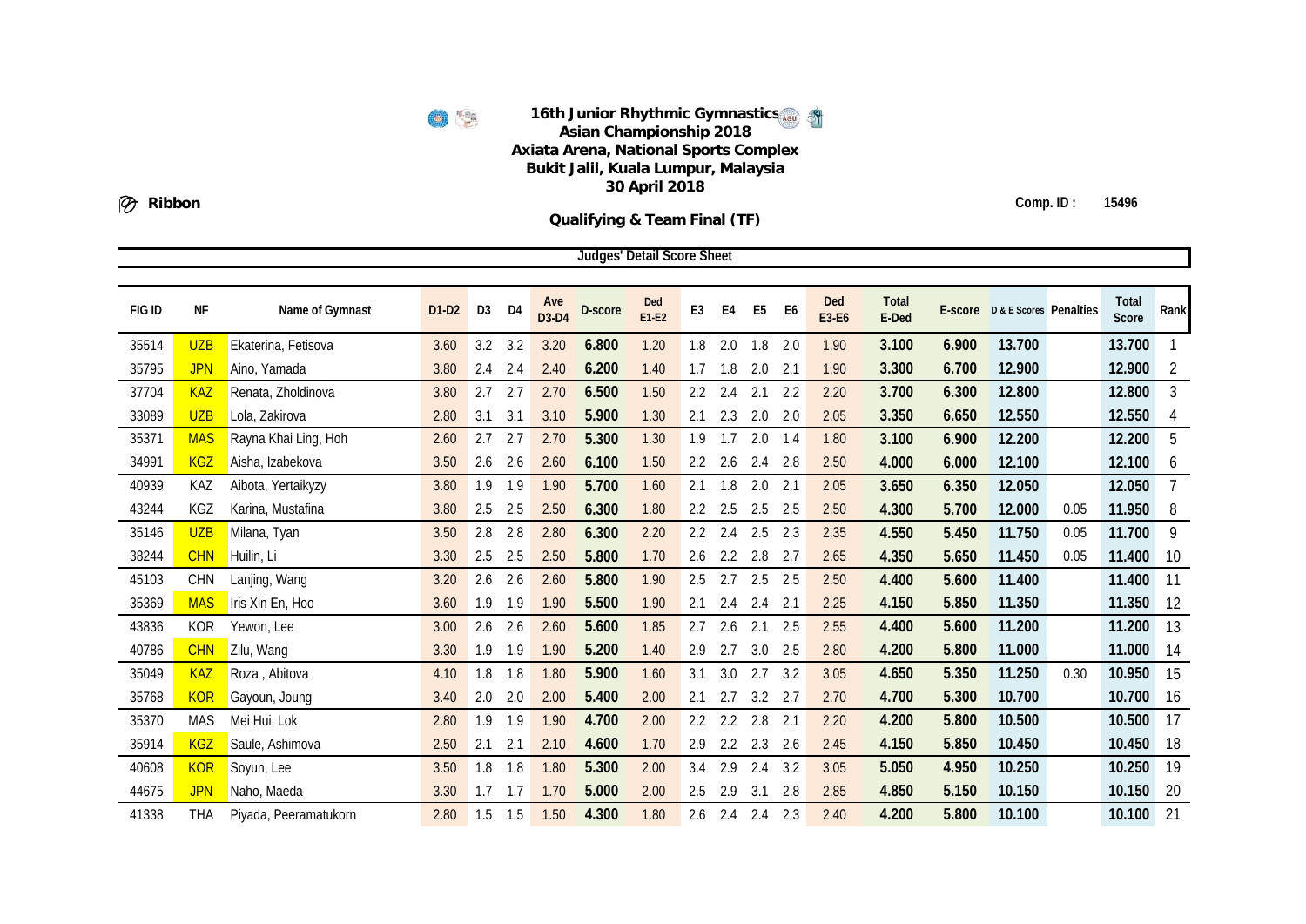# 16th Junior Rhythmic Gymnastics Asian Championship 2018

**Axiata Arena, National Sports Complex**
**Bukit Jalil, Kuala Lumpur, Malaysia**
**30 April 2018**

**Ribbon** — **Comp. ID : 15496**

## Qualifying & Team Final (TF)

### Judges' Detail Score Sheet

| FIG ID | NF | Name of Gymnast | D1-D2 | D3 | D4 | Ave D3-D4 | D-score | Ded E1-E2 | E3 | E4 | E5 | E6 | Ded E3-E6 | Total E-Ded | E-score | D & E Scores | Penalties | Total Score | Rank |
|---|---|---|---|---|---|---|---|---|---|---|---|---|---|---|---|---|---|---|---|
| 35514 | UZB | Ekaterina, Fetisova | 3.60 | 3.2 | 3.2 | 3.20 | 6.800 | 1.20 | 1.8 | 2.0 | 1.8 | 2.0 | 1.90 | 3.100 | 6.900 | 13.700 | | 13.700 | 1 |
| 35795 | JPN | Aino, Yamada | 3.80 | 2.4 | 2.4 | 2.40 | 6.200 | 1.40 | 1.7 | 1.8 | 2.0 | 2.1 | 1.90 | 3.300 | 6.700 | 12.900 | | 12.900 | 2 |
| 37704 | KAZ | Renata, Zholdinova | 3.80 | 2.7 | 2.7 | 2.70 | 6.500 | 1.50 | 2.2 | 2.4 | 2.1 | 2.2 | 2.20 | 3.700 | 6.300 | 12.800 | | 12.800 | 3 |
| 33089 | UZB | Lola, Zakirova | 2.80 | 3.1 | 3.1 | 3.10 | 5.900 | 1.30 | 2.1 | 2.3 | 2.0 | 2.0 | 2.05 | 3.350 | 6.650 | 12.550 | | 12.550 | 4 |
| 35371 | MAS | Rayna Khai Ling, Hoh | 2.60 | 2.7 | 2.7 | 2.70 | 5.300 | 1.30 | 1.9 | 1.7 | 2.0 | 1.4 | 1.80 | 3.100 | 6.900 | 12.200 | | 12.200 | 5 |
| 34991 | KGZ | Aisha, Izabekova | 3.50 | 2.6 | 2.6 | 2.60 | 6.100 | 1.50 | 2.2 | 2.6 | 2.4 | 2.8 | 2.50 | 4.000 | 6.000 | 12.100 | | 12.100 | 6 |
| 40939 | KAZ | Aibota, Yertaikyzy | 3.80 | 1.9 | 1.9 | 1.90 | 5.700 | 1.60 | 2.1 | 1.8 | 2.0 | 2.1 | 2.05 | 3.650 | 6.350 | 12.050 | | 12.050 | 7 |
| 43244 | KGZ | Karina, Mustafina | 3.80 | 2.5 | 2.5 | 2.50 | 6.300 | 1.80 | 2.2 | 2.5 | 2.5 | 2.5 | 2.50 | 4.300 | 5.700 | 12.000 | 0.05 | 11.950 | 8 |
| 35146 | UZB | Milana, Tyan | 3.50 | 2.8 | 2.8 | 2.80 | 6.300 | 2.20 | 2.2 | 2.4 | 2.5 | 2.3 | 2.35 | 4.550 | 5.450 | 11.750 | 0.05 | 11.700 | 9 |
| 38244 | CHN | Huilin, Li | 3.30 | 2.5 | 2.5 | 2.50 | 5.800 | 1.70 | 2.6 | 2.2 | 2.8 | 2.7 | 2.65 | 4.350 | 5.650 | 11.450 | 0.05 | 11.400 | 10 |
| 45103 | CHN | Lanjing, Wang | 3.20 | 2.6 | 2.6 | 2.60 | 5.800 | 1.90 | 2.5 | 2.7 | 2.5 | 2.5 | 2.50 | 4.400 | 5.600 | 11.400 | | 11.400 | 11 |
| 35369 | MAS | Iris Xin En, Hoo | 3.60 | 1.9 | 1.9 | 1.90 | 5.500 | 1.90 | 2.1 | 2.4 | 2.4 | 2.1 | 2.25 | 4.150 | 5.850 | 11.350 | | 11.350 | 12 |
| 43836 | KOR | Yewon, Lee | 3.00 | 2.6 | 2.6 | 2.60 | 5.600 | 1.85 | 2.7 | 2.6 | 2.1 | 2.5 | 2.55 | 4.400 | 5.600 | 11.200 | | 11.200 | 13 |
| 40786 | CHN | Zilu, Wang | 3.30 | 1.9 | 1.9 | 1.90 | 5.200 | 1.40 | 2.9 | 2.7 | 3.0 | 2.5 | 2.80 | 4.200 | 5.800 | 11.000 | | 11.000 | 14 |
| 35049 | KAZ | Roza , Abitova | 4.10 | 1.8 | 1.8 | 1.80 | 5.900 | 1.60 | 3.1 | 3.0 | 2.7 | 3.2 | 3.05 | 4.650 | 5.350 | 11.250 | 0.30 | 10.950 | 15 |
| 35768 | KOR | Gayoun, Joung | 3.40 | 2.0 | 2.0 | 2.00 | 5.400 | 2.00 | 2.1 | 2.7 | 3.2 | 2.7 | 2.70 | 4.700 | 5.300 | 10.700 | | 10.700 | 16 |
| 35370 | MAS | Mei Hui, Lok | 2.80 | 1.9 | 1.9 | 1.90 | 4.700 | 2.00 | 2.2 | 2.2 | 2.8 | 2.1 | 2.20 | 4.200 | 5.800 | 10.500 | | 10.500 | 17 |
| 35914 | KGZ | Saule, Ashimova | 2.50 | 2.1 | 2.1 | 2.10 | 4.600 | 1.70 | 2.9 | 2.2 | 2.3 | 2.6 | 2.45 | 4.150 | 5.850 | 10.450 | | 10.450 | 18 |
| 40608 | KOR | Soyun, Lee | 3.50 | 1.8 | 1.8 | 1.80 | 5.300 | 2.00 | 3.4 | 2.9 | 2.4 | 3.2 | 3.05 | 5.050 | 4.950 | 10.250 | | 10.250 | 19 |
| 44675 | JPN | Naho, Maeda | 3.30 | 1.7 | 1.7 | 1.70 | 5.000 | 2.00 | 2.5 | 2.9 | 3.1 | 2.8 | 2.85 | 4.850 | 5.150 | 10.150 | | 10.150 | 20 |
| 41338 | THA | Piyada, Peeramatukorn | 2.80 | 1.5 | 1.5 | 1.50 | 4.300 | 1.80 | 2.6 | 2.4 | 2.4 | 2.3 | 2.40 | 4.200 | 5.800 | 10.100 | | 10.100 | 21 |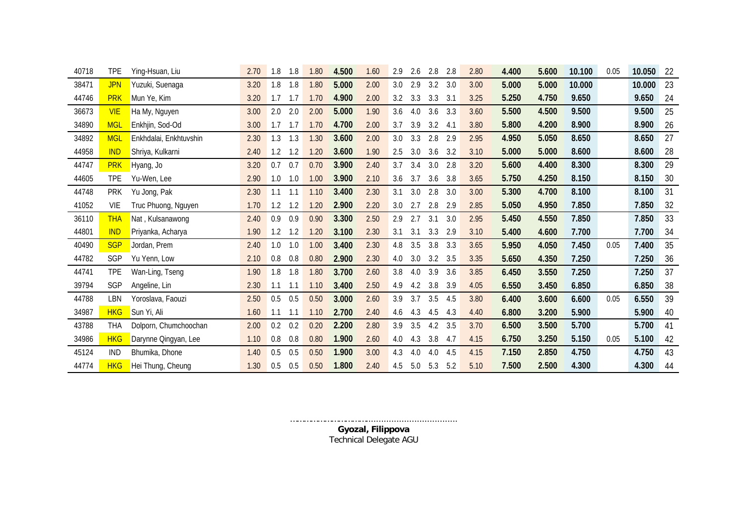| | | | | | | | | | | | | | | | | | | | | |
|---|---|---|---|---|---|---|---|---|---|---|---|---|---|---|---|---|---|---|---|---|
| 40718 | TPE | Ying-Hsuan, Liu | 2.70 | 1.8 | 1.8 | 1.80 | **4.500** | 1.60 | 2.9 | 2.6 | 2.8 | 2.8 | 2.80 | **4.400** | **5.600** | **10.100** | 0.05 | **10.050** | 22 |
| 38471 | JPN | Yuzuki, Suenaga | 3.20 | 1.8 | 1.8 | 1.80 | **5.000** | 2.00 | 3.0 | 2.9 | 3.2 | 3.0 | 3.00 | **5.000** | **5.000** | **10.000** | | **10.000** | 23 |
| 44746 | PRK | Mun Ye, Kim | 3.20 | 1.7 | 1.7 | 1.70 | **4.900** | 2.00 | 3.2 | 3.3 | 3.3 | 3.1 | 3.25 | **5.250** | **4.750** | **9.650** | | **9.650** | 24 |
| 36673 | VIE | Ha My, Nguyen | 3.00 | 2.0 | 2.0 | 2.00 | **5.000** | 1.90 | 3.6 | 4.0 | 3.6 | 3.3 | 3.60 | **5.500** | **4.500** | **9.500** | | **9.500** | 25 |
| 34890 | MGL | Enkhjin, Sod-Od | 3.00 | 1.7 | 1.7 | 1.70 | **4.700** | 2.00 | 3.7 | 3.9 | 3.2 | 4.1 | 3.80 | **5.800** | **4.200** | **8.900** | | **8.900** | 26 |
| 34892 | MGL | Enkhdalai, Enkhtuvshin | 2.30 | 1.3 | 1.3 | 1.30 | **3.600** | 2.00 | 3.0 | 3.3 | 2.8 | 2.9 | 2.95 | **4.950** | **5.050** | **8.650** | | **8.650** | 27 |
| 44958 | IND | Shriya, Kulkarni | 2.40 | 1.2 | 1.2 | 1.20 | **3.600** | 1.90 | 2.5 | 3.0 | 3.6 | 3.2 | 3.10 | **5.000** | **5.000** | **8.600** | | **8.600** | 28 |
| 44747 | PRK | Hyang, Jo | 3.20 | 0.7 | 0.7 | 0.70 | **3.900** | 2.40 | 3.7 | 3.4 | 3.0 | 2.8 | 3.20 | **5.600** | **4.400** | **8.300** | | **8.300** | 29 |
| 44605 | TPE | Yu-Wen, Lee | 2.90 | 1.0 | 1.0 | 1.00 | **3.900** | 2.10 | 3.6 | 3.7 | 3.6 | 3.8 | 3.65 | **5.750** | **4.250** | **8.150** | | **8.150** | 30 |
| 44748 | PRK | Yu Jong, Pak | 2.30 | 1.1 | 1.1 | 1.10 | **3.400** | 2.30 | 3.1 | 3.0 | 2.8 | 3.0 | 3.00 | **5.300** | **4.700** | **8.100** | | **8.100** | 31 |
| 41052 | VIE | Truc Phuong, Nguyen | 1.70 | 1.2 | 1.2 | 1.20 | **2.900** | 2.20 | 3.0 | 2.7 | 2.8 | 2.9 | 2.85 | **5.050** | **4.950** | **7.850** | | **7.850** | 32 |
| 36110 | THA | Nat , Kulsanawong | 2.40 | 0.9 | 0.9 | 0.90 | **3.300** | 2.50 | 2.9 | 2.7 | 3.1 | 3.0 | 2.95 | **5.450** | **4.550** | **7.850** | | **7.850** | 33 |
| 44801 | IND | Priyanka, Acharya | 1.90 | 1.2 | 1.2 | 1.20 | **3.100** | 2.30 | 3.1 | 3.1 | 3.3 | 2.9 | 3.10 | **5.400** | **4.600** | **7.700** | | **7.700** | 34 |
| 40490 | SGP | Jordan, Prem | 2.40 | 1.0 | 1.0 | 1.00 | **3.400** | 2.30 | 4.8 | 3.5 | 3.8 | 3.3 | 3.65 | **5.950** | **4.050** | **7.450** | 0.05 | **7.400** | 35 |
| 44782 | SGP | Yu Yenn, Low | 2.10 | 0.8 | 0.8 | 0.80 | **2.900** | 2.30 | 4.0 | 3.0 | 3.2 | 3.5 | 3.35 | **5.650** | **4.350** | **7.250** | | **7.250** | 36 |
| 44741 | TPE | Wan-Ling, Tseng | 1.90 | 1.8 | 1.8 | 1.80 | **3.700** | 2.60 | 3.8 | 4.0 | 3.9 | 3.6 | 3.85 | **6.450** | **3.550** | **7.250** | | **7.250** | 37 |
| 39794 | SGP | Angeline, Lin | 2.30 | 1.1 | 1.1 | 1.10 | **3.400** | 2.50 | 4.9 | 4.2 | 3.8 | 3.9 | 4.05 | **6.550** | **3.450** | **6.850** | | **6.850** | 38 |
| 44788 | LBN | Yoroslava, Faouzi | 2.50 | 0.5 | 0.5 | 0.50 | **3.000** | 2.60 | 3.9 | 3.7 | 3.5 | 4.5 | 3.80 | **6.400** | **3.600** | **6.600** | 0.05 | **6.550** | 39 |
| 34987 | HKG | Sun Yi, Ali | 1.60 | 1.1 | 1.1 | 1.10 | **2.700** | 2.40 | 4.6 | 4.3 | 4.5 | 4.3 | 4.40 | **6.800** | **3.200** | **5.900** | | **5.900** | 40 |
| 43788 | THA | Dolporn, Chumchoochan | 2.00 | 0.2 | 0.2 | 0.20 | **2.200** | 2.80 | 3.9 | 3.5 | 4.2 | 3.5 | 3.70 | **6.500** | **3.500** | **5.700** | | **5.700** | 41 |
| 34986 | HKG | Darynne Qingyan, Lee | 1.10 | 0.8 | 0.8 | 0.80 | **1.900** | 2.60 | 4.0 | 4.3 | 3.8 | 4.7 | 4.15 | **6.750** | **3.250** | **5.150** | 0.05 | **5.100** | 42 |
| 45124 | IND | Bhumika, Dhone | 1.40 | 0.5 | 0.5 | 0.50 | **1.900** | 3.00 | 4.3 | 4.0 | 4.0 | 4.5 | 4.15 | **7.150** | **2.850** | **4.750** | | **4.750** | 43 |
| 44774 | HKG | Hei Thung, Cheung | 1.30 | 0.5 | 0.5 | 0.50 | **1.800** | 2.40 | 4.5 | 5.0 | 5.3 | 5.2 | 5.10 | **7.500** | **2.500** | **4.300** | | **4.300** | 44 |

………………………………………………………………

**Gyozal, Filippova**

Technical Delegate AGU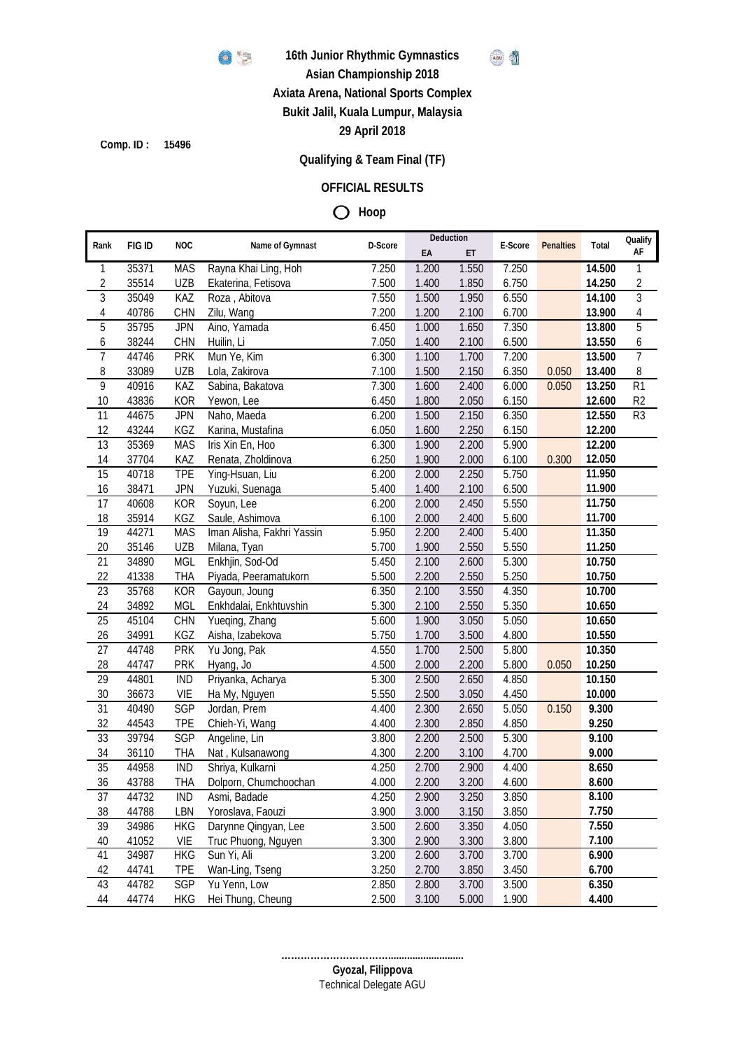# 16th Junior Rhythmic Gymnastics Asian Championship 2018

**Axiata Arena, National Sports Complex**

**Bukit Jalil, Kuala Lumpur, Malaysia**

**29 April 2018**

**Comp. ID : 15496**

## Qualifying & Team Final (TF)

### OFFICIAL RESULTS

### Hoop

| Rank | FIG ID | NOC | Name of Gymnast | D-Score | Deduction | | E-Score | Penalties | Total | Qualify AF |
|---|---|---|---|---|---|---|---|---|---|---|
| | | | | | EA | ET | | | | |
| 1 | 35371 | MAS | Rayna Khai Ling, Hoh | 7.250 | 1.200 | 1.550 | 7.250 | | **14.500** | 1 |
| 2 | 35514 | UZB | Ekaterina, Fetisova | 7.500 | 1.400 | 1.850 | 6.750 | | **14.250** | 2 |
| 3 | 35049 | KAZ | Roza , Abitova | 7.550 | 1.500 | 1.950 | 6.550 | | **14.100** | 3 |
| 4 | 40786 | CHN | Zilu, Wang | 7.200 | 1.200 | 2.100 | 6.700 | | **13.900** | 4 |
| 5 | 35795 | JPN | Aino, Yamada | 6.450 | 1.000 | 1.650 | 7.350 | | **13.800** | 5 |
| 6 | 38244 | CHN | Huilin, Li | 7.050 | 1.400 | 2.100 | 6.500 | | **13.550** | 6 |
| 7 | 44746 | PRK | Mun Ye, Kim | 6.300 | 1.100 | 1.700 | 7.200 | | **13.500** | 7 |
| 8 | 33089 | UZB | Lola, Zakirova | 7.100 | 1.500 | 2.150 | 6.350 | 0.050 | **13.400** | 8 |
| 9 | 40916 | KAZ | Sabina, Bakatova | 7.300 | 1.600 | 2.400 | 6.000 | 0.050 | **13.250** | R1 |
| 10 | 43836 | KOR | Yewon, Lee | 6.450 | 1.800 | 2.050 | 6.150 | | **12.600** | R2 |
| 11 | 44675 | JPN | Naho, Maeda | 6.200 | 1.500 | 2.150 | 6.350 | | **12.550** | R3 |
| 12 | 43244 | KGZ | Karina, Mustafina | 6.050 | 1.600 | 2.250 | 6.150 | | **12.200** | |
| 13 | 35369 | MAS | Iris Xin En, Hoo | 6.300 | 1.900 | 2.200 | 5.900 | | **12.200** | |
| 14 | 37704 | KAZ | Renata, Zholdinova | 6.250 | 1.900 | 2.000 | 6.100 | 0.300 | **12.050** | |
| 15 | 40718 | TPE | Ying-Hsuan, Liu | 6.200 | 2.000 | 2.250 | 5.750 | | **11.950** | |
| 16 | 38471 | JPN | Yuzuki, Suenaga | 5.400 | 1.400 | 2.100 | 6.500 | | **11.900** | |
| 17 | 40608 | KOR | Soyun, Lee | 6.200 | 2.000 | 2.450 | 5.550 | | **11.750** | |
| 18 | 35914 | KGZ | Saule, Ashimova | 6.100 | 2.000 | 2.400 | 5.600 | | **11.700** | |
| 19 | 44271 | MAS | Iman Alisha, Fakhri Yassin | 5.950 | 2.200 | 2.400 | 5.400 | | **11.350** | |
| 20 | 35146 | UZB | Milana, Tyan | 5.700 | 1.900 | 2.550 | 5.550 | | **11.250** | |
| 21 | 34890 | MGL | Enkhjin, Sod-Od | 5.450 | 2.100 | 2.600 | 5.300 | | **10.750** | |
| 22 | 41338 | THA | Piyada, Peeramatukorn | 5.500 | 2.200 | 2.550 | 5.250 | | **10.750** | |
| 23 | 35768 | KOR | Gayoun, Joung | 6.350 | 2.100 | 3.550 | 4.350 | | **10.700** | |
| 24 | 34892 | MGL | Enkhdalai, Enkhtuvshin | 5.300 | 2.100 | 2.550 | 5.350 | | **10.650** | |
| 25 | 45104 | CHN | Yueqing, Zhang | 5.600 | 1.900 | 3.050 | 5.050 | | **10.650** | |
| 26 | 34991 | KGZ | Aisha, Izabekova | 5.750 | 1.700 | 3.500 | 4.800 | | **10.550** | |
| 27 | 44748 | PRK | Yu Jong, Pak | 4.550 | 1.700 | 2.500 | 5.800 | | **10.350** | |
| 28 | 44747 | PRK | Hyang, Jo | 4.500 | 2.000 | 2.200 | 5.800 | 0.050 | **10.250** | |
| 29 | 44801 | IND | Priyanka, Acharya | 5.300 | 2.500 | 2.650 | 4.850 | | **10.150** | |
| 30 | 36673 | VIE | Ha My, Nguyen | 5.550 | 2.500 | 3.050 | 4.450 | | **10.000** | |
| 31 | 40490 | SGP | Jordan, Prem | 4.400 | 2.300 | 2.650 | 5.050 | 0.150 | **9.300** | |
| 32 | 44543 | TPE | Chieh-Yi, Wang | 4.400 | 2.300 | 2.850 | 4.850 | | **9.250** | |
| 33 | 39794 | SGP | Angeline, Lin | 3.800 | 2.200 | 2.500 | 5.300 | | **9.100** | |
| 34 | 36110 | THA | Nat , Kulsanawong | 4.300 | 2.200 | 3.100 | 4.700 | | **9.000** | |
| 35 | 44958 | IND | Shriya, Kulkarni | 4.250 | 2.700 | 2.900 | 4.400 | | **8.650** | |
| 36 | 43788 | THA | Dolporn, Chumchoochan | 4.000 | 2.200 | 3.200 | 4.600 | | **8.600** | |
| 37 | 44732 | IND | Asmi, Badade | 4.250 | 2.900 | 3.250 | 3.850 | | **8.100** | |
| 38 | 44788 | LBN | Yoroslava, Faouzi | 3.900 | 3.000 | 3.150 | 3.850 | | **7.750** | |
| 39 | 34986 | HKG | Darynne Qingyan, Lee | 3.500 | 2.600 | 3.350 | 4.050 | | **7.550** | |
| 40 | 41052 | VIE | Truc Phuong, Nguyen | 3.300 | 2.900 | 3.300 | 3.800 | | **7.100** | |
| 41 | 34987 | HKG | Sun Yi, Ali | 3.200 | 2.600 | 3.700 | 3.700 | | **6.900** | |
| 42 | 44741 | TPE | Wan-Ling, Tseng | 3.250 | 2.700 | 3.850 | 3.450 | | **6.700** | |
| 43 | 44782 | SGP | Yu Yenn, Low | 2.850 | 2.800 | 3.700 | 3.500 | | **6.350** | |
| 44 | 44774 | HKG | Hei Thung, Cheung | 2.500 | 3.100 | 5.000 | 1.900 | | **4.400** | |

………………………………...........................

**Gyozal, Filippova**

Technical Delegate AGU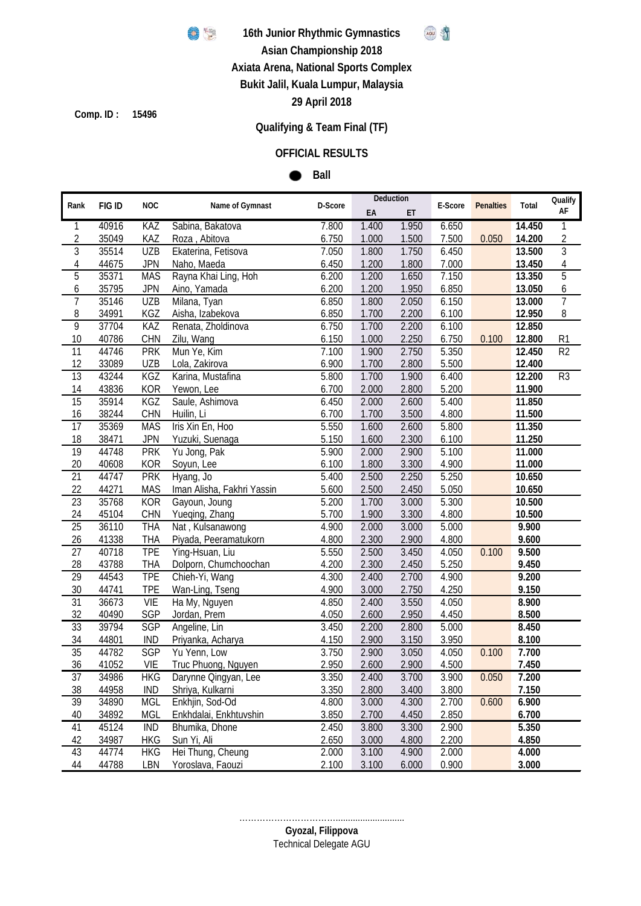**16th Junior Rhythmic Gymnastics**

**Asian Championship 2018**

**Axiata Arena, National Sports Complex**

**Bukit Jalil, Kuala Lumpur, Malaysia**

**29 April 2018**

**Comp. ID : 15496**

**Qualifying & Team Final (TF)**

**OFFICIAL RESULTS**

**Ball**

| Rank | FIG ID | NOC | Name of Gymnast | D-Score | Deduction | | E-Score | Penalties | Total | Qualify AF |
|---|---|---|---|---|---|---|---|---|---|---|
| | | | | | EA | ET | | | | |
| 1 | 40916 | KAZ | Sabina, Bakatova | 7.800 | 1.400 | 1.950 | 6.650 | | 14.450 | 1 |
| 2 | 35049 | KAZ | Roza , Abitova | 6.750 | 1.000 | 1.500 | 7.500 | 0.050 | 14.200 | 2 |
| 3 | 35514 | UZB | Ekaterina, Fetisova | 7.050 | 1.800 | 1.750 | 6.450 | | 13.500 | 3 |
| 4 | 44675 | JPN | Naho, Maeda | 6.450 | 1.200 | 1.800 | 7.000 | | 13.450 | 4 |
| 5 | 35371 | MAS | Rayna Khai Ling, Hoh | 6.200 | 1.200 | 1.650 | 7.150 | | 13.350 | 5 |
| 6 | 35795 | JPN | Aino, Yamada | 6.200 | 1.200 | 1.950 | 6.850 | | 13.050 | 6 |
| 7 | 35146 | UZB | Milana, Tyan | 6.850 | 1.800 | 2.050 | 6.150 | | 13.000 | 7 |
| 8 | 34991 | KGZ | Aisha, Izabekova | 6.850 | 1.700 | 2.200 | 6.100 | | 12.950 | 8 |
| 9 | 37704 | KAZ | Renata, Zholdinova | 6.750 | 1.700 | 2.200 | 6.100 | | 12.850 | |
| 10 | 40786 | CHN | Zilu, Wang | 6.150 | 1.000 | 2.250 | 6.750 | 0.100 | 12.800 | R1 |
| 11 | 44746 | PRK | Mun Ye, Kim | 7.100 | 1.900 | 2.750 | 5.350 | | 12.450 | R2 |
| 12 | 33089 | UZB | Lola, Zakirova | 6.900 | 1.700 | 2.800 | 5.500 | | 12.400 | |
| 13 | 43244 | KGZ | Karina, Mustafina | 5.800 | 1.700 | 1.900 | 6.400 | | 12.200 | R3 |
| 14 | 43836 | KOR | Yewon, Lee | 6.700 | 2.000 | 2.800 | 5.200 | | 11.900 | |
| 15 | 35914 | KGZ | Saule, Ashimova | 6.450 | 2.000 | 2.600 | 5.400 | | 11.850 | |
| 16 | 38244 | CHN | Huilin, Li | 6.700 | 1.700 | 3.500 | 4.800 | | 11.500 | |
| 17 | 35369 | MAS | Iris Xin En, Hoo | 5.550 | 1.600 | 2.600 | 5.800 | | 11.350 | |
| 18 | 38471 | JPN | Yuzuki, Suenaga | 5.150 | 1.600 | 2.300 | 6.100 | | 11.250 | |
| 19 | 44748 | PRK | Yu Jong, Pak | 5.900 | 2.000 | 2.900 | 5.100 | | 11.000 | |
| 20 | 40608 | KOR | Soyun, Lee | 6.100 | 1.800 | 3.300 | 4.900 | | 11.000 | |
| 21 | 44747 | PRK | Hyang, Jo | 5.400 | 2.500 | 2.250 | 5.250 | | 10.650 | |
| 22 | 44271 | MAS | Iman Alisha, Fakhri Yassin | 5.600 | 2.500 | 2.450 | 5.050 | | 10.650 | |
| 23 | 35768 | KOR | Gayoun, Joung | 5.200 | 1.700 | 3.000 | 5.300 | | 10.500 | |
| 24 | 45104 | CHN | Yueqing, Zhang | 5.700 | 1.900 | 3.300 | 4.800 | | 10.500 | |
| 25 | 36110 | THA | Nat , Kulsanawong | 4.900 | 2.000 | 3.000 | 5.000 | | 9.900 | |
| 26 | 41338 | THA | Piyada, Peeramatukorn | 4.800 | 2.300 | 2.900 | 4.800 | | 9.600 | |
| 27 | 40718 | TPE | Ying-Hsuan, Liu | 5.550 | 2.500 | 3.450 | 4.050 | 0.100 | 9.500 | |
| 28 | 43788 | THA | Dolporn, Chumchoochan | 4.200 | 2.300 | 2.450 | 5.250 | | 9.450 | |
| 29 | 44543 | TPE | Chieh-Yi, Wang | 4.300 | 2.400 | 2.700 | 4.900 | | 9.200 | |
| 30 | 44741 | TPE | Wan-Ling, Tseng | 4.900 | 3.000 | 2.750 | 4.250 | | 9.150 | |
| 31 | 36673 | VIE | Ha My, Nguyen | 4.850 | 2.400 | 3.550 | 4.050 | | 8.900 | |
| 32 | 40490 | SGP | Jordan, Prem | 4.050 | 2.600 | 2.950 | 4.450 | | 8.500 | |
| 33 | 39794 | SGP | Angeline, Lin | 3.450 | 2.200 | 2.800 | 5.000 | | 8.450 | |
| 34 | 44801 | IND | Priyanka, Acharya | 4.150 | 2.900 | 3.150 | 3.950 | | 8.100 | |
| 35 | 44782 | SGP | Yu Yenn, Low | 3.750 | 2.900 | 3.050 | 4.050 | 0.100 | 7.700 | |
| 36 | 41052 | VIE | Truc Phuong, Nguyen | 2.950 | 2.600 | 2.900 | 4.500 | | 7.450 | |
| 37 | 34986 | HKG | Darynne Qingyan, Lee | 3.350 | 2.400 | 3.700 | 3.900 | 0.050 | 7.200 | |
| 38 | 44958 | IND | Shriya, Kulkarni | 3.350 | 2.800 | 3.400 | 3.800 | | 7.150 | |
| 39 | 34890 | MGL | Enkhjin, Sod-Od | 4.800 | 3.000 | 4.300 | 2.700 | 0.600 | 6.900 | |
| 40 | 34892 | MGL | Enkhdalai, Enkhtuvshin | 3.850 | 2.700 | 4.450 | 2.850 | | 6.700 | |
| 41 | 45124 | IND | Bhumika, Dhone | 2.450 | 3.800 | 3.300 | 2.900 | | 5.350 | |
| 42 | 34987 | HKG | Sun Yi, Ali | 2.650 | 3.000 | 4.800 | 2.200 | | 4.850 | |
| 43 | 44774 | HKG | Hei Thung, Cheung | 2.000 | 3.100 | 4.900 | 2.000 | | 4.000 | |
| 44 | 44788 | LBN | Yoroslava, Faouzi | 2.100 | 3.100 | 6.000 | 0.900 | | 3.000 | |

……………………………..........................

**Gyozal, Filippova**
Technical Delegate AGU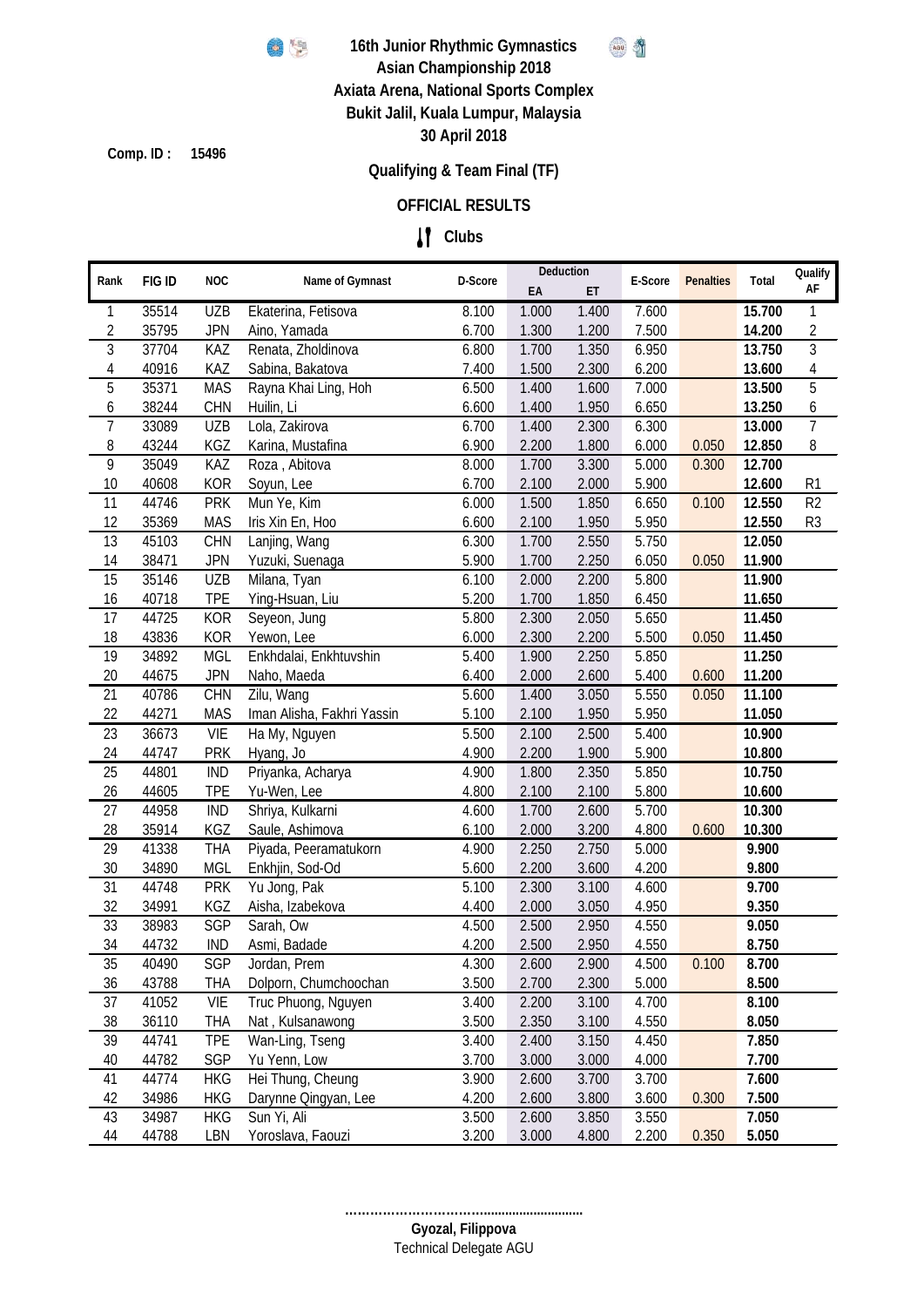# 16th Junior Rhythmic Gymnastics Asian Championship 2018

**Axiata Arena, National Sports Complex**
**Bukit Jalil, Kuala Lumpur, Malaysia**
**30 April 2018**

**Comp. ID : 15496**

## Qualifying & Team Final (TF)

### OFFICIAL RESULTS

### Clubs

| Rank | FIG ID | NOC | Name of Gymnast | D-Score | Deduction | | E-Score | Penalties | Total | Qualify AF |
|---|---|---|---|---|---|---|---|---|---|---|
| | | | | | EA | ET | | | | |
| 1 | 35514 | UZB | Ekaterina, Fetisova | 8.100 | 1.000 | 1.400 | 7.600 | | **15.700** | 1 |
| 2 | 35795 | JPN | Aino, Yamada | 6.700 | 1.300 | 1.200 | 7.500 | | **14.200** | 2 |
| 3 | 37704 | KAZ | Renata, Zholdinova | 6.800 | 1.700 | 1.350 | 6.950 | | **13.750** | 3 |
| 4 | 40916 | KAZ | Sabina, Bakatova | 7.400 | 1.500 | 2.300 | 6.200 | | **13.600** | 4 |
| 5 | 35371 | MAS | Rayna Khai Ling, Hoh | 6.500 | 1.400 | 1.600 | 7.000 | | **13.500** | 5 |
| 6 | 38244 | CHN | Huilin, Li | 6.600 | 1.400 | 1.950 | 6.650 | | **13.250** | 6 |
| 7 | 33089 | UZB | Lola, Zakirova | 6.700 | 1.400 | 2.300 | 6.300 | | **13.000** | 7 |
| 8 | 43244 | KGZ | Karina, Mustafina | 6.900 | 2.200 | 1.800 | 6.000 | 0.050 | **12.850** | 8 |
| 9 | 35049 | KAZ | Roza , Abitova | 8.000 | 1.700 | 3.300 | 5.000 | 0.300 | **12.700** | |
| 10 | 40608 | KOR | Soyun, Lee | 6.700 | 2.100 | 2.000 | 5.900 | | **12.600** | R1 |
| 11 | 44746 | PRK | Mun Ye, Kim | 6.000 | 1.500 | 1.850 | 6.650 | 0.100 | **12.550** | R2 |
| 12 | 35369 | MAS | Iris Xin En, Hoo | 6.600 | 2.100 | 1.950 | 5.950 | | **12.550** | R3 |
| 13 | 45103 | CHN | Lanjing, Wang | 6.300 | 1.700 | 2.550 | 5.750 | | **12.050** | |
| 14 | 38471 | JPN | Yuzuki, Suenaga | 5.900 | 1.700 | 2.250 | 6.050 | 0.050 | **11.900** | |
| 15 | 35146 | UZB | Milana, Tyan | 6.100 | 2.000 | 2.200 | 5.800 | | **11.900** | |
| 16 | 40718 | TPE | Ying-Hsuan, Liu | 5.200 | 1.700 | 1.850 | 6.450 | | **11.650** | |
| 17 | 44725 | KOR | Seyeon, Jung | 5.800 | 2.300 | 2.050 | 5.650 | | **11.450** | |
| 18 | 43836 | KOR | Yewon, Lee | 6.000 | 2.300 | 2.200 | 5.500 | 0.050 | **11.450** | |
| 19 | 34892 | MGL | Enkhdalai, Enkhtuvshin | 5.400 | 1.900 | 2.250 | 5.850 | | **11.250** | |
| 20 | 44675 | JPN | Naho, Maeda | 6.400 | 2.000 | 2.600 | 5.400 | 0.600 | **11.200** | |
| 21 | 40786 | CHN | Zilu, Wang | 5.600 | 1.400 | 3.050 | 5.550 | 0.050 | **11.100** | |
| 22 | 44271 | MAS | Iman Alisha, Fakhri Yassin | 5.100 | 2.100 | 1.950 | 5.950 | | **11.050** | |
| 23 | 36673 | VIE | Ha My, Nguyen | 5.500 | 2.100 | 2.500 | 5.400 | | **10.900** | |
| 24 | 44747 | PRK | Hyang, Jo | 4.900 | 2.200 | 1.900 | 5.900 | | **10.800** | |
| 25 | 44801 | IND | Priyanka, Acharya | 4.900 | 1.800 | 2.350 | 5.850 | | **10.750** | |
| 26 | 44605 | TPE | Yu-Wen, Lee | 4.800 | 2.100 | 2.100 | 5.800 | | **10.600** | |
| 27 | 44958 | IND | Shriya, Kulkarni | 4.600 | 1.700 | 2.600 | 5.700 | | **10.300** | |
| 28 | 35914 | KGZ | Saule, Ashimova | 6.100 | 2.000 | 3.200 | 4.800 | 0.600 | **10.300** | |
| 29 | 41338 | THA | Piyada, Peeramatukorn | 4.900 | 2.250 | 2.750 | 5.000 | | **9.900** | |
| 30 | 34890 | MGL | Enkhjin, Sod-Od | 5.600 | 2.200 | 3.600 | 4.200 | | **9.800** | |
| 31 | 44748 | PRK | Yu Jong, Pak | 5.100 | 2.300 | 3.100 | 4.600 | | **9.700** | |
| 32 | 34991 | KGZ | Aisha, Izabekova | 4.400 | 2.000 | 3.050 | 4.950 | | **9.350** | |
| 33 | 38983 | SGP | Sarah, Ow | 4.500 | 2.500 | 2.950 | 4.550 | | **9.050** | |
| 34 | 44732 | IND | Asmi, Badade | 4.200 | 2.500 | 2.950 | 4.550 | | **8.750** | |
| 35 | 40490 | SGP | Jordan, Prem | 4.300 | 2.600 | 2.900 | 4.500 | 0.100 | **8.700** | |
| 36 | 43788 | THA | Dolporn, Chumchoochan | 3.500 | 2.700 | 2.300 | 5.000 | | **8.500** | |
| 37 | 41052 | VIE | Truc Phuong, Nguyen | 3.400 | 2.200 | 3.100 | 4.700 | | **8.100** | |
| 38 | 36110 | THA | Nat , Kulsanawong | 3.500 | 2.350 | 3.100 | 4.550 | | **8.050** | |
| 39 | 44741 | TPE | Wan-Ling, Tseng | 3.400 | 2.400 | 3.150 | 4.450 | | **7.850** | |
| 40 | 44782 | SGP | Yu Yenn, Low | 3.700 | 3.000 | 3.000 | 4.000 | | **7.700** | |
| 41 | 44774 | HKG | Hei Thung, Cheung | 3.900 | 2.600 | 3.700 | 3.700 | | **7.600** | |
| 42 | 34986 | HKG | Darynne Qingyan, Lee | 4.200 | 2.600 | 3.800 | 3.600 | 0.300 | **7.500** | |
| 43 | 34987 | HKG | Sun Yi, Ali | 3.500 | 2.600 | 3.850 | 3.550 | | **7.050** | |
| 44 | 44788 | LBN | Yoroslava, Faouzi | 3.200 | 3.000 | 4.800 | 2.200 | 0.350 | **5.050** | |

………………………………………………………

**Gyozal, Filippova**
Technical Delegate AGU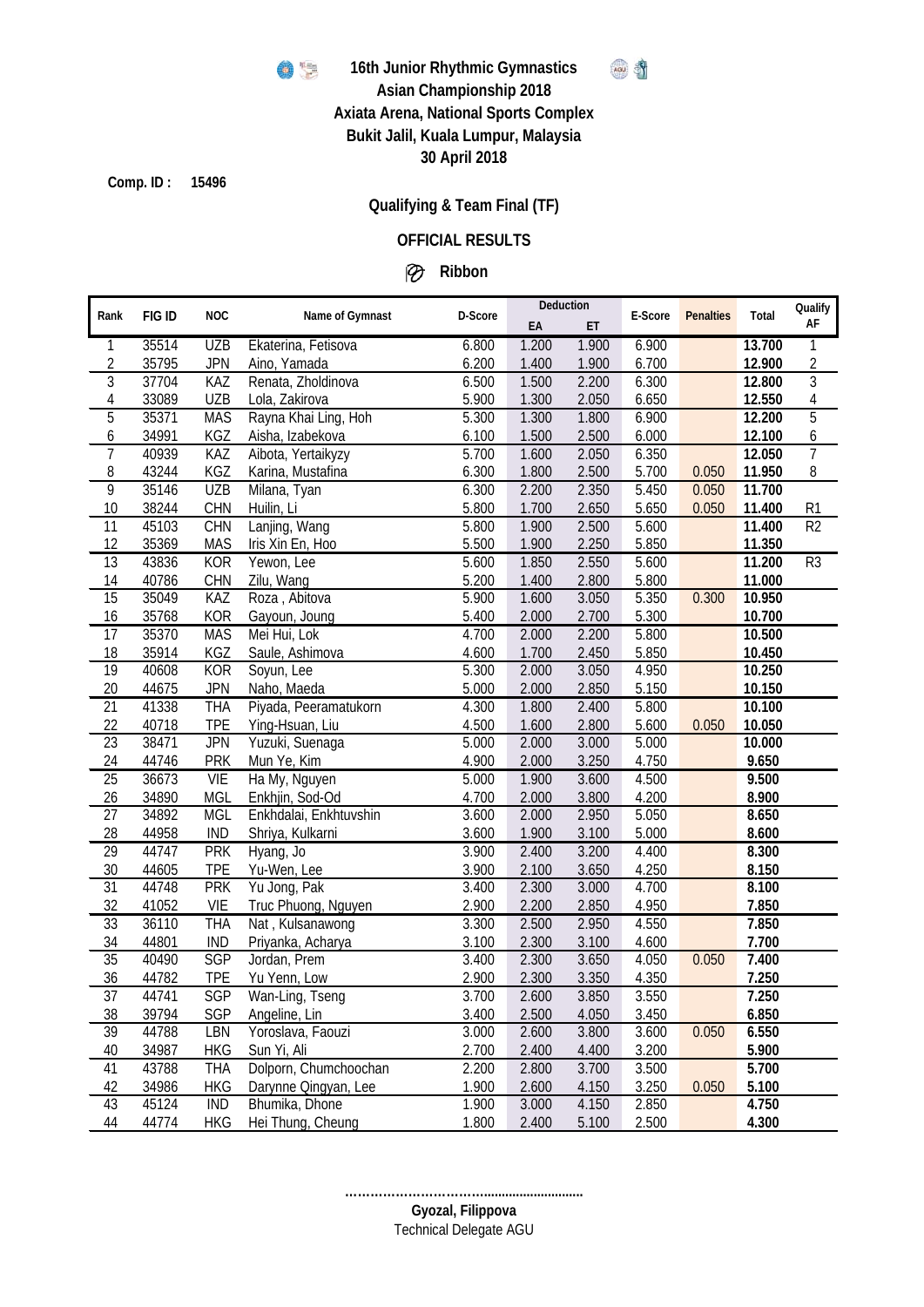**16th Junior Rhythmic Gymnastics**
**Asian Championship 2018**
**Axiata Arena, National Sports Complex**
**Bukit Jalil, Kuala Lumpur, Malaysia**
**30 April 2018**

**Comp. ID : 15496**

**Qualifying & Team Final (TF)**

**OFFICIAL RESULTS**

**Ribbon**

| Rank | FIG ID | NOC | Name of Gymnast | D-Score | Deduction EA | Deduction ET | E-Score | Penalties | Total | Qualify AF |
|---|---|---|---|---|---|---|---|---|---|---|
| 1 | 35514 | UZB | Ekaterina, Fetisova | 6.800 | 1.200 | 1.900 | 6.900 | | 13.700 | 1 |
| 2 | 35795 | JPN | Aino, Yamada | 6.200 | 1.400 | 1.900 | 6.700 | | 12.900 | 2 |
| 3 | 37704 | KAZ | Renata, Zholdinova | 6.500 | 1.500 | 2.200 | 6.300 | | 12.800 | 3 |
| 4 | 33089 | UZB | Lola, Zakirova | 5.900 | 1.300 | 2.050 | 6.650 | | 12.550 | 4 |
| 5 | 35371 | MAS | Rayna Khai Ling, Hoh | 5.300 | 1.300 | 1.800 | 6.900 | | 12.200 | 5 |
| 6 | 34991 | KGZ | Aisha, Izabekova | 6.100 | 1.500 | 2.500 | 6.000 | | 12.100 | 6 |
| 7 | 40939 | KAZ | Aibota, Yertaikyzy | 5.700 | 1.600 | 2.050 | 6.350 | | 12.050 | 7 |
| 8 | 43244 | KGZ | Karina, Mustafina | 6.300 | 1.800 | 2.500 | 5.700 | 0.050 | 11.950 | 8 |
| 9 | 35146 | UZB | Milana, Tyan | 6.300 | 2.200 | 2.350 | 5.450 | 0.050 | 11.700 | |
| 10 | 38244 | CHN | Huilin, Li | 5.800 | 1.700 | 2.650 | 5.650 | 0.050 | 11.400 | R1 |
| 11 | 45103 | CHN | Lanjing, Wang | 5.800 | 1.900 | 2.500 | 5.600 | | 11.400 | R2 |
| 12 | 35369 | MAS | Iris Xin En, Hoo | 5.500 | 1.900 | 2.250 | 5.850 | | 11.350 | |
| 13 | 43836 | KOR | Yewon, Lee | 5.600 | 1.850 | 2.550 | 5.600 | | 11.200 | R3 |
| 14 | 40786 | CHN | Zilu, Wang | 5.200 | 1.400 | 2.800 | 5.800 | | 11.000 | |
| 15 | 35049 | KAZ | Roza , Abitova | 5.900 | 1.600 | 3.050 | 5.350 | 0.300 | 10.950 | |
| 16 | 35768 | KOR | Gayoun, Joung | 5.400 | 2.000 | 2.700 | 5.300 | | 10.700 | |
| 17 | 35370 | MAS | Mei Hui, Lok | 4.700 | 2.000 | 2.200 | 5.800 | | 10.500 | |
| 18 | 35914 | KGZ | Saule, Ashimova | 4.600 | 1.700 | 2.450 | 5.850 | | 10.450 | |
| 19 | 40608 | KOR | Soyun, Lee | 5.300 | 2.000 | 3.050 | 4.950 | | 10.250 | |
| 20 | 44675 | JPN | Naho, Maeda | 5.000 | 2.000 | 2.850 | 5.150 | | 10.150 | |
| 21 | 41338 | THA | Piyada, Peeramatukorn | 4.300 | 1.800 | 2.400 | 5.800 | | 10.100 | |
| 22 | 40718 | TPE | Ying-Hsuan, Liu | 4.500 | 1.600 | 2.800 | 5.600 | 0.050 | 10.050 | |
| 23 | 38471 | JPN | Yuzuki, Suenaga | 5.000 | 2.000 | 3.000 | 5.000 | | 10.000 | |
| 24 | 44746 | PRK | Mun Ye, Kim | 4.900 | 2.000 | 3.250 | 4.750 | | 9.650 | |
| 25 | 36673 | VIE | Ha My, Nguyen | 5.000 | 1.900 | 3.600 | 4.500 | | 9.500 | |
| 26 | 34890 | MGL | Enkhjin, Sod-Od | 4.700 | 2.000 | 3.800 | 4.200 | | 8.900 | |
| 27 | 34892 | MGL | Enkhdalai, Enkhtuvshin | 3.600 | 2.000 | 2.950 | 5.050 | | 8.650 | |
| 28 | 44958 | IND | Shriya, Kulkarni | 3.600 | 1.900 | 3.100 | 5.000 | | 8.600 | |
| 29 | 44747 | PRK | Hyang, Jo | 3.900 | 2.400 | 3.200 | 4.400 | | 8.300 | |
| 30 | 44605 | TPE | Yu-Wen, Lee | 3.900 | 2.100 | 3.650 | 4.250 | | 8.150 | |
| 31 | 44748 | PRK | Yu Jong, Pak | 3.400 | 2.300 | 3.000 | 4.700 | | 8.100 | |
| 32 | 41052 | VIE | Truc Phuong, Nguyen | 2.900 | 2.200 | 2.850 | 4.950 | | 7.850 | |
| 33 | 36110 | THA | Nat , Kulsanawong | 3.300 | 2.500 | 2.950 | 4.550 | | 7.850 | |
| 34 | 44801 | IND | Priyanka, Acharya | 3.100 | 2.300 | 3.100 | 4.600 | | 7.700 | |
| 35 | 40490 | SGP | Jordan, Prem | 3.400 | 2.300 | 3.650 | 4.050 | 0.050 | 7.400 | |
| 36 | 44782 | TPE | Yu Yenn, Low | 2.900 | 2.300 | 3.350 | 4.350 | | 7.250 | |
| 37 | 44741 | SGP | Wan-Ling, Tseng | 3.700 | 2.600 | 3.850 | 3.550 | | 7.250 | |
| 38 | 39794 | SGP | Angeline, Lin | 3.400 | 2.500 | 4.050 | 3.450 | | 6.850 | |
| 39 | 44788 | LBN | Yoroslava, Faouzi | 3.000 | 2.600 | 3.800 | 3.600 | 0.050 | 6.550 | |
| 40 | 34987 | HKG | Sun Yi, Ali | 2.700 | 2.400 | 4.400 | 3.200 | | 5.900 | |
| 41 | 43788 | THA | Dolporn, Chumchoochan | 2.200 | 2.800 | 3.700 | 3.500 | | 5.700 | |
| 42 | 34986 | HKG | Darynne Qingyan, Lee | 1.900 | 2.600 | 4.150 | 3.250 | 0.050 | 5.100 | |
| 43 | 45124 | IND | Bhumika, Dhone | 1.900 | 3.000 | 4.150 | 2.850 | | 4.750 | |
| 44 | 44774 | HKG | Hei Thung, Cheung | 1.800 | 2.400 | 5.100 | 2.500 | | 4.300 | |

………………………………........................

**Gyozal, Filippova**
Technical Delegate AGU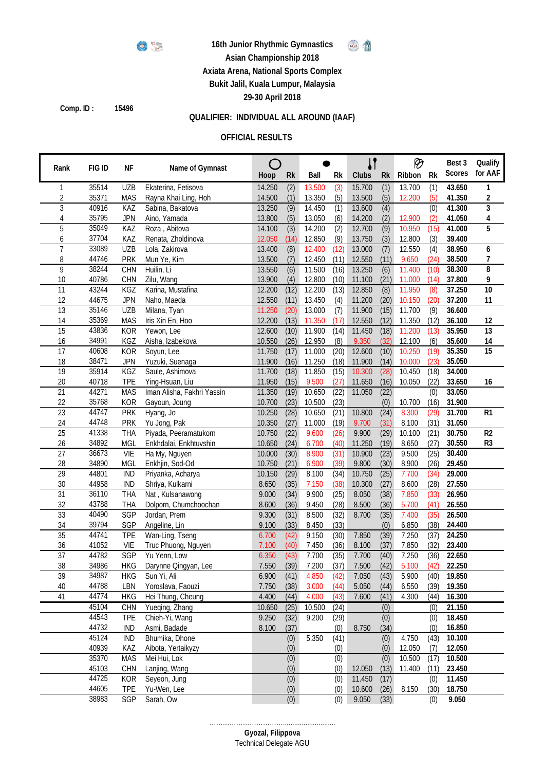**16th Junior Rhythmic Gymnastics**
**Asian Championship 2018**
**Axiata Arena, National Sports Complex**
**Bukit Jalil, Kuala Lumpur, Malaysia**
**29-30 April 2018**

**Comp. ID :** **15496**

## QUALIFIER: INDIVIDUAL ALL AROUND (IAAF)

## OFFICIAL RESULTS

| Rank | FIG ID | NF | Name of Gymnast | Hoop | Rk | Ball | Rk | Clubs | Rk | Ribbon | Rk | Best 3 Scores | Qualify for AAF |
|---|---|---|---|---|---|---|---|---|---|---|---|---|---|
| 1 | 35514 | UZB | Ekaterina, Fetisova | 14.250 | (2) | 13.500 | (3) | 15.700 | (1) | 13.700 | (1) | 43.650 | 1 |
| 2 | 35371 | MAS | Rayna Khai Ling, Hoh | 14.500 | (1) | 13.350 | (5) | 13.500 | (5) | 12.200 | (5) | 41.350 | 2 |
| 3 | 40916 | KAZ | Sabina, Bakatova | 13.250 | (9) | 14.450 | (1) | 13.600 | (4) | | (0) | 41.300 | 3 |
| 4 | 35795 | JPN | Aino, Yamada | 13.800 | (5) | 13.050 | (6) | 14.200 | (2) | 12.900 | (2) | 41.050 | 4 |
| 5 | 35049 | KAZ | Roza , Abitova | 14.100 | (3) | 14.200 | (2) | 12.700 | (9) | 10.950 | (15) | 41.000 | 5 |
| 6 | 37704 | KAZ | Renata, Zholdinova | 12.050 | (14) | 12.850 | (9) | 13.750 | (3) | 12.800 | (3) | 39.400 | |
| 7 | 33089 | UZB | Lola, Zakirova | 13.400 | (8) | 12.400 | (12) | 13.000 | (7) | 12.550 | (4) | 38.950 | 6 |
| 8 | 44746 | PRK | Mun Ye, Kim | 13.500 | (7) | 12.450 | (11) | 12.550 | (11) | 9.650 | (24) | 38.500 | 7 |
| 9 | 38244 | CHN | Huilin, Li | 13.550 | (6) | 11.500 | (16) | 13.250 | (6) | 11.400 | (10) | 38.300 | 8 |
| 10 | 40786 | CHN | Zilu, Wang | 13.900 | (4) | 12.800 | (10) | 11.100 | (21) | 11.000 | (14) | 37.800 | 9 |
| 11 | 43244 | KGZ | Karina, Mustafina | 12.200 | (12) | 12.200 | (13) | 12.850 | (8) | 11.950 | (8) | 37.250 | 10 |
| 12 | 44675 | JPN | Naho, Maeda | 12.550 | (11) | 13.450 | (4) | 11.200 | (20) | 10.150 | (20) | 37.200 | 11 |
| 13 | 35146 | UZB | Milana, Tyan | 11.250 | (20) | 13.000 | (7) | 11.900 | (15) | 11.700 | (9) | 36.600 | |
| 14 | 35369 | MAS | Iris Xin En, Hoo | 12.200 | (13) | 11.350 | (17) | 12.550 | (12) | 11.350 | (12) | 36.100 | 12 |
| 15 | 43836 | KOR | Yewon, Lee | 12.600 | (10) | 11.900 | (14) | 11.450 | (18) | 11.200 | (13) | 35.950 | 13 |
| 16 | 34991 | KGZ | Aisha, Izabekova | 10.550 | (26) | 12.950 | (8) | 9.350 | (32) | 12.100 | (6) | 35.600 | 14 |
| 17 | 40608 | KOR | Soyun, Lee | 11.750 | (17) | 11.000 | (20) | 12.600 | (10) | 10.250 | (19) | 35.350 | 15 |
| 18 | 38471 | JPN | Yuzuki, Suenaga | 11.900 | (16) | 11.250 | (18) | 11.900 | (14) | 10.000 | (23) | 35.050 | |
| 19 | 35914 | KGZ | Saule, Ashimova | 11.700 | (18) | 11.850 | (15) | 10.300 | (28) | 10.450 | (18) | 34.000 | |
| 20 | 40718 | TPE | Ying-Hsuan, Liu | 11.950 | (15) | 9.500 | (27) | 11.650 | (16) | 10.050 | (22) | 33.650 | 16 |
| 21 | 44271 | MAS | Iman Alisha, Fakhri Yassin | 11.350 | (19) | 10.650 | (22) | 11.050 | (22) | | (0) | 33.050 | |
| 22 | 35768 | KOR | Gayoun, Joung | 10.700 | (23) | 10.500 | (23) | | (0) | 10.700 | (16) | 31.900 | |
| 23 | 44747 | PRK | Hyang, Jo | 10.250 | (28) | 10.650 | (21) | 10.800 | (24) | 8.300 | (29) | 31.700 | R1 |
| 24 | 44748 | PRK | Yu Jong, Pak | 10.350 | (27) | 11.000 | (19) | 9.700 | (31) | 8.100 | (31) | 31.050 | |
| 25 | 41338 | THA | Piyada, Peeramatukorn | 10.750 | (22) | 9.600 | (26) | 9.900 | (29) | 10.100 | (21) | 30.750 | R2 |
| 26 | 34892 | MGL | Enkhdalai, Enkhtuvshin | 10.650 | (24) | 6.700 | (40) | 11.250 | (19) | 8.650 | (27) | 30.550 | R3 |
| 27 | 36673 | VIE | Ha My, Nguyen | 10.000 | (30) | 8.900 | (31) | 10.900 | (23) | 9.500 | (25) | 30.400 | |
| 28 | 34890 | MGL | Enkhjin, Sod-Od | 10.750 | (21) | 6.900 | (39) | 9.800 | (30) | 8.900 | (26) | 29.450 | |
| 29 | 44801 | IND | Priyanka, Acharya | 10.150 | (29) | 8.100 | (34) | 10.750 | (25) | 7.700 | (34) | 29.000 | |
| 30 | 44958 | IND | Shriya, Kulkarni | 8.650 | (35) | 7.150 | (38) | 10.300 | (27) | 8.600 | (28) | 27.550 | |
| 31 | 36110 | THA | Nat , Kulsanawong | 9.000 | (34) | 9.900 | (25) | 8.050 | (38) | 7.850 | (33) | 26.950 | |
| 32 | 43788 | THA | Dolporn, Chumchoochan | 8.600 | (36) | 9.450 | (28) | 8.500 | (36) | 5.700 | (41) | 26.550 | |
| 33 | 40490 | SGP | Jordan, Prem | 9.300 | (31) | 8.500 | (32) | 8.700 | (35) | 7.400 | (35) | 26.500 | |
| 34 | 39794 | SGP | Angeline, Lin | 9.100 | (33) | 8.450 | (33) | | (0) | 6.850 | (38) | 24.400 | |
| 35 | 44741 | TPE | Wan-Ling, Tseng | 6.700 | (42) | 9.150 | (30) | 7.850 | (39) | 7.250 | (37) | 24.250 | |
| 36 | 41052 | VIE | Truc Phuong, Nguyen | 7.100 | (40) | 7.450 | (36) | 8.100 | (37) | 7.850 | (32) | 23.400 | |
| 37 | 44782 | SGP | Yu Yenn, Low | 6.350 | (43) | 7.700 | (35) | 7.700 | (40) | 7.250 | (36) | 22.650 | |
| 38 | 34986 | HKG | Darynne Qingyan, Lee | 7.550 | (39) | 7.200 | (37) | 7.500 | (42) | 5.100 | (42) | 22.250 | |
| 39 | 34987 | HKG | Sun Yi, Ali | 6.900 | (41) | 4.850 | (42) | 7.050 | (43) | 5.900 | (40) | 19.850 | |
| 40 | 44788 | LBN | Yoroslava, Faouzi | 7.750 | (38) | 3.000 | (44) | 5.050 | (44) | 6.550 | (39) | 19.350 | |
| 41 | 44774 | HKG | Hei Thung, Cheung | 4.400 | (44) | 4.000 | (43) | 7.600 | (41) | 4.300 | (44) | 16.300 | |
| | 45104 | CHN | Yueqing, Zhang | 10.650 | (25) | 10.500 | (24) | | (0) | | (0) | 21.150 | |
| | 44543 | TPE | Chieh-Yi, Wang | 9.250 | (32) | 9.200 | (29) | | (0) | | (0) | 18.450 | |
| | 44732 | IND | Asmi, Badade | 8.100 | (37) | | (0) | 8.750 | (34) | | (0) | 16.850 | |
| | 45124 | IND | Bhumika, Dhone | | (0) | 5.350 | (41) | | (0) | 4.750 | (43) | 10.100 | |
| | 40939 | KAZ | Aibota, Yertaikyzy | | (0) | | (0) | | (0) | 12.050 | (7) | 12.050 | |
| | 35370 | MAS | Mei Hui, Lok | | (0) | | (0) | | (0) | 10.500 | (17) | 10.500 | |
| | 45103 | CHN | Lanjing, Wang | | (0) | | (0) | 12.050 | (13) | 11.400 | (11) | 23.450 | |
| | 44725 | KOR | Seyeon, Jung | | (0) | | (0) | 11.450 | (17) | | (0) | 11.450 | |
| | 44605 | TPE | Yu-Wen, Lee | | (0) | | (0) | 10.600 | (26) | 8.150 | (30) | 18.750 | |
| | 38983 | SGP | Sarah, Ow | | (0) | | (0) | 9.050 | (33) | | (0) | 9.050 | |

……………………………………………………

**Gyozal, Filippova**
Technical Delegate AGU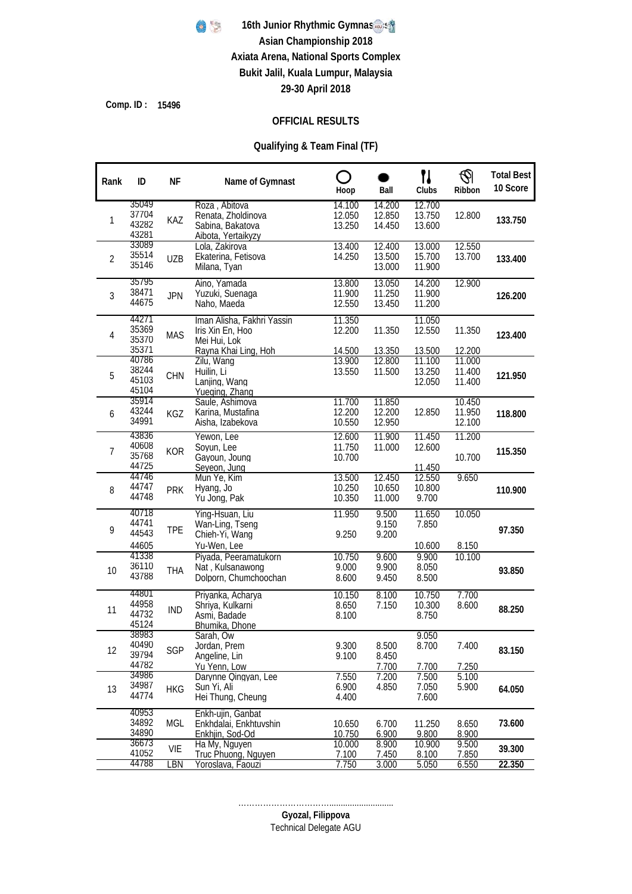# 16th Junior Rhythmic Gymnastics Asian Championship 2018

**Axiata Arena, National Sports Complex**
**Bukit Jalil, Kuala Lumpur, Malaysia**
**29-30 April 2018**

**Comp. ID : 15496**

## OFFICIAL RESULTS

### Qualifying & Team Final (TF)

| Rank | ID | NF | Name of Gymnast | Hoop | Ball | Clubs | Ribbon | Total Best 10 Score |
|---|---|---|---|---|---|---|---|---|
| 1 | 35049 | KAZ | Roza , Abitova | 14.100 | 14.200 | 12.700 | | 133.750 |
| | 37704 | | Renata, Zholdinova | 12.050 | 12.850 | 13.750 | 12.800 | |
| | 43282 | | Sabina, Bakatova | 13.250 | 14.450 | 13.600 | | |
| | 43281 | | Aibota, Yertaikyzy | | | | | |
| 2 | 33089 | UZB | Lola, Zakirova | 13.400 | 12.400 | 13.000 | 12.550 | 133.400 |
| | 35514 | | Ekaterina, Fetisova | 14.250 | 13.500 | 15.700 | 13.700 | |
| | 35146 | | Milana, Tyan | | 13.000 | 11.900 | | |
| 3 | 35795 | JPN | Aino, Yamada | 13.800 | 13.050 | 14.200 | 12.900 | 126.200 |
| | 38471 | | Yuzuki, Suenaga | 11.900 | 11.250 | 11.900 | | |
| | 44675 | | Naho, Maeda | 12.550 | 13.450 | 11.200 | | |
| 4 | 44271 | MAS | Iman Alisha, Fakhri Yassin | 11.350 | | 11.050 | | 123.400 |
| | 35369 | | Iris Xin En, Hoo | 12.200 | 11.350 | 12.550 | 11.350 | |
| | 35370 | | Mei Hui, Lok | | | | | |
| | 35371 | | Rayna Khai Ling, Hoh | 14.500 | 13.350 | 13.500 | 12.200 | |
| 5 | 40786 | CHN | Zilu, Wang | 13.900 | 12.800 | 11.100 | 11.000 | 121.950 |
| | 38244 | | Huilin, Li | 13.550 | 11.500 | 13.250 | 11.400 | |
| | 45103 | | Lanjing, Wang | | | 12.050 | 11.400 | |
| | 45104 | | Yueqing, Zhang | | | | | |
| 6 | 35914 | KGZ | Saule, Ashimova | 11.700 | 11.850 | | 10.450 | 118.800 |
| | 43244 | | Karina, Mustafina | 12.200 | 12.200 | 12.850 | 11.950 | |
| | 34991 | | Aisha, Izabekova | 10.550 | 12.950 | | 12.100 | |
| 7 | 43836 | KOR | Yewon, Lee | 12.600 | 11.900 | 11.450 | 11.200 | 115.350 |
| | 40608 | | Soyun, Lee | 11.750 | 11.000 | 12.600 | | |
| | 35768 | | Gayoun, Joung | 10.700 | | | 10.700 | |
| | 44725 | | Seyeon, Jung | | | 11.450 | | |
| 8 | 44746 | PRK | Mun Ye, Kim | 13.500 | 12.450 | 12.550 | 9.650 | 110.900 |
| | 44747 | | Hyang, Jo | 10.250 | 10.650 | 10.800 | | |
| | 44748 | | Yu Jong, Pak | 10.350 | 11.000 | 9.700 | | |
| 9 | 40718 | TPE | Ying-Hsuan, Liu | 11.950 | 9.500 | 11.650 | 10.050 | 97.350 |
| | 44741 | | Wan-Ling, Tseng | | 9.150 | 7.850 | | |
| | 44543 | | Chieh-Yi, Wang | 9.250 | 9.200 | | | |
| | 44605 | | Yu-Wen, Lee | | | 10.600 | 8.150 | |
| 10 | 41338 | THA | Piyada, Peeramatukorn | 10.750 | 9.600 | 9.900 | 10.100 | 93.850 |
| | 36110 | | Nat , Kulsanawong | 9.000 | 9.900 | 8.050 | | |
| | 43788 | | Dolporn, Chumchoochan | 8.600 | 9.450 | 8.500 | | |
| 11 | 44801 | IND | Priyanka, Acharya | 10.150 | 8.100 | 10.750 | 7.700 | 88.250 |
| | 44958 | | Shriya, Kulkarni | 8.650 | 7.150 | 10.300 | 8.600 | |
| | 44732 | | Asmi, Badade | 8.100 | | 8.750 | | |
| | 45124 | | Bhumika, Dhone | | | | | |
| 12 | 38983 | SGP | Sarah, Ow | | | 9.050 | | 83.150 |
| | 40490 | | Jordan, Prem | 9.300 | 8.500 | 8.700 | 7.400 | |
| | 39794 | | Angeline, Lin | 9.100 | 8.450 | | | |
| | 44782 | | Yu Yenn, Low | | 7.700 | 7.700 | 7.250 | |
| 13 | 34986 | HKG | Darynne Qingyan, Lee | 7.550 | 7.200 | 7.500 | 5.100 | 64.050 |
| | 34987 | | Sun Yi, Ali | 6.900 | 4.850 | 7.050 | 5.900 | |
| | 44774 | | Hei Thung, Cheung | 4.400 | | 7.600 | | |
| | 40953 | MGL | Enkh-ujin, Ganbat | | | | | 73.600 |
| | 34892 | | Enkhdalai, Enkhtuvshin | 10.650 | 6.700 | 11.250 | 8.650 | |
| | 34890 | | Enkhjin, Sod-Od | 10.750 | 6.900 | 9.800 | 8.900 | |
| | 36673 | VIE | Ha My, Nguyen | 10.000 | 8.900 | 10.900 | 9.500 | 39.300 |
| | 41052 | | Truc Phuong, Nguyen | 7.100 | 7.450 | 8.100 | 7.850 | |
| | 44788 | LBN | Yoroslava, Faouzi | 7.750 | 3.000 | 5.050 | 6.550 | 22.350 |

……………………………..........................

**Gyozal, Filippova**
Technical Delegate AGU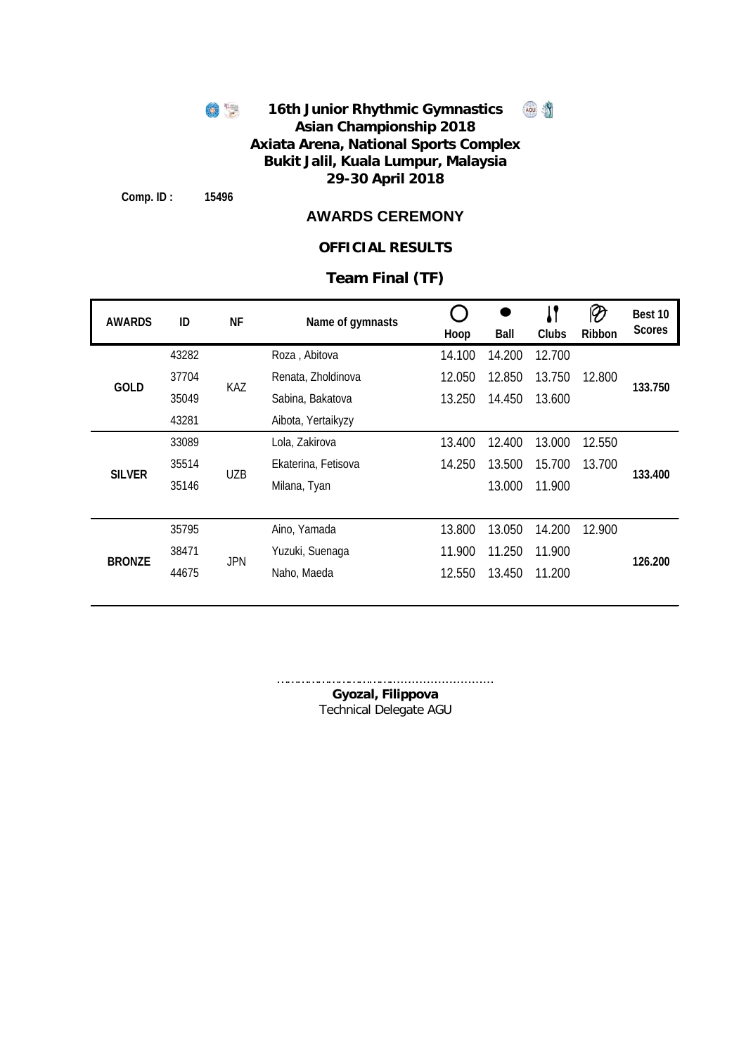# 16th Junior Rhythmic Gymnastics Asian Championship 2018

**Axiata Arena, National Sports Complex**
**Bukit Jalil, Kuala Lumpur, Malaysia**
**29-30 April 2018**

**Comp. ID :** **15496**

## AWARDS CEREMONY

### OFFICIAL RESULTS

### Team Final (TF)

| AWARDS | ID | NF | Name of gymnasts | Hoop | Ball | Clubs | Ribbon | Best 10 Scores |
|---|---|---|---|---|---|---|---|---|
| GOLD | 43282 | KAZ | Roza , Abitova | 14.100 | 14.200 | 12.700 | | 133.750 |
| | 37704 | | Renata, Zholdinova | 12.050 | 12.850 | 13.750 | 12.800 | |
| | 35049 | | Sabina, Bakatova | 13.250 | 14.450 | 13.600 | | |
| | 43281 | | Aibota, Yertaikyzy | | | | | |
| SILVER | 33089 | UZB | Lola, Zakirova | 13.400 | 12.400 | 13.000 | 12.550 | 133.400 |
| | 35514 | | Ekaterina, Fetisova | 14.250 | 13.500 | 15.700 | 13.700 | |
| | 35146 | | Milana, Tyan | | 13.000 | 11.900 | | |
| BRONZE | 35795 | JPN | Aino, Yamada | 13.800 | 13.050 | 14.200 | 12.900 | 126.200 |
| | 38471 | | Yuzuki, Suenaga | 11.900 | 11.250 | 11.900 | | |
| | 44675 | | Naho, Maeda | 12.550 | 13.450 | 11.200 | | |

…………………………………………………

**Gyozal, Filippova**
Technical Delegate AGU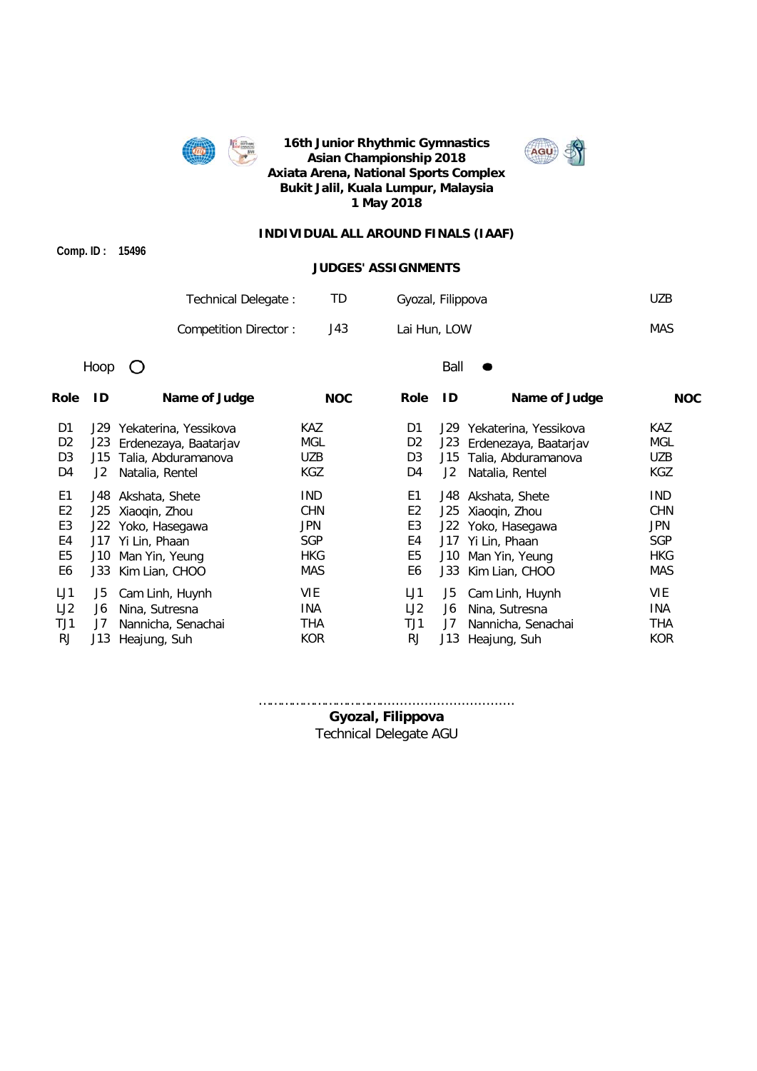**16th Junior Rhythmic Gymnastics Asian Championship 2018**
**Axiata Arena, National Sports Complex**
**Bukit Jalil, Kuala Lumpur, Malaysia**
**1 May 2018**

## INDIVIDUAL ALL AROUND FINALS (IAAF)

**Comp. ID : 15496**

### JUDGES' ASSIGNMENTS

| | | | |
|---|---|---|---|
| Technical Delegate : | TD | Gyozal, Filippova | UZB |
| Competition Director : | J43 | Lai Hun, LOW | MAS |

**Hoop**

| Role | ID | Name of Judge | NOC |
|---|---|---|---|
| D1 | J29 | Yekaterina, Yessikova | KAZ |
| D2 | J23 | Erdenezaya, Baatarjav | MGL |
| D3 | J15 | Talia, Abduramanova | UZB |
| D4 | J2 | Natalia, Rentel | KGZ |
| E1 | J48 | Akshata, Shete | IND |
| E2 | J25 | Xiaoqin, Zhou | CHN |
| E3 | J22 | Yoko, Hasegawa | JPN |
| E4 | J17 | Yi Lin, Phaan | SGP |
| E5 | J10 | Man Yin, Yeung | HKG |
| E6 | J33 | Kim Lian, CHOO | MAS |
| LJ1 | J5 | Cam Linh, Huynh | VIE |
| LJ2 | J6 | Nina, Sutresna | INA |
| TJ1 | J7 | Nannicha, Senachai | THA |
| RJ | J13 | Heajung, Suh | KOR |

**Ball**

| Role | ID | Name of Judge | NOC |
|---|---|---|---|
| D1 | J29 | Yekaterina, Yessikova | KAZ |
| D2 | J23 | Erdenezaya, Baatarjav | MGL |
| D3 | J15 | Talia, Abduramanova | UZB |
| D4 | J2 | Natalia, Rentel | KGZ |
| E1 | J48 | Akshata, Shete | IND |
| E2 | J25 | Xiaoqin, Zhou | CHN |
| E3 | J22 | Yoko, Hasegawa | JPN |
| E4 | J17 | Yi Lin, Phaan | SGP |
| E5 | J10 | Man Yin, Yeung | HKG |
| E6 | J33 | Kim Lian, CHOO | MAS |
| LJ1 | J5 | Cam Linh, Huynh | VIE |
| LJ2 | J6 | Nina, Sutresna | INA |
| TJ1 | J7 | Nannicha, Senachai | THA |
| RJ | J13 | Heajung, Suh | KOR |

..............................................................

**Gyozal, Filippova**
Technical Delegate AGU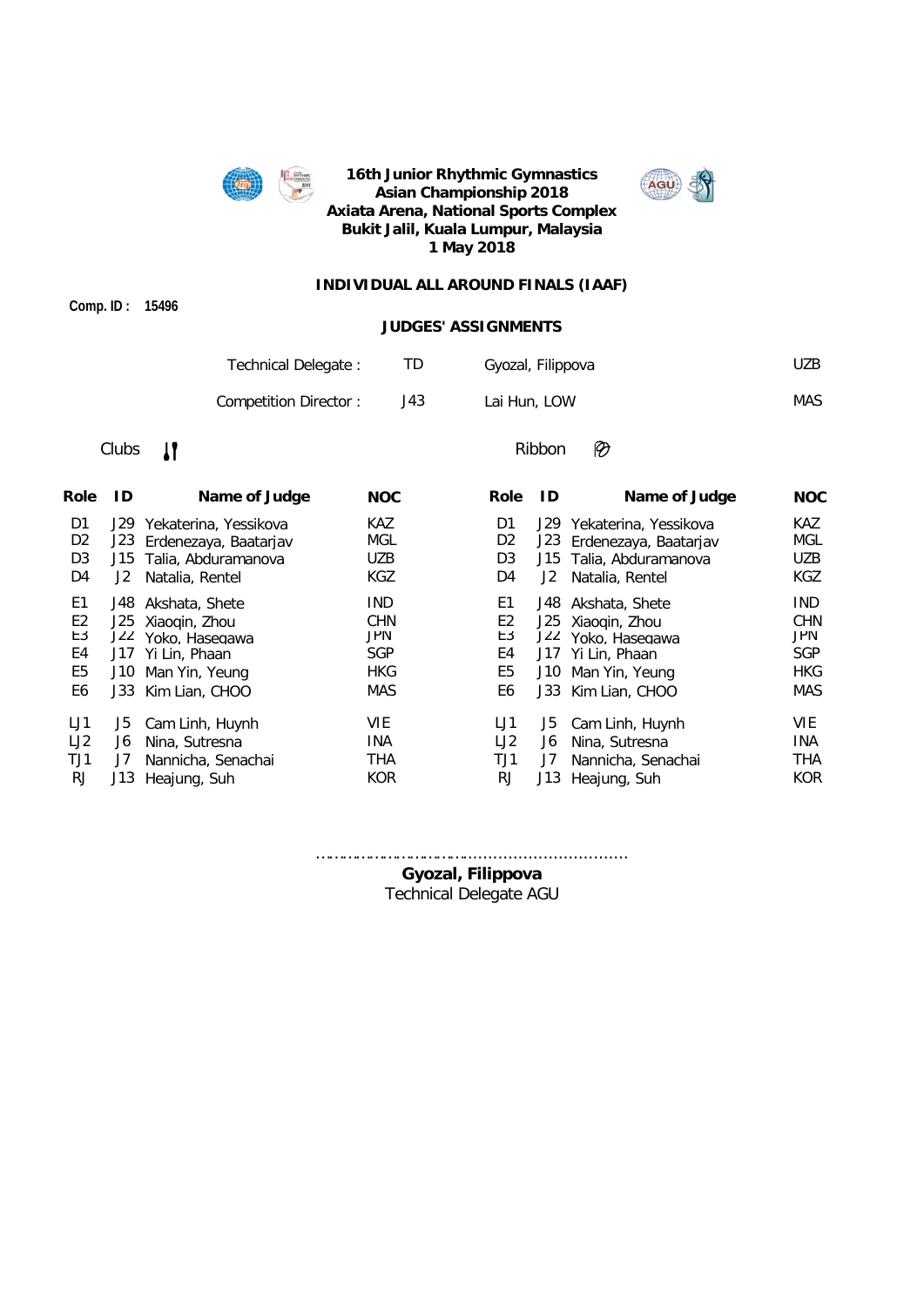**16th Junior Rhythmic Gymnastics Asian Championship 2018**
**Axiata Arena, National Sports Complex**
**Bukit Jalil, Kuala Lumpur, Malaysia**
**1 May 2018**

**INDIVIDUAL ALL AROUND FINALS (IAAF)**

**Comp. ID : 15496**

**JUDGES' ASSIGNMENTS**

| | | | |
|---|---|---|---|
| Technical Delegate : | TD | Gyozal, Filippova | UZB |
| Competition Director : | J43 | Lai Hun, LOW | MAS |

Clubs

| Role | ID | Name of Judge | NOC |
|---|---|---|---|
| D1 | J29 | Yekaterina, Yessikova | KAZ |
| D2 | J23 | Erdenezaya, Baatarjav | MGL |
| D3 | J15 | Talia, Abduramanova | UZB |
| D4 | J2 | Natalia, Rentel | KGZ |
| E1 | J48 | Akshata, Shete | IND |
| E2 | J25 | Xiaoqin, Zhou | CHN |
| E3 | J22 | Yoko, Hasegawa | JPN |
| E4 | J17 | Yi Lin, Phaan | SGP |
| E5 | J10 | Man Yin, Yeung | HKG |
| E6 | J33 | Kim Lian, CHOO | MAS |
| LJ1 | J5 | Cam Linh, Huynh | VIE |
| LJ2 | J6 | Nina, Sutresna | INA |
| TJ1 | J7 | Nannicha, Senachai | THA |
| RJ | J13 | Heajung, Suh | KOR |

Ribbon

| Role | ID | Name of Judge | NOC |
|---|---|---|---|
| D1 | J29 | Yekaterina, Yessikova | KAZ |
| D2 | J23 | Erdenezaya, Baatarjav | MGL |
| D3 | J15 | Talia, Abduramanova | UZB |
| D4 | J2 | Natalia, Rentel | KGZ |
| E1 | J48 | Akshata, Shete | IND |
| E2 | J25 | Xiaoqin, Zhou | CHN |
| E3 | J22 | Yoko, Hasegawa | JPN |
| E4 | J17 | Yi Lin, Phaan | SGP |
| E5 | J10 | Man Yin, Yeung | HKG |
| E6 | J33 | Kim Lian, CHOO | MAS |
| LJ1 | J5 | Cam Linh, Huynh | VIE |
| LJ2 | J6 | Nina, Sutresna | INA |
| TJ1 | J7 | Nannicha, Senachai | THA |
| RJ | J13 | Heajung, Suh | KOR |

...............................................................

**Gyozal, Filippova**
Technical Delegate AGU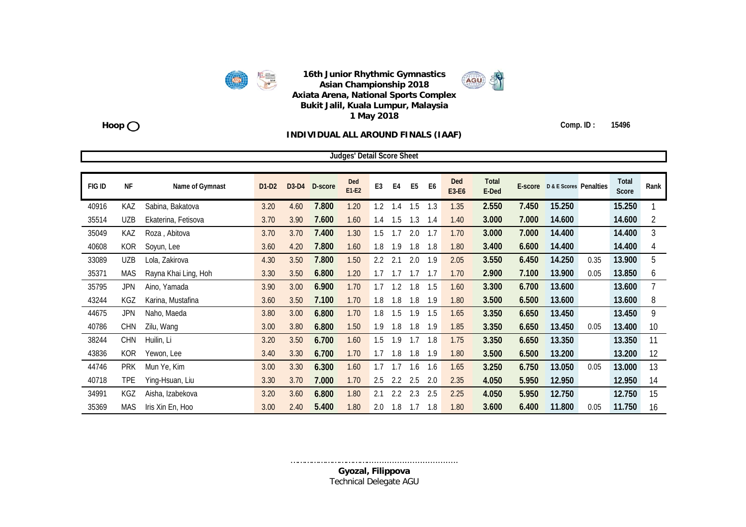**16th Junior Rhythmic Gymnastics Asian Championship 2018**
**Axiata Arena, National Sports Complex**
**Bukit Jalil, Kuala Lumpur, Malaysia**
**1 May 2018**

**Hoop** ◯

**Comp. ID : 15496**

## INDIVIDUAL ALL AROUND FINALS (IAAF)

**Judges' Detail Score Sheet**

| FIG ID | NF | Name of Gymnast | D1-D2 | D3-D4 | D-score | Ded E1-E2 | E3 | E4 | E5 | E6 | Ded E3-E6 | Total E-Ded | E-score | D & E Scores | Penalties | Total Score | Rank |
|---|---|---|---|---|---|---|---|---|---|---|---|---|---|---|---|---|---|
| 40916 | KAZ | Sabina, Bakatova | 3.20 | 4.60 | **7.800** | 1.20 | 1.2 | 1.4 | 1.5 | 1.3 | 1.35 | **2.550** | **7.450** | **15.250** | | **15.250** | 1 |
| 35514 | UZB | Ekaterina, Fetisova | 3.70 | 3.90 | **7.600** | 1.60 | 1.4 | 1.5 | 1.3 | 1.4 | 1.40 | **3.000** | **7.000** | **14.600** | | **14.600** | 2 |
| 35049 | KAZ | Roza , Abitova | 3.70 | 3.70 | **7.400** | 1.30 | 1.5 | 1.7 | 2.0 | 1.7 | 1.70 | **3.000** | **7.000** | **14.400** | | **14.400** | 3 |
| 40608 | KOR | Soyun, Lee | 3.60 | 4.20 | **7.800** | 1.60 | 1.8 | 1.9 | 1.8 | 1.8 | 1.80 | **3.400** | **6.600** | **14.400** | | **14.400** | 4 |
| 33089 | UZB | Lola, Zakirova | 4.30 | 3.50 | **7.800** | 1.50 | 2.2 | 2.1 | 2.0 | 1.9 | 2.05 | **3.550** | **6.450** | **14.250** | 0.35 | **13.900** | 5 |
| 35371 | MAS | Rayna Khai Ling, Hoh | 3.30 | 3.50 | **6.800** | 1.20 | 1.7 | 1.7 | 1.7 | 1.7 | 1.70 | **2.900** | **7.100** | **13.900** | 0.05 | **13.850** | 6 |
| 35795 | JPN | Aino, Yamada | 3.90 | 3.00 | **6.900** | 1.70 | 1.7 | 1.2 | 1.8 | 1.5 | 1.60 | **3.300** | **6.700** | **13.600** | | **13.600** | 7 |
| 43244 | KGZ | Karina, Mustafina | 3.60 | 3.50 | **7.100** | 1.70 | 1.8 | 1.8 | 1.8 | 1.9 | 1.80 | **3.500** | **6.500** | **13.600** | | **13.600** | 8 |
| 44675 | JPN | Naho, Maeda | 3.80 | 3.00 | **6.800** | 1.70 | 1.8 | 1.5 | 1.9 | 1.5 | 1.65 | **3.350** | **6.650** | **13.450** | | **13.450** | 9 |
| 40786 | CHN | Zilu, Wang | 3.00 | 3.80 | **6.800** | 1.50 | 1.9 | 1.8 | 1.8 | 1.9 | 1.85 | **3.350** | **6.650** | **13.450** | 0.05 | **13.400** | 10 |
| 38244 | CHN | Huilin, Li | 3.20 | 3.50 | **6.700** | 1.60 | 1.5 | 1.9 | 1.7 | 1.8 | 1.75 | **3.350** | **6.650** | **13.350** | | **13.350** | 11 |
| 43836 | KOR | Yewon, Lee | 3.40 | 3.30 | **6.700** | 1.70 | 1.7 | 1.8 | 1.8 | 1.9 | 1.80 | **3.500** | **6.500** | **13.200** | | **13.200** | 12 |
| 44746 | PRK | Mun Ye, Kim | 3.00 | 3.30 | **6.300** | 1.60 | 1.7 | 1.7 | 1.6 | 1.6 | 1.65 | **3.250** | **6.750** | **13.050** | 0.05 | **13.000** | 13 |
| 40718 | TPE | Ying-Hsuan, Liu | 3.30 | 3.70 | **7.000** | 1.70 | 2.5 | 2.2 | 2.5 | 2.0 | 2.35 | **4.050** | **5.950** | **12.950** | | **12.950** | 14 |
| 34991 | KGZ | Aisha, Izabekova | 3.20 | 3.60 | **6.800** | 1.80 | 2.1 | 2.2 | 2.3 | 2.5 | 2.25 | **4.050** | **5.950** | **12.750** | | **12.750** | 15 |
| 35369 | MAS | Iris Xin En, Hoo | 3.00 | 2.40 | **5.400** | 1.80 | 2.0 | 1.8 | 1.7 | 1.8 | 1.80 | **3.600** | **6.400** | **11.800** | 0.05 | **11.750** | 16 |

……………………………………………………………

**Gyozal, Filippova**
Technical Delegate AGU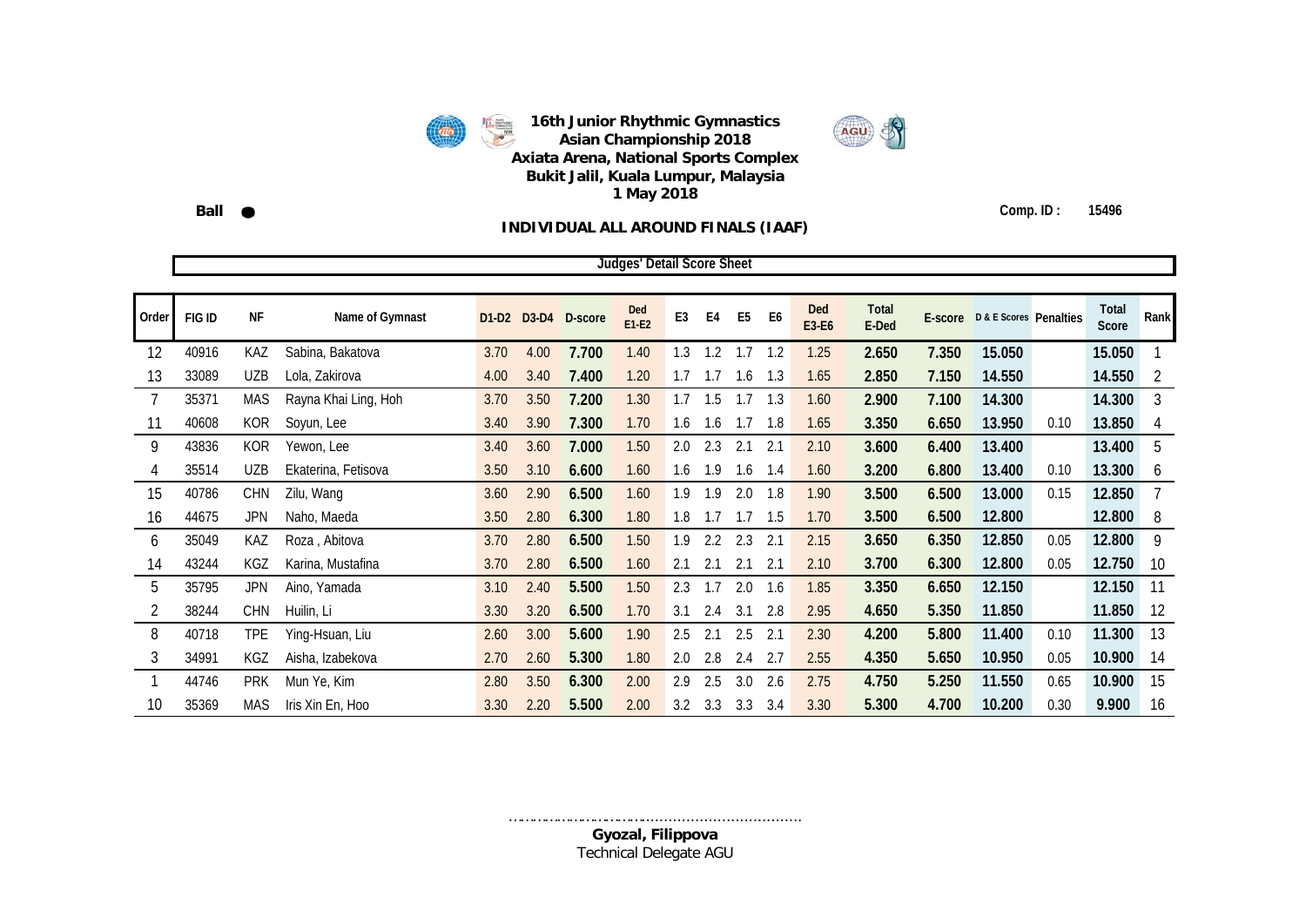**16th Junior Rhythmic Gymnastics Asian Championship 2018**
**Axiata Arena, National Sports Complex**
**Bukit Jalil, Kuala Lumpur, Malaysia**
**1 May 2018**

**Ball**

**Comp. ID : 15496**

## INDIVIDUAL ALL AROUND FINALS (IAAF)

**Judges' Detail Score Sheet**

| Order | FIG ID | NF | Name of Gymnast | D1-D2 | D3-D4 | D-score | Ded E1-E2 | E3 | E4 | E5 | E6 | Ded E3-E6 | Total E-Ded | E-score | D & E Scores | Penalties | Total Score | Rank |
|---|---|---|---|---|---|---|---|---|---|---|---|---|---|---|---|---|---|---|
| 12 | 40916 | KAZ | Sabina, Bakatova | 3.70 | 4.00 | **7.700** | 1.40 | 1.3 | 1.2 | 1.7 | 1.2 | 1.25 | **2.650** | **7.350** | **15.050** | | **15.050** | 1 |
| 13 | 33089 | UZB | Lola, Zakirova | 4.00 | 3.40 | **7.400** | 1.20 | 1.7 | 1.7 | 1.6 | 1.3 | 1.65 | **2.850** | **7.150** | **14.550** | | **14.550** | 2 |
| 7 | 35371 | MAS | Rayna Khai Ling, Hoh | 3.70 | 3.50 | **7.200** | 1.30 | 1.7 | 1.5 | 1.7 | 1.3 | 1.60 | **2.900** | **7.100** | **14.300** | | **14.300** | 3 |
| 11 | 40608 | KOR | Soyun, Lee | 3.40 | 3.90 | **7.300** | 1.70 | 1.6 | 1.6 | 1.7 | 1.8 | 1.65 | **3.350** | **6.650** | **13.950** | 0.10 | **13.850** | 4 |
| 9 | 43836 | KOR | Yewon, Lee | 3.40 | 3.60 | **7.000** | 1.50 | 2.0 | 2.3 | 2.1 | 2.1 | 2.10 | **3.600** | **6.400** | **13.400** | | **13.400** | 5 |
| 4 | 35514 | UZB | Ekaterina, Fetisova | 3.50 | 3.10 | **6.600** | 1.60 | 1.6 | 1.9 | 1.6 | 1.4 | 1.60 | **3.200** | **6.800** | **13.400** | 0.10 | **13.300** | 6 |
| 15 | 40786 | CHN | Zilu, Wang | 3.60 | 2.90 | **6.500** | 1.60 | 1.9 | 1.9 | 2.0 | 1.8 | 1.90 | **3.500** | **6.500** | **13.000** | 0.15 | **12.850** | 7 |
| 16 | 44675 | JPN | Naho, Maeda | 3.50 | 2.80 | **6.300** | 1.80 | 1.8 | 1.7 | 1.7 | 1.5 | 1.70 | **3.500** | **6.500** | **12.800** | | **12.800** | 8 |
| 6 | 35049 | KAZ | Roza , Abitova | 3.70 | 2.80 | **6.500** | 1.50 | 1.9 | 2.2 | 2.3 | 2.1 | 2.15 | **3.650** | **6.350** | **12.850** | 0.05 | **12.800** | 9 |
| 14 | 43244 | KGZ | Karina, Mustafina | 3.70 | 2.80 | **6.500** | 1.60 | 2.1 | 2.1 | 2.1 | 2.1 | 2.10 | **3.700** | **6.300** | **12.800** | 0.05 | **12.750** | 10 |
| 5 | 35795 | JPN | Aino, Yamada | 3.10 | 2.40 | **5.500** | 1.50 | 2.3 | 1.7 | 2.0 | 1.6 | 1.85 | **3.350** | **6.650** | **12.150** | | **12.150** | 11 |
| 2 | 38244 | CHN | Huilin, Li | 3.30 | 3.20 | **6.500** | 1.70 | 3.1 | 2.4 | 3.1 | 2.8 | 2.95 | **4.650** | **5.350** | **11.850** | | **11.850** | 12 |
| 8 | 40718 | TPE | Ying-Hsuan, Liu | 2.60 | 3.00 | **5.600** | 1.90 | 2.5 | 2.1 | 2.5 | 2.1 | 2.30 | **4.200** | **5.800** | **11.400** | 0.10 | **11.300** | 13 |
| 3 | 34991 | KGZ | Aisha, Izabekova | 2.70 | 2.60 | **5.300** | 1.80 | 2.0 | 2.8 | 2.4 | 2.7 | 2.55 | **4.350** | **5.650** | **10.950** | 0.05 | **10.900** | 14 |
| 1 | 44746 | PRK | Mun Ye, Kim | 2.80 | 3.50 | **6.300** | 2.00 | 2.9 | 2.5 | 3.0 | 2.6 | 2.75 | **4.750** | **5.250** | **11.550** | 0.65 | **10.900** | 15 |
| 10 | 35369 | MAS | Iris Xin En, Hoo | 3.30 | 2.20 | **5.500** | 2.00 | 3.2 | 3.3 | 3.3 | 3.4 | 3.30 | **5.300** | **4.700** | **10.200** | 0.30 | **9.900** | 16 |

……………………………………………………………

**Gyozal, Filippova**
Technical Delegate AGU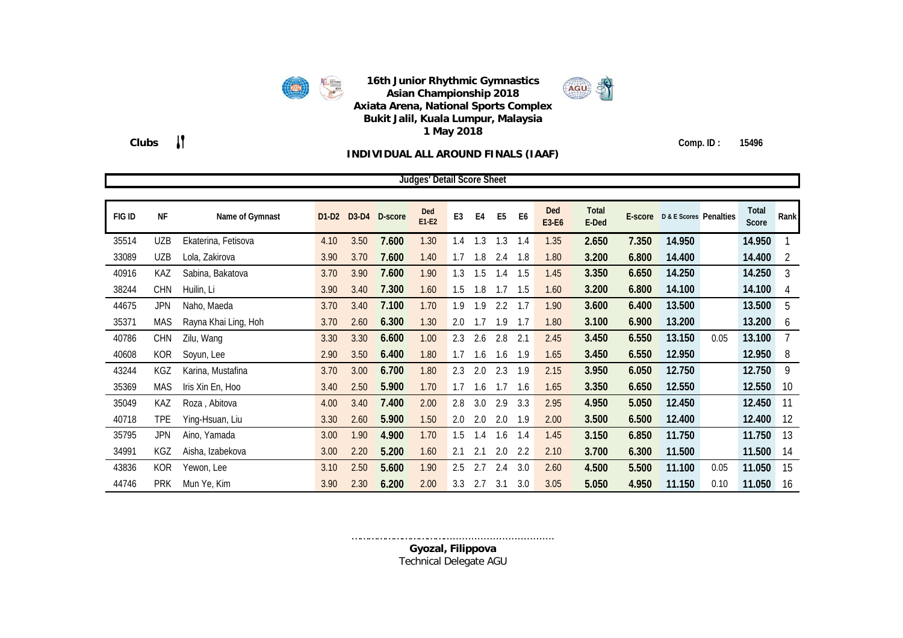**16th Junior Rhythmic Gymnastics Asian Championship 2018**
**Axiata Arena, National Sports Complex**
**Bukit Jalil, Kuala Lumpur, Malaysia**
**1 May 2018**

**Clubs**

**Comp. ID : 15496**

## INDIVIDUAL ALL AROUND FINALS (IAAF)

**Judges' Detail Score Sheet**

| FIG ID | NF | Name of Gymnast | D1-D2 | D3-D4 | D-score | Ded E1-E2 | E3 | E4 | E5 | E6 | Ded E3-E6 | Total E-Ded | E-score | D & E Scores | Penalties | Total Score | Rank |
|---|---|---|---|---|---|---|---|---|---|---|---|---|---|---|---|---|---|
| 35514 | UZB | Ekaterina, Fetisova | 4.10 | 3.50 | 7.600 | 1.30 | 1.4 | 1.3 | 1.3 | 1.4 | 1.35 | 2.650 | 7.350 | 14.950 | | 14.950 | 1 |
| 33089 | UZB | Lola, Zakirova | 3.90 | 3.70 | 7.600 | 1.40 | 1.7 | 1.8 | 2.4 | 1.8 | 1.80 | 3.200 | 6.800 | 14.400 | | 14.400 | 2 |
| 40916 | KAZ | Sabina, Bakatova | 3.70 | 3.90 | 7.600 | 1.90 | 1.3 | 1.5 | 1.4 | 1.5 | 1.45 | 3.350 | 6.650 | 14.250 | | 14.250 | 3 |
| 38244 | CHN | Huilin, Li | 3.90 | 3.40 | 7.300 | 1.60 | 1.5 | 1.8 | 1.7 | 1.5 | 1.60 | 3.200 | 6.800 | 14.100 | | 14.100 | 4 |
| 44675 | JPN | Naho, Maeda | 3.70 | 3.40 | 7.100 | 1.70 | 1.9 | 1.9 | 2.2 | 1.7 | 1.90 | 3.600 | 6.400 | 13.500 | | 13.500 | 5 |
| 35371 | MAS | Rayna Khai Ling, Hoh | 3.70 | 2.60 | 6.300 | 1.30 | 2.0 | 1.7 | 1.9 | 1.7 | 1.80 | 3.100 | 6.900 | 13.200 | | 13.200 | 6 |
| 40786 | CHN | Zilu, Wang | 3.30 | 3.30 | 6.600 | 1.00 | 2.3 | 2.6 | 2.8 | 2.1 | 2.45 | 3.450 | 6.550 | 13.150 | 0.05 | 13.100 | 7 |
| 40608 | KOR | Soyun, Lee | 2.90 | 3.50 | 6.400 | 1.80 | 1.7 | 1.6 | 1.6 | 1.9 | 1.65 | 3.450 | 6.550 | 12.950 | | 12.950 | 8 |
| 43244 | KGZ | Karina, Mustafina | 3.70 | 3.00 | 6.700 | 1.80 | 2.3 | 2.0 | 2.3 | 1.9 | 2.15 | 3.950 | 6.050 | 12.750 | | 12.750 | 9 |
| 35369 | MAS | Iris Xin En, Hoo | 3.40 | 2.50 | 5.900 | 1.70 | 1.7 | 1.6 | 1.7 | 1.6 | 1.65 | 3.350 | 6.650 | 12.550 | | 12.550 | 10 |
| 35049 | KAZ | Roza , Abitova | 4.00 | 3.40 | 7.400 | 2.00 | 2.8 | 3.0 | 2.9 | 3.3 | 2.95 | 4.950 | 5.050 | 12.450 | | 12.450 | 11 |
| 40718 | TPE | Ying-Hsuan, Liu | 3.30 | 2.60 | 5.900 | 1.50 | 2.0 | 2.0 | 2.0 | 1.9 | 2.00 | 3.500 | 6.500 | 12.400 | | 12.400 | 12 |
| 35795 | JPN | Aino, Yamada | 3.00 | 1.90 | 4.900 | 1.70 | 1.5 | 1.4 | 1.6 | 1.4 | 1.45 | 3.150 | 6.850 | 11.750 | | 11.750 | 13 |
| 34991 | KGZ | Aisha, Izabekova | 3.00 | 2.20 | 5.200 | 1.60 | 2.1 | 2.1 | 2.0 | 2.2 | 2.10 | 3.700 | 6.300 | 11.500 | | 11.500 | 14 |
| 43836 | KOR | Yewon, Lee | 3.10 | 2.50 | 5.600 | 1.90 | 2.5 | 2.7 | 2.4 | 3.0 | 2.60 | 4.500 | 5.500 | 11.100 | 0.05 | 11.050 | 15 |
| 44746 | PRK | Mun Ye, Kim | 3.90 | 2.30 | 6.200 | 2.00 | 3.3 | 2.7 | 3.1 | 3.0 | 3.05 | 5.050 | 4.950 | 11.150 | 0.10 | 11.050 | 16 |

……………………………………………………………

**Gyozal, Filippova**
Technical Delegate AGU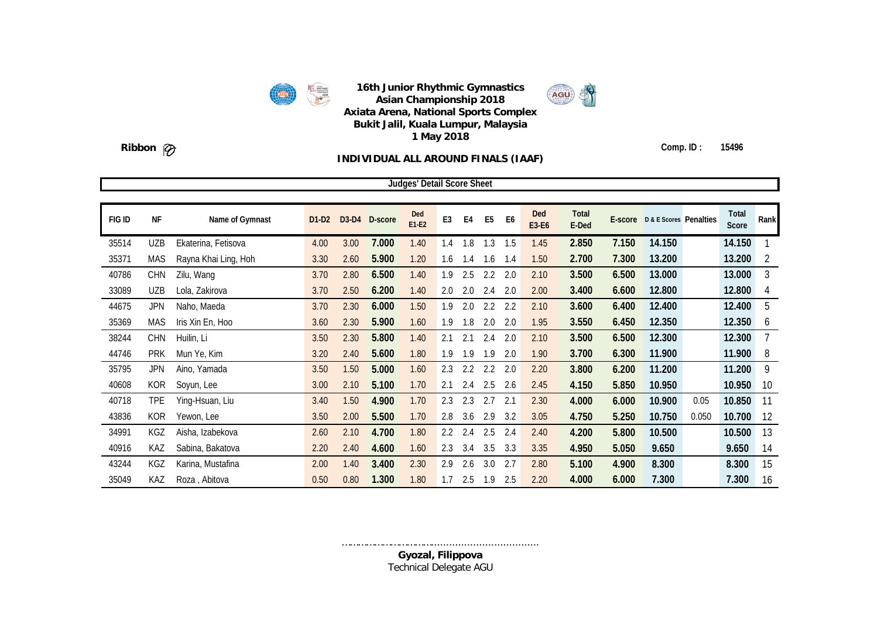**16th Junior Rhythmic Gymnastics Asian Championship 2018**
**Axiata Arena, National Sports Complex**
**Bukit Jalil, Kuala Lumpur, Malaysia**
**1 May 2018**

**Ribbon**

**Comp. ID : 15496**

**INDIVIDUAL ALL AROUND FINALS (IAAF)**

**Judges' Detail Score Sheet**

| FIG ID | NF | Name of Gymnast | D1-D2 | D3-D4 | D-score | Ded E1-E2 | E3 | E4 | E5 | E6 | Ded E3-E6 | Total E-Ded | E-score | D & E Scores | Penalties | Total Score | Rank |
|---|---|---|---|---|---|---|---|---|---|---|---|---|---|---|---|---|---|
| 35514 | UZB | Ekaterina, Fetisova | 4.00 | 3.00 | 7.000 | 1.40 | 1.4 | 1.8 | 1.3 | 1.5 | 1.45 | 2.850 | 7.150 | 14.150 | | 14.150 | 1 |
| 35371 | MAS | Rayna Khai Ling, Hoh | 3.30 | 2.60 | 5.900 | 1.20 | 1.6 | 1.4 | 1.6 | 1.4 | 1.50 | 2.700 | 7.300 | 13.200 | | 13.200 | 2 |
| 40786 | CHN | Zilu, Wang | 3.70 | 2.80 | 6.500 | 1.40 | 1.9 | 2.5 | 2.2 | 2.0 | 2.10 | 3.500 | 6.500 | 13.000 | | 13.000 | 3 |
| 33089 | UZB | Lola, Zakirova | 3.70 | 2.50 | 6.200 | 1.40 | 2.0 | 2.0 | 2.4 | 2.0 | 2.00 | 3.400 | 6.600 | 12.800 | | 12.800 | 4 |
| 44675 | JPN | Naho, Maeda | 3.70 | 2.30 | 6.000 | 1.50 | 1.9 | 2.0 | 2.2 | 2.2 | 2.10 | 3.600 | 6.400 | 12.400 | | 12.400 | 5 |
| 35369 | MAS | Iris Xin En, Hoo | 3.60 | 2.30 | 5.900 | 1.60 | 1.9 | 1.8 | 2.0 | 2.0 | 1.95 | 3.550 | 6.450 | 12.350 | | 12.350 | 6 |
| 38244 | CHN | Huilin, Li | 3.50 | 2.30 | 5.800 | 1.40 | 2.1 | 2.1 | 2.4 | 2.0 | 2.10 | 3.500 | 6.500 | 12.300 | | 12.300 | 7 |
| 44746 | PRK | Mun Ye, Kim | 3.20 | 2.40 | 5.600 | 1.80 | 1.9 | 1.9 | 1.9 | 2.0 | 1.90 | 3.700 | 6.300 | 11.900 | | 11.900 | 8 |
| 35795 | JPN | Aino, Yamada | 3.50 | 1.50 | 5.000 | 1.60 | 2.3 | 2.2 | 2.2 | 2.0 | 2.20 | 3.800 | 6.200 | 11.200 | | 11.200 | 9 |
| 40608 | KOR | Soyun, Lee | 3.00 | 2.10 | 5.100 | 1.70 | 2.1 | 2.4 | 2.5 | 2.6 | 2.45 | 4.150 | 5.850 | 10.950 | | 10.950 | 10 |
| 40718 | TPE | Ying-Hsuan, Liu | 3.40 | 1.50 | 4.900 | 1.70 | 2.3 | 2.3 | 2.7 | 2.1 | 2.30 | 4.000 | 6.000 | 10.900 | 0.05 | 10.850 | 11 |
| 43836 | KOR | Yewon, Lee | 3.50 | 2.00 | 5.500 | 1.70 | 2.8 | 3.6 | 2.9 | 3.2 | 3.05 | 4.750 | 5.250 | 10.750 | 0.050 | 10.700 | 12 |
| 34991 | KGZ | Aisha, Izabekova | 2.60 | 2.10 | 4.700 | 1.80 | 2.2 | 2.4 | 2.5 | 2.4 | 2.40 | 4.200 | 5.800 | 10.500 | | 10.500 | 13 |
| 40916 | KAZ | Sabina, Bakatova | 2.20 | 2.40 | 4.600 | 1.60 | 2.3 | 3.4 | 3.5 | 3.3 | 3.35 | 4.950 | 5.050 | 9.650 | | 9.650 | 14 |
| 43244 | KGZ | Karina, Mustafina | 2.00 | 1.40 | 3.400 | 2.30 | 2.9 | 2.6 | 3.0 | 2.7 | 2.80 | 5.100 | 4.900 | 8.300 | | 8.300 | 15 |
| 35049 | KAZ | Roza , Abitova | 0.50 | 0.80 | 1.300 | 1.80 | 1.7 | 2.5 | 1.9 | 2.5 | 2.20 | 4.000 | 6.000 | 7.300 | | 7.300 | 16 |

..........................................................................

**Gyozal, Filippova**
Technical Delegate AGU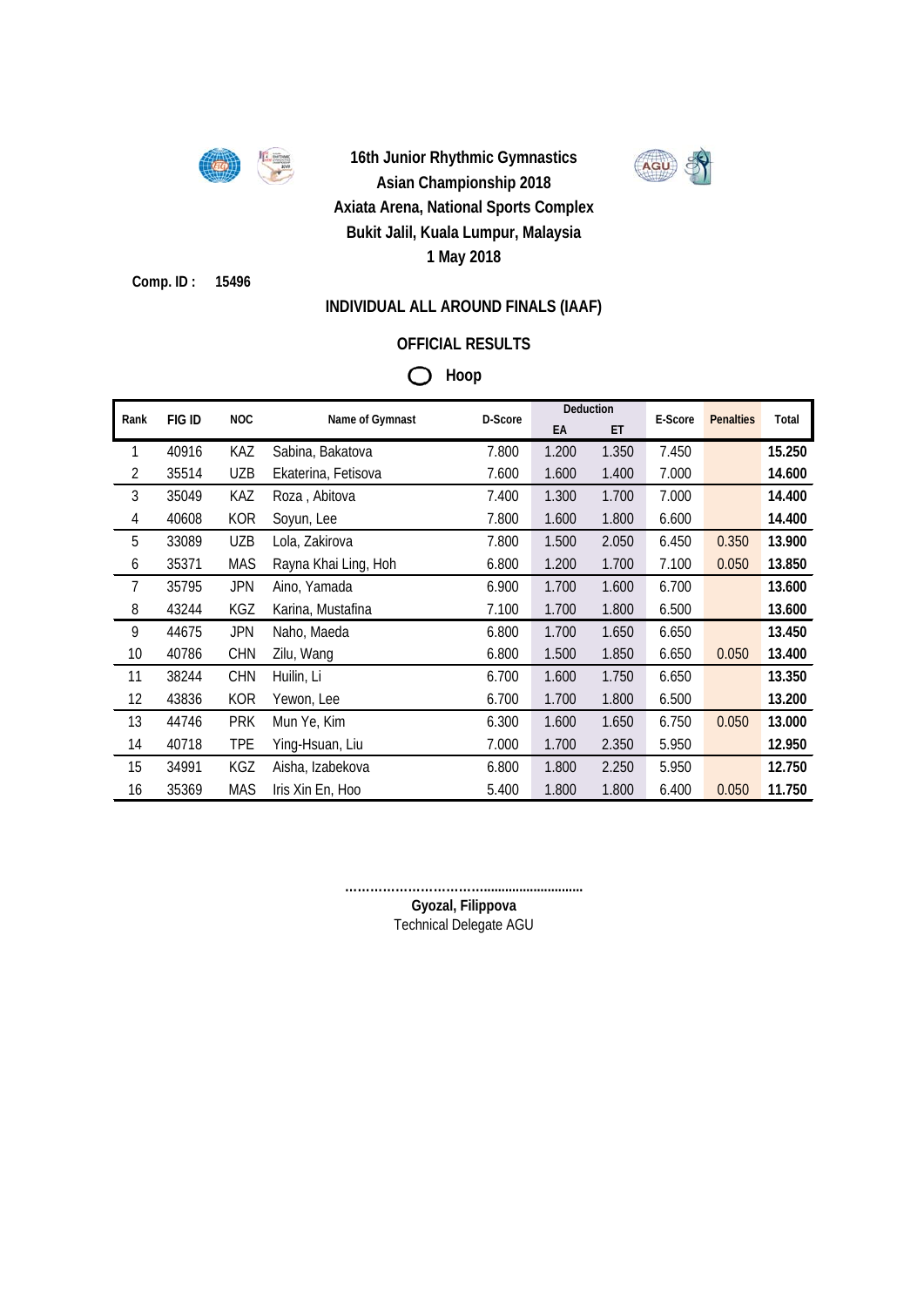**16th Junior Rhythmic Gymnastics**
**Asian Championship 2018**
**Axiata Arena, National Sports Complex**
**Bukit Jalil, Kuala Lumpur, Malaysia**
**1 May 2018**

**Comp. ID : 15496**

## INDIVIDUAL ALL AROUND FINALS (IAAF)

## OFFICIAL RESULTS

### Hoop

| Rank | FIG ID | NOC | Name of Gymnast | D-Score | Deduction | | E-Score | Penalties | Total |
|---|---|---|---|---|---|---|---|---|---|
| | | | | | EA | ET | | | |
| 1 | 40916 | KAZ | Sabina, Bakatova | 7.800 | 1.200 | 1.350 | 7.450 | | **15.250** |
| 2 | 35514 | UZB | Ekaterina, Fetisova | 7.600 | 1.600 | 1.400 | 7.000 | | **14.600** |
| 3 | 35049 | KAZ | Roza , Abitova | 7.400 | 1.300 | 1.700 | 7.000 | | **14.400** |
| 4 | 40608 | KOR | Soyun, Lee | 7.800 | 1.600 | 1.800 | 6.600 | | **14.400** |
| 5 | 33089 | UZB | Lola, Zakirova | 7.800 | 1.500 | 2.050 | 6.450 | 0.350 | **13.900** |
| 6 | 35371 | MAS | Rayna Khai Ling, Hoh | 6.800 | 1.200 | 1.700 | 7.100 | 0.050 | **13.850** |
| 7 | 35795 | JPN | Aino, Yamada | 6.900 | 1.700 | 1.600 | 6.700 | | **13.600** |
| 8 | 43244 | KGZ | Karina, Mustafina | 7.100 | 1.700 | 1.800 | 6.500 | | **13.600** |
| 9 | 44675 | JPN | Naho, Maeda | 6.800 | 1.700 | 1.650 | 6.650 | | **13.450** |
| 10 | 40786 | CHN | Zilu, Wang | 6.800 | 1.500 | 1.850 | 6.650 | 0.050 | **13.400** |
| 11 | 38244 | CHN | Huilin, Li | 6.700 | 1.600 | 1.750 | 6.650 | | **13.350** |
| 12 | 43836 | KOR | Yewon, Lee | 6.700 | 1.700 | 1.800 | 6.500 | | **13.200** |
| 13 | 44746 | PRK | Mun Ye, Kim | 6.300 | 1.600 | 1.650 | 6.750 | 0.050 | **13.000** |
| 14 | 40718 | TPE | Ying-Hsuan, Liu | 7.000 | 1.700 | 2.350 | 5.950 | | **12.950** |
| 15 | 34991 | KGZ | Aisha, Izabekova | 6.800 | 1.800 | 2.250 | 5.950 | | **12.750** |
| 16 | 35369 | MAS | Iris Xin En, Hoo | 5.400 | 1.800 | 1.800 | 6.400 | 0.050 | **11.750** |

……………………………………………………

**Gyozal, Filippova**
Technical Delegate AGU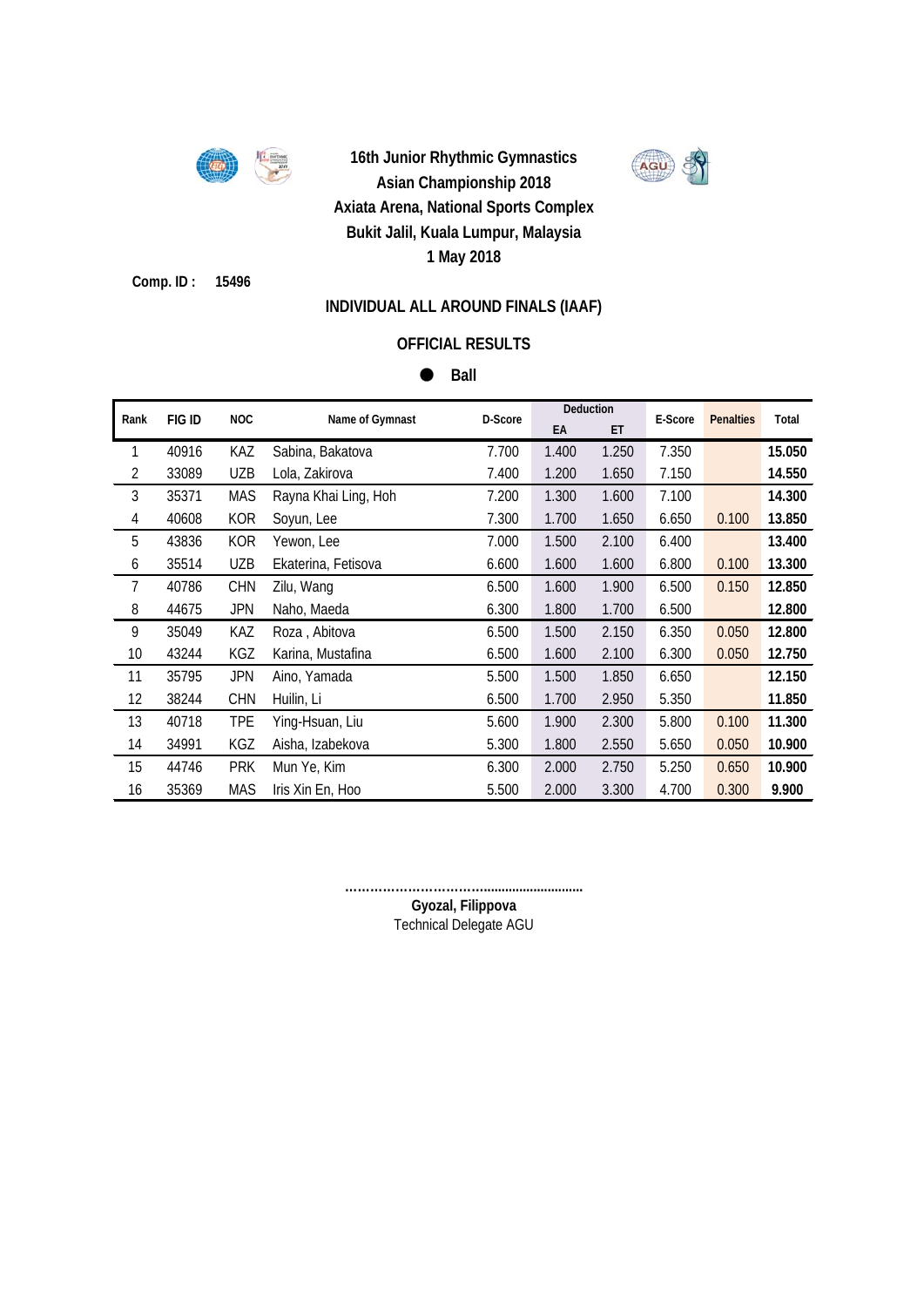**16th Junior Rhythmic Gymnastics**
**Asian Championship 2018**
**Axiata Arena, National Sports Complex**
**Bukit Jalil, Kuala Lumpur, Malaysia**
**1 May 2018**

**Comp. ID :** **15496**

## INDIVIDUAL ALL AROUND FINALS (IAAF)

## OFFICIAL RESULTS

**● Ball**

| Rank | FIG ID | NOC | Name of Gymnast | D-Score | Deduction | | E-Score | Penalties | Total |
|---|---|---|---|---|---|---|---|---|---|
| | | | | | EA | ET | | | |
| 1 | 40916 | KAZ | Sabina, Bakatova | 7.700 | 1.400 | 1.250 | 7.350 | | **15.050** |
| 2 | 33089 | UZB | Lola, Zakirova | 7.400 | 1.200 | 1.650 | 7.150 | | **14.550** |
| 3 | 35371 | MAS | Rayna Khai Ling, Hoh | 7.200 | 1.300 | 1.600 | 7.100 | | **14.300** |
| 4 | 40608 | KOR | Soyun, Lee | 7.300 | 1.700 | 1.650 | 6.650 | 0.100 | **13.850** |
| 5 | 43836 | KOR | Yewon, Lee | 7.000 | 1.500 | 2.100 | 6.400 | | **13.400** |
| 6 | 35514 | UZB | Ekaterina, Fetisova | 6.600 | 1.600 | 1.600 | 6.800 | 0.100 | **13.300** |
| 7 | 40786 | CHN | Zilu, Wang | 6.500 | 1.600 | 1.900 | 6.500 | 0.150 | **12.850** |
| 8 | 44675 | JPN | Naho, Maeda | 6.300 | 1.800 | 1.700 | 6.500 | | **12.800** |
| 9 | 35049 | KAZ | Roza , Abitova | 6.500 | 1.500 | 2.150 | 6.350 | 0.050 | **12.800** |
| 10 | 43244 | KGZ | Karina, Mustafina | 6.500 | 1.600 | 2.100 | 6.300 | 0.050 | **12.750** |
| 11 | 35795 | JPN | Aino, Yamada | 5.500 | 1.500 | 1.850 | 6.650 | | **12.150** |
| 12 | 38244 | CHN | Huilin, Li | 6.500 | 1.700 | 2.950 | 5.350 | | **11.850** |
| 13 | 40718 | TPE | Ying-Hsuan, Liu | 5.600 | 1.900 | 2.300 | 5.800 | 0.100 | **11.300** |
| 14 | 34991 | KGZ | Aisha, Izabekova | 5.300 | 1.800 | 2.550 | 5.650 | 0.050 | **10.900** |
| 15 | 44746 | PRK | Mun Ye, Kim | 6.300 | 2.000 | 2.750 | 5.250 | 0.650 | **10.900** |
| 16 | 35369 | MAS | Iris Xin En, Hoo | 5.500 | 2.000 | 3.300 | 4.700 | 0.300 | **9.900** |

……………………………………………………

**Gyozal, Filippova**
Technical Delegate AGU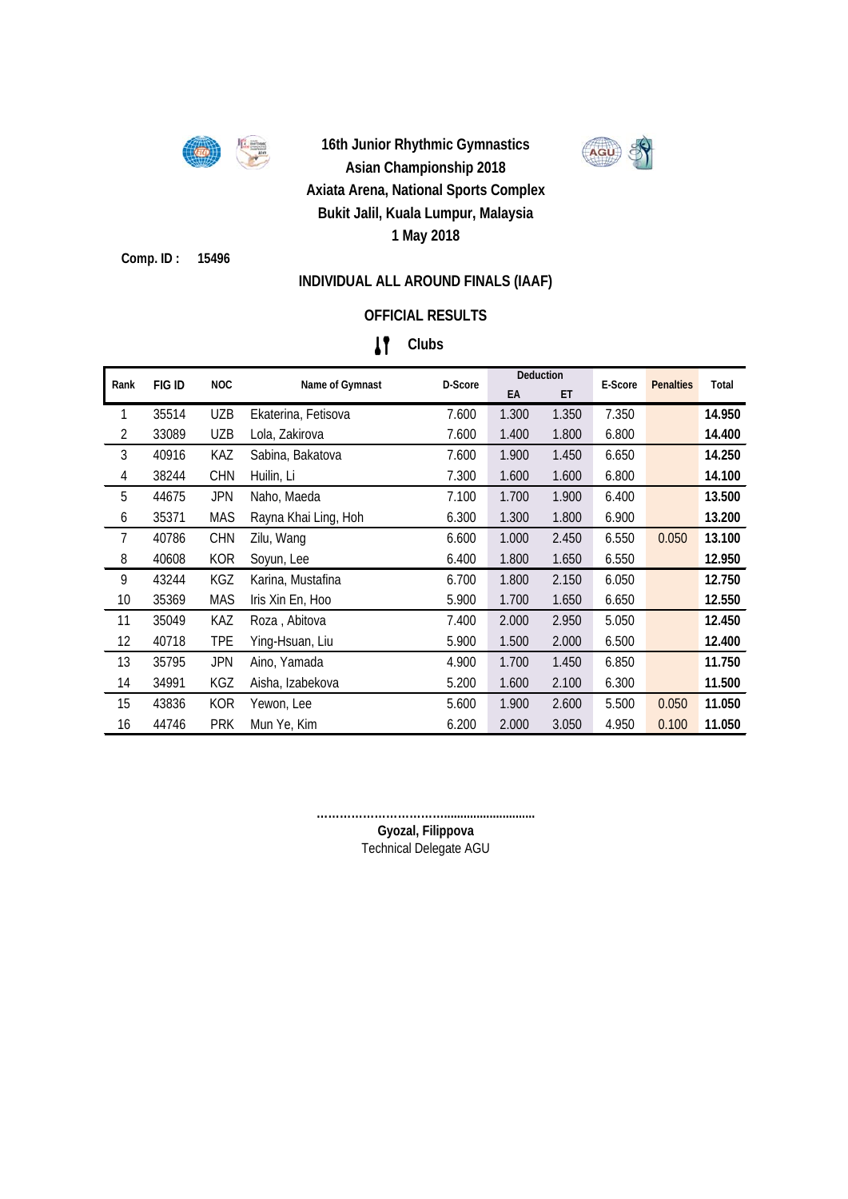**16th Junior Rhythmic Gymnastics**
**Asian Championship 2018**
**Axiata Arena, National Sports Complex**
**Bukit Jalil, Kuala Lumpur, Malaysia**
**1 May 2018**

**Comp. ID : 15496**

## INDIVIDUAL ALL AROUND FINALS (IAAF)

## OFFICIAL RESULTS

### Clubs

| Rank | FIG ID | NOC | Name of Gymnast | D-Score | Deduction | | E-Score | Penalties | Total |
|---|---|---|---|---|---|---|---|---|---|
| | | | | | EA | ET | | | |
| 1 | 35514 | UZB | Ekaterina, Fetisova | 7.600 | 1.300 | 1.350 | 7.350 | | **14.950** |
| 2 | 33089 | UZB | Lola, Zakirova | 7.600 | 1.400 | 1.800 | 6.800 | | **14.400** |
| 3 | 40916 | KAZ | Sabina, Bakatova | 7.600 | 1.900 | 1.450 | 6.650 | | **14.250** |
| 4 | 38244 | CHN | Huilin, Li | 7.300 | 1.600 | 1.600 | 6.800 | | **14.100** |
| 5 | 44675 | JPN | Naho, Maeda | 7.100 | 1.700 | 1.900 | 6.400 | | **13.500** |
| 6 | 35371 | MAS | Rayna Khai Ling, Hoh | 6.300 | 1.300 | 1.800 | 6.900 | | **13.200** |
| 7 | 40786 | CHN | Zilu, Wang | 6.600 | 1.000 | 2.450 | 6.550 | 0.050 | **13.100** |
| 8 | 40608 | KOR | Soyun, Lee | 6.400 | 1.800 | 1.650 | 6.550 | | **12.950** |
| 9 | 43244 | KGZ | Karina, Mustafina | 6.700 | 1.800 | 2.150 | 6.050 | | **12.750** |
| 10 | 35369 | MAS | Iris Xin En, Hoo | 5.900 | 1.700 | 1.650 | 6.650 | | **12.550** |
| 11 | 35049 | KAZ | Roza , Abitova | 7.400 | 2.000 | 2.950 | 5.050 | | **12.450** |
| 12 | 40718 | TPE | Ying-Hsuan, Liu | 5.900 | 1.500 | 2.000 | 6.500 | | **12.400** |
| 13 | 35795 | JPN | Aino, Yamada | 4.900 | 1.700 | 1.450 | 6.850 | | **11.750** |
| 14 | 34991 | KGZ | Aisha, Izabekova | 5.200 | 1.600 | 2.100 | 6.300 | | **11.500** |
| 15 | 43836 | KOR | Yewon, Lee | 5.600 | 1.900 | 2.600 | 5.500 | 0.050 | **11.050** |
| 16 | 44746 | PRK | Mun Ye, Kim | 6.200 | 2.000 | 3.050 | 4.950 | 0.100 | **11.050** |

……………………………………………………

**Gyozal, Filippova**
Technical Delegate AGU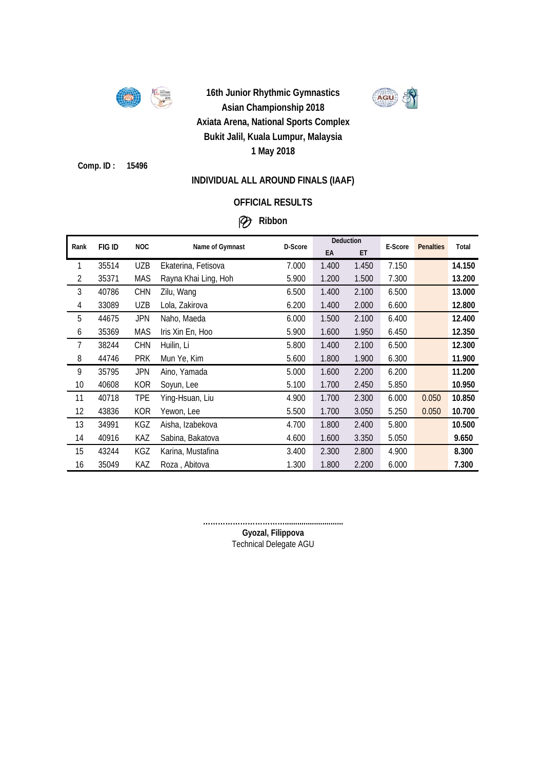**16th Junior Rhythmic Gymnastics Asian Championship 2018**
**Axiata Arena, National Sports Complex**
**Bukit Jalil, Kuala Lumpur, Malaysia**
**1 May 2018**

**Comp. ID : 15496**

## INDIVIDUAL ALL AROUND FINALS (IAAF)

### OFFICIAL RESULTS

### Ribbon

| Rank | FIG ID | NOC | Name of Gymnast | D-Score | Deduction | | E-Score | Penalties | Total |
|---|---|---|---|---|---|---|---|---|---|
| | | | | | EA | ET | | | |
| 1 | 35514 | UZB | Ekaterina, Fetisova | 7.000 | 1.400 | 1.450 | 7.150 | | **14.150** |
| 2 | 35371 | MAS | Rayna Khai Ling, Hoh | 5.900 | 1.200 | 1.500 | 7.300 | | **13.200** |
| 3 | 40786 | CHN | Zilu, Wang | 6.500 | 1.400 | 2.100 | 6.500 | | **13.000** |
| 4 | 33089 | UZB | Lola, Zakirova | 6.200 | 1.400 | 2.000 | 6.600 | | **12.800** |
| 5 | 44675 | JPN | Naho, Maeda | 6.000 | 1.500 | 2.100 | 6.400 | | **12.400** |
| 6 | 35369 | MAS | Iris Xin En, Hoo | 5.900 | 1.600 | 1.950 | 6.450 | | **12.350** |
| 7 | 38244 | CHN | Huilin, Li | 5.800 | 1.400 | 2.100 | 6.500 | | **12.300** |
| 8 | 44746 | PRK | Mun Ye, Kim | 5.600 | 1.800 | 1.900 | 6.300 | | **11.900** |
| 9 | 35795 | JPN | Aino, Yamada | 5.000 | 1.600 | 2.200 | 6.200 | | **11.200** |
| 10 | 40608 | KOR | Soyun, Lee | 5.100 | 1.700 | 2.450 | 5.850 | | **10.950** |
| 11 | 40718 | TPE | Ying-Hsuan, Liu | 4.900 | 1.700 | 2.300 | 6.000 | 0.050 | **10.850** |
| 12 | 43836 | KOR | Yewon, Lee | 5.500 | 1.700 | 3.050 | 5.250 | 0.050 | **10.700** |
| 13 | 34991 | KGZ | Aisha, Izabekova | 4.700 | 1.800 | 2.400 | 5.800 | | **10.500** |
| 14 | 40916 | KAZ | Sabina, Bakatova | 4.600 | 1.600 | 3.350 | 5.050 | | **9.650** |
| 15 | 43244 | KGZ | Karina, Mustafina | 3.400 | 2.300 | 2.800 | 4.900 | | **8.300** |
| 16 | 35049 | KAZ | Roza , Abitova | 1.300 | 1.800 | 2.200 | 6.000 | | **7.300** |

…………………………………………………

**Gyozal, Filippova**
Technical Delegate AGU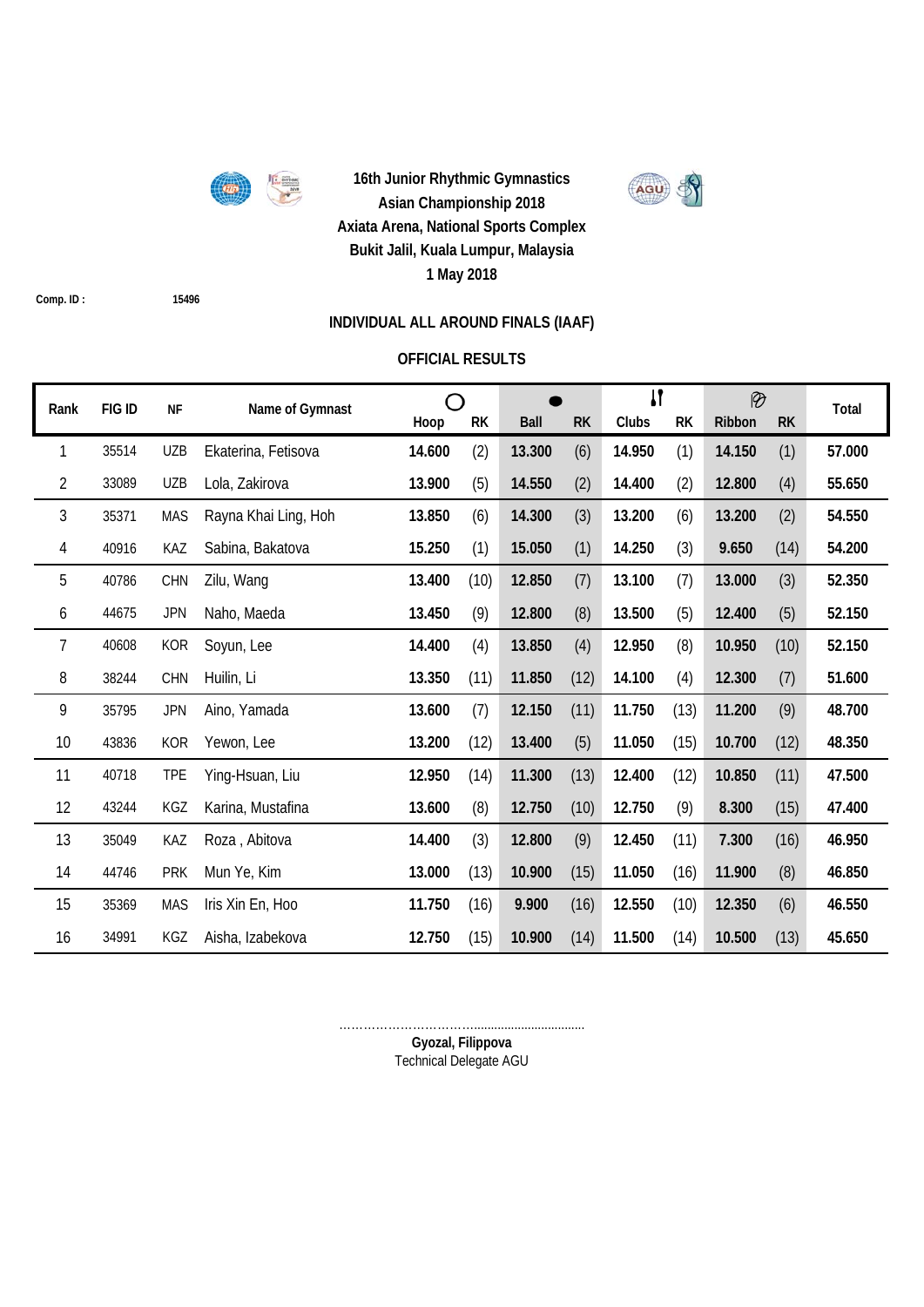**16th Junior Rhythmic Gymnastics Asian Championship 2018**
**Axiata Arena, National Sports Complex**
**Bukit Jalil, Kuala Lumpur, Malaysia**
**1 May 2018**

**Comp. ID :** **15496**

## INDIVIDUAL ALL AROUND FINALS (IAAF)

### OFFICIAL RESULTS

| Rank | FIG ID | NF | Name of Gymnast | Hoop | RK | Ball | RK | Clubs | RK | Ribbon | RK | Total |
|---|---|---|---|---|---|---|---|---|---|---|---|---|
| 1 | 35514 | UZB | Ekaterina, Fetisova | **14.600** | (2) | **13.300** | (6) | **14.950** | (1) | **14.150** | (1) | **57.000** |
| 2 | 33089 | UZB | Lola, Zakirova | **13.900** | (5) | **14.550** | (2) | **14.400** | (2) | **12.800** | (4) | **55.650** |
| 3 | 35371 | MAS | Rayna Khai Ling, Hoh | **13.850** | (6) | **14.300** | (3) | **13.200** | (6) | **13.200** | (2) | **54.550** |
| 4 | 40916 | KAZ | Sabina, Bakatova | **15.250** | (1) | **15.050** | (1) | **14.250** | (3) | **9.650** | (14) | **54.200** |
| 5 | 40786 | CHN | Zilu, Wang | **13.400** | (10) | **12.850** | (7) | **13.100** | (7) | **13.000** | (3) | **52.350** |
| 6 | 44675 | JPN | Naho, Maeda | **13.450** | (9) | **12.800** | (8) | **13.500** | (5) | **12.400** | (5) | **52.150** |
| 7 | 40608 | KOR | Soyun, Lee | **14.400** | (4) | **13.850** | (4) | **12.950** | (8) | **10.950** | (10) | **52.150** |
| 8 | 38244 | CHN | Huilin, Li | **13.350** | (11) | **11.850** | (12) | **14.100** | (4) | **12.300** | (7) | **51.600** |
| 9 | 35795 | JPN | Aino, Yamada | **13.600** | (7) | **12.150** | (11) | **11.750** | (13) | **11.200** | (9) | **48.700** |
| 10 | 43836 | KOR | Yewon, Lee | **13.200** | (12) | **13.400** | (5) | **11.050** | (15) | **10.700** | (12) | **48.350** |
| 11 | 40718 | TPE | Ying-Hsuan, Liu | **12.950** | (14) | **11.300** | (13) | **12.400** | (12) | **10.850** | (11) | **47.500** |
| 12 | 43244 | KGZ | Karina, Mustafina | **13.600** | (8) | **12.750** | (10) | **12.750** | (9) | **8.300** | (15) | **47.400** |
| 13 | 35049 | KAZ | Roza , Abitova | **14.400** | (3) | **12.800** | (9) | **12.450** | (11) | **7.300** | (16) | **46.950** |
| 14 | 44746 | PRK | Mun Ye, Kim | **13.000** | (13) | **10.900** | (15) | **11.050** | (16) | **11.900** | (8) | **46.850** |
| 15 | 35369 | MAS | Iris Xin En, Hoo | **11.750** | (16) | **9.900** | (16) | **12.550** | (10) | **12.350** | (6) | **46.550** |
| 16 | 34991 | KGZ | Aisha, Izabekova | **12.750** | (15) | **10.900** | (14) | **11.500** | (14) | **10.500** | (13) | **45.650** |

…………………………………………………………

**Gyozal, Filippova**
Technical Delegate AGU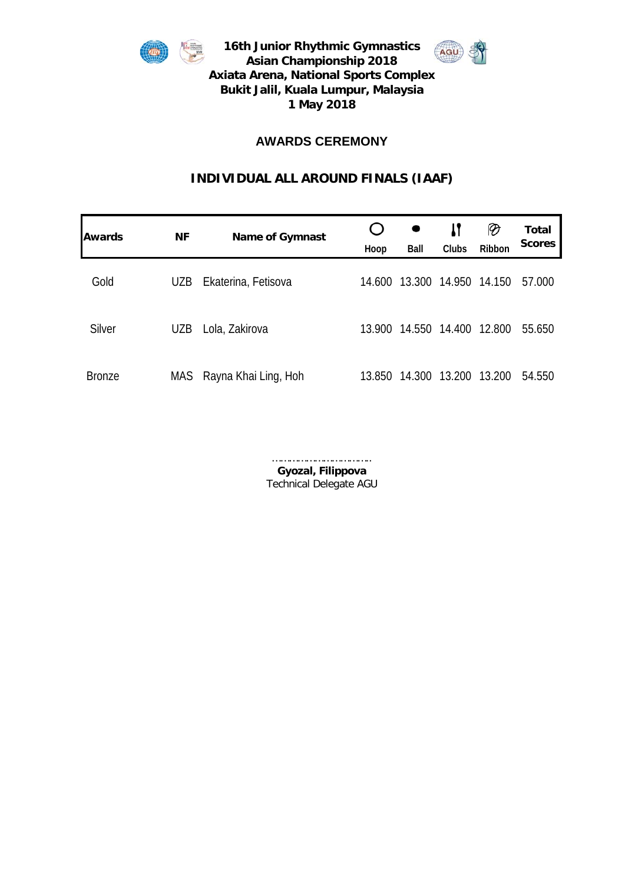**16th Junior Rhythmic Gymnastics Asian Championship 2018**
**Axiata Arena, National Sports Complex**
**Bukit Jalil, Kuala Lumpur, Malaysia**
**1 May 2018**

## AWARDS CEREMONY

## INDIVIDUAL ALL AROUND FINALS (IAAF)

| Awards | NF | Name of Gymnast | Hoop | Ball | Clubs | Ribbon | Total Scores |
|---|---|---|---|---|---|---|---|
| Gold | UZB | Ekaterina, Fetisova | 14.600 | 13.300 | 14.950 | 14.150 | 57.000 |
| Silver | UZB | Lola, Zakirova | 13.900 | 14.550 | 14.400 | 12.800 | 55.650 |
| Bronze | MAS | Rayna Khai Ling, Hoh | 13.850 | 14.300 | 13.200 | 13.200 | 54.550 |

..............................
**Gyozal, Filippova**
Technical Delegate AGU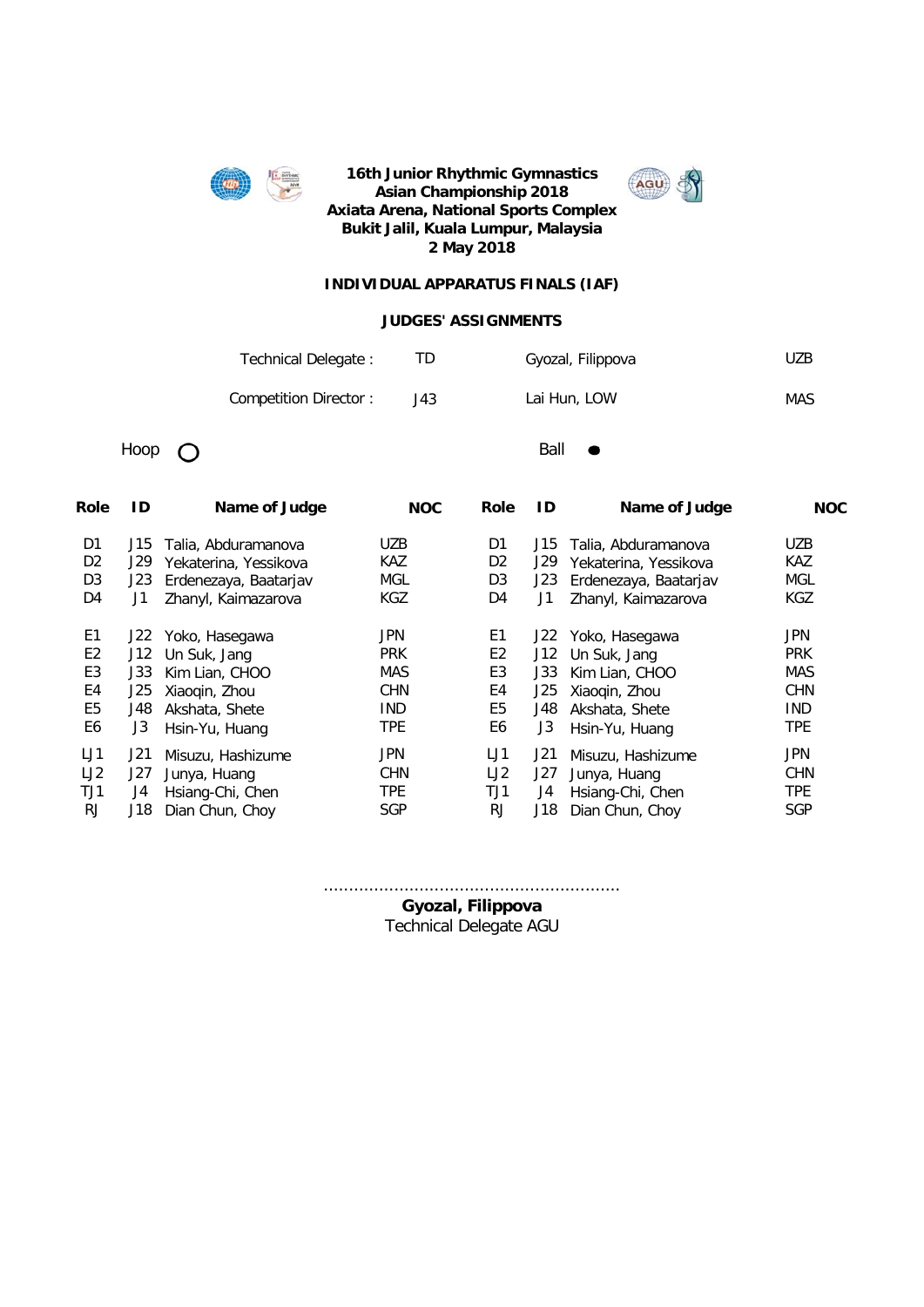**16th Junior Rhythmic Gymnastics Asian Championship 2018**
**Axiata Arena, National Sports Complex**
**Bukit Jalil, Kuala Lumpur, Malaysia**
**2 May 2018**

**INDIVIDUAL APPARATUS FINALS (IAF)**

**JUDGES' ASSIGNMENTS**

| | | | |
|---|---|---|---|
| Technical Delegate : | TD | Gyozal, Filippova | UZB |
| Competition Director : | J43 | Lai Hun, LOW | MAS |

Hoop ○

| Role | ID | Name of Judge | NOC |
|---|---|---|---|
| D1 | J15 | Talia, Abduramanova | UZB |
| D2 | J29 | Yekaterina, Yessikova | KAZ |
| D3 | J23 | Erdenezaya, Baatarjav | MGL |
| D4 | J1 | Zhanyl, Kaimazarova | KGZ |
| E1 | J22 | Yoko, Hasegawa | JPN |
| E2 | J12 | Un Suk, Jang | PRK |
| E3 | J33 | Kim Lian, CHOO | MAS |
| E4 | J25 | Xiaoqin, Zhou | CHN |
| E5 | J48 | Akshata, Shete | IND |
| E6 | J3 | Hsin-Yu, Huang | TPE |
| LJ1 | J21 | Misuzu, Hashizume | JPN |
| LJ2 | J27 | Junya, Huang | CHN |
| TJ1 | J4 | Hsiang-Chi, Chen | TPE |
| RJ | J18 | Dian Chun, Choy | SGP |

Ball ●

| Role | ID | Name of Judge | NOC |
|---|---|---|---|
| D1 | J15 | Talia, Abduramanova | UZB |
| D2 | J29 | Yekaterina, Yessikova | KAZ |
| D3 | J23 | Erdenezaya, Baatarjav | MGL |
| D4 | J1 | Zhanyl, Kaimazarova | KGZ |
| E1 | J22 | Yoko, Hasegawa | JPN |
| E2 | J12 | Un Suk, Jang | PRK |
| E3 | J33 | Kim Lian, CHOO | MAS |
| E4 | J25 | Xiaoqin, Zhou | CHN |
| E5 | J48 | Akshata, Shete | IND |
| E6 | J3 | Hsin-Yu, Huang | TPE |
| LJ1 | J21 | Misuzu, Hashizume | JPN |
| LJ2 | J27 | Junya, Huang | CHN |
| TJ1 | J4 | Hsiang-Chi, Chen | TPE |
| RJ | J18 | Dian Chun, Choy | SGP |

..........................................................
**Gyozal, Filippova**
Technical Delegate AGU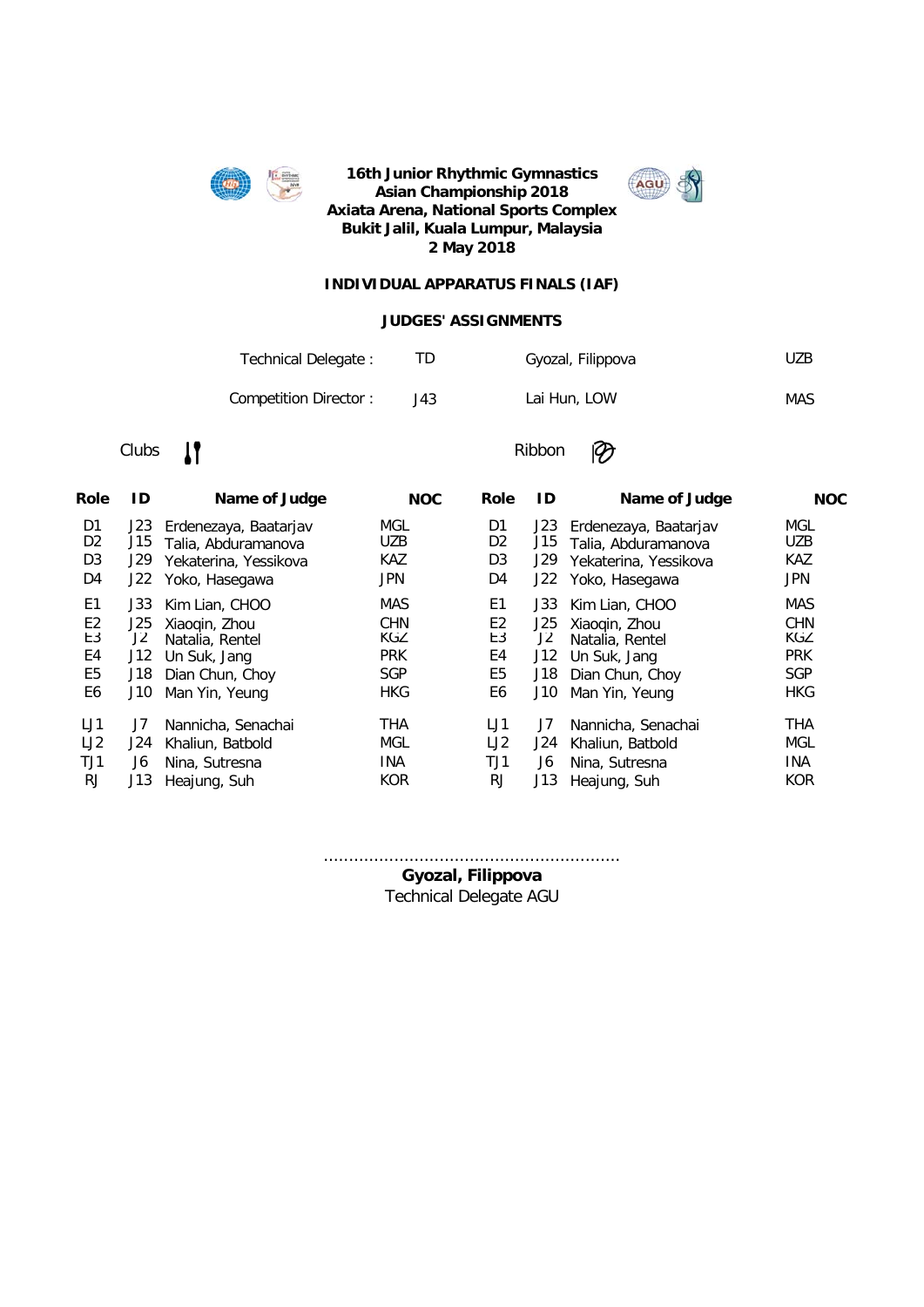**16th Junior Rhythmic Gymnastics Asian Championship 2018**
**Axiata Arena, National Sports Complex**
**Bukit Jalil, Kuala Lumpur, Malaysia**
**2 May 2018**

**INDIVIDUAL APPARATUS FINALS (IAF)**

**JUDGES' ASSIGNMENTS**

| | | | |
|---|---|---|---|
| Technical Delegate : | TD | Gyozal, Filippova | UZB |
| Competition Director : | J43 | Lai Hun, LOW | MAS |

Clubs

| Role | ID | Name of Judge | NOC |
|---|---|---|---|
| D1 | J23 | Erdenezaya, Baatarjav | MGL |
| D2 | J15 | Talia, Abduramanova | UZB |
| D3 | J29 | Yekaterina, Yessikova | KAZ |
| D4 | J22 | Yoko, Hasegawa | JPN |
| E1 | J33 | Kim Lian, CHOO | MAS |
| E2 | J25 | Xiaoqin, Zhou | CHN |
| E3 | J2 | Natalia, Rentel | KGZ |
| E4 | J12 | Un Suk, Jang | PRK |
| E5 | J18 | Dian Chun, Choy | SGP |
| E6 | J10 | Man Yin, Yeung | HKG |
| LJ1 | J7 | Nannicha, Senachai | THA |
| LJ2 | J24 | Khaliun, Batbold | MGL |
| TJ1 | J6 | Nina, Sutresna | INA |
| RJ | J13 | Heajung, Suh | KOR |

Ribbon

| Role | ID | Name of Judge | NOC |
|---|---|---|---|
| D1 | J23 | Erdenezaya, Baatarjav | MGL |
| D2 | J15 | Talia, Abduramanova | UZB |
| D3 | J29 | Yekaterina, Yessikova | KAZ |
| D4 | J22 | Yoko, Hasegawa | JPN |
| E1 | J33 | Kim Lian, CHOO | MAS |
| E2 | J25 | Xiaoqin, Zhou | CHN |
| E3 | J2 | Natalia, Rentel | KGZ |
| E4 | J12 | Un Suk, Jang | PRK |
| E5 | J18 | Dian Chun, Choy | SGP |
| E6 | J10 | Man Yin, Yeung | HKG |
| LJ1 | J7 | Nannicha, Senachai | THA |
| LJ2 | J24 | Khaliun, Batbold | MGL |
| TJ1 | J6 | Nina, Sutresna | INA |
| RJ | J13 | Heajung, Suh | KOR |

..........................................................

**Gyozal, Filippova**
Technical Delegate AGU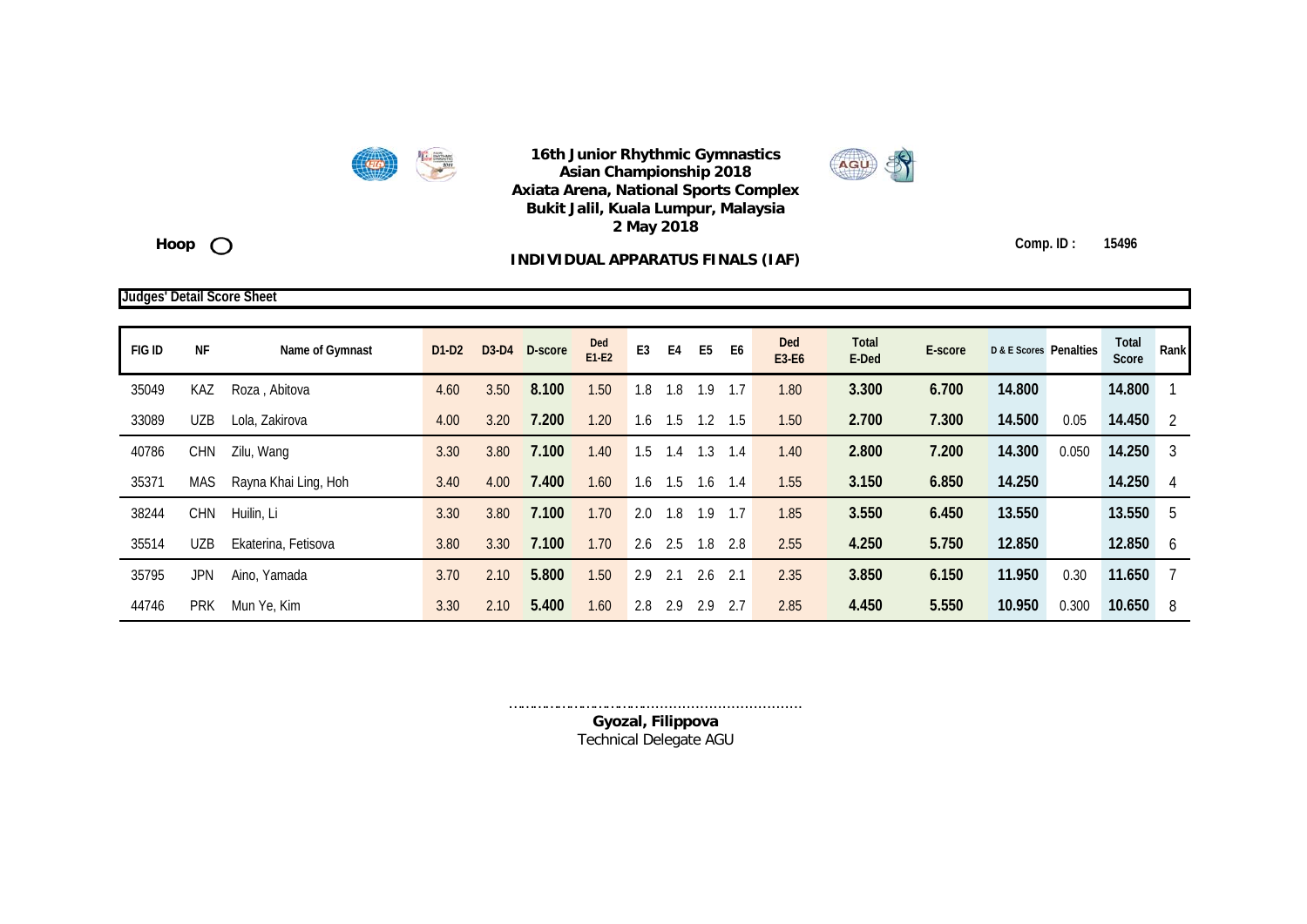**16th Junior Rhythmic Gymnastics Asian Championship 2018**
**Axiata Arena, National Sports Complex**
**Bukit Jalil, Kuala Lumpur, Malaysia**
**2 May 2018**

**Hoop**

**INDIVIDUAL APPARATUS FINALS (IAF)**

**Comp. ID : 15496**

**Judges' Detail Score Sheet**

| FIG ID | NF | Name of Gymnast | D1-D2 | D3-D4 | D-score | Ded E1-E2 | E3 | E4 | E5 | E6 | Ded E3-E6 | Total E-Ded | E-score | D & E Scores | Penalties | Total Score | Rank |
|---|---|---|---|---|---|---|---|---|---|---|---|---|---|---|---|---|---|
| 35049 | KAZ | Roza , Abitova | 4.60 | 3.50 | 8.100 | 1.50 | 1.8 | 1.8 | 1.9 | 1.7 | 1.80 | 3.300 | 6.700 | 14.800 | | 14.800 | 1 |
| 33089 | UZB | Lola, Zakirova | 4.00 | 3.20 | 7.200 | 1.20 | 1.6 | 1.5 | 1.2 | 1.5 | 1.50 | 2.700 | 7.300 | 14.500 | 0.05 | 14.450 | 2 |
| 40786 | CHN | Zilu, Wang | 3.30 | 3.80 | 7.100 | 1.40 | 1.5 | 1.4 | 1.3 | 1.4 | 1.40 | 2.800 | 7.200 | 14.300 | 0.050 | 14.250 | 3 |
| 35371 | MAS | Rayna Khai Ling, Hoh | 3.40 | 4.00 | 7.400 | 1.60 | 1.6 | 1.5 | 1.6 | 1.4 | 1.55 | 3.150 | 6.850 | 14.250 | | 14.250 | 4 |
| 38244 | CHN | Huilin, Li | 3.30 | 3.80 | 7.100 | 1.70 | 2.0 | 1.8 | 1.9 | 1.7 | 1.85 | 3.550 | 6.450 | 13.550 | | 13.550 | 5 |
| 35514 | UZB | Ekaterina, Fetisova | 3.80 | 3.30 | 7.100 | 1.70 | 2.6 | 2.5 | 1.8 | 2.8 | 2.55 | 4.250 | 5.750 | 12.850 | | 12.850 | 6 |
| 35795 | JPN | Aino, Yamada | 3.70 | 2.10 | 5.800 | 1.50 | 2.9 | 2.1 | 2.6 | 2.1 | 2.35 | 3.850 | 6.150 | 11.950 | 0.30 | 11.650 | 7 |
| 44746 | PRK | Mun Ye, Kim | 3.30 | 2.10 | 5.400 | 1.60 | 2.8 | 2.9 | 2.9 | 2.7 | 2.85 | 4.450 | 5.550 | 10.950 | 0.300 | 10.650 | 8 |

……………………………………………………………

**Gyozal, Filippova**
Technical Delegate AGU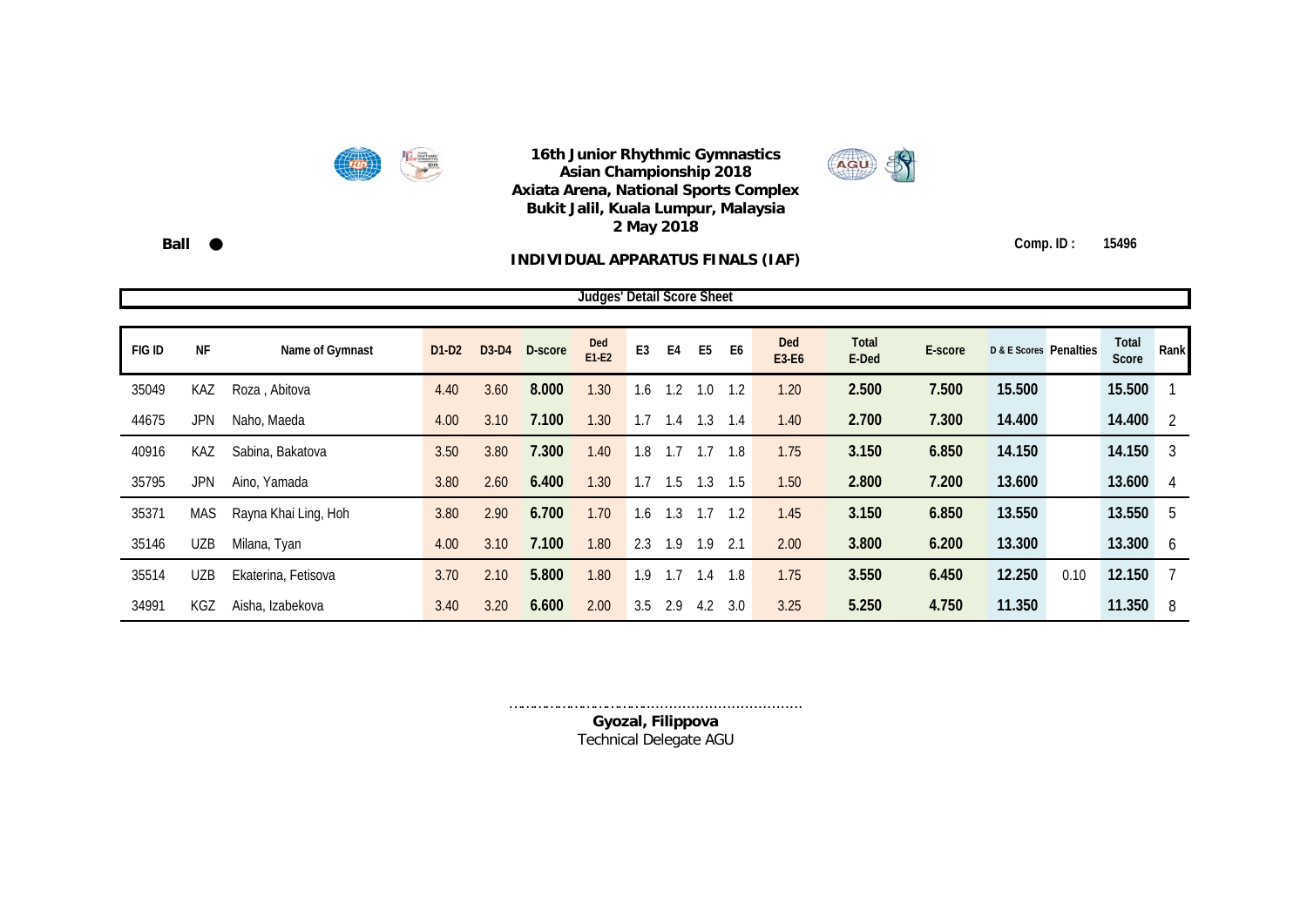# 16th Junior Rhythmic Gymnastics Asian Championship 2018

**Axiata Arena, National Sports Complex**
**Bukit Jalil, Kuala Lumpur, Malaysia**
**2 May 2018**

**Ball ●**

**Comp. ID : 15496**

## INDIVIDUAL APPARATUS FINALS (IAF)

**Judges' Detail Score Sheet**

| FIG ID | NF | Name of Gymnast | D1-D2 | D3-D4 | D-score | Ded E1-E2 | E3 | E4 | E5 | E6 | Ded E3-E6 | Total E-Ded | E-score | D & E Scores | Penalties | Total Score | Rank |
|---|---|---|---|---|---|---|---|---|---|---|---|---|---|---|---|---|---|
| 35049 | KAZ | Roza , Abitova | 4.40 | 3.60 | 8.000 | 1.30 | 1.6 | 1.2 | 1.0 | 1.2 | 1.20 | 2.500 | 7.500 | 15.500 | | 15.500 | 1 |
| 44675 | JPN | Naho, Maeda | 4.00 | 3.10 | 7.100 | 1.30 | 1.7 | 1.4 | 1.3 | 1.4 | 1.40 | 2.700 | 7.300 | 14.400 | | 14.400 | 2 |
| 40916 | KAZ | Sabina, Bakatova | 3.50 | 3.80 | 7.300 | 1.40 | 1.8 | 1.7 | 1.7 | 1.8 | 1.75 | 3.150 | 6.850 | 14.150 | | 14.150 | 3 |
| 35795 | JPN | Aino, Yamada | 3.80 | 2.60 | 6.400 | 1.30 | 1.7 | 1.5 | 1.3 | 1.5 | 1.50 | 2.800 | 7.200 | 13.600 | | 13.600 | 4 |
| 35371 | MAS | Rayna Khai Ling, Hoh | 3.80 | 2.90 | 6.700 | 1.70 | 1.6 | 1.3 | 1.7 | 1.2 | 1.45 | 3.150 | 6.850 | 13.550 | | 13.550 | 5 |
| 35146 | UZB | Milana, Tyan | 4.00 | 3.10 | 7.100 | 1.80 | 2.3 | 1.9 | 1.9 | 2.1 | 2.00 | 3.800 | 6.200 | 13.300 | | 13.300 | 6 |
| 35514 | UZB | Ekaterina, Fetisova | 3.70 | 2.10 | 5.800 | 1.80 | 1.9 | 1.7 | 1.4 | 1.8 | 1.75 | 3.550 | 6.450 | 12.250 | 0.10 | 12.150 | 7 |
| 34991 | KGZ | Aisha, Izabekova | 3.40 | 3.20 | 6.600 | 2.00 | 3.5 | 2.9 | 4.2 | 3.0 | 3.25 | 5.250 | 4.750 | 11.350 | | 11.350 | 8 |

……………………………………………………………

**Gyozal, Filippova**
Technical Delegate AGU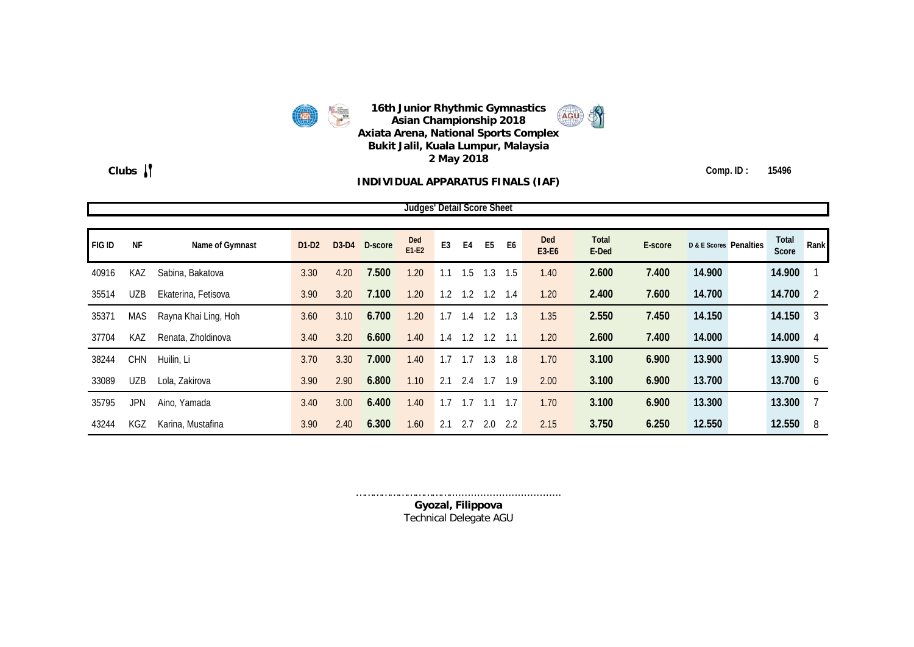**16th Junior Rhythmic Gymnastics Asian Championship 2018**
**Axiata Arena, National Sports Complex**
**Bukit Jalil, Kuala Lumpur, Malaysia**
**2 May 2018**

**Clubs**

**Comp. ID : 15496**

## INDIVIDUAL APPARATUS FINALS (IAF)

**Judges' Detail Score Sheet**

| FIG ID | NF | Name of Gymnast | D1-D2 | D3-D4 | D-score | Ded E1-E2 | E3 | E4 | E5 | E6 | Ded E3-E6 | Total E-Ded | E-score | D & E Scores | Penalties | Total Score | Rank |
|---|---|---|---|---|---|---|---|---|---|---|---|---|---|---|---|---|---|
| 40916 | KAZ | Sabina, Bakatova | 3.30 | 4.20 | 7.500 | 1.20 | 1.1 | 1.5 | 1.3 | 1.5 | 1.40 | 2.600 | 7.400 | 14.900 | | 14.900 | 1 |
| 35514 | UZB | Ekaterina, Fetisova | 3.90 | 3.20 | 7.100 | 1.20 | 1.2 | 1.2 | 1.2 | 1.4 | 1.20 | 2.400 | 7.600 | 14.700 | | 14.700 | 2 |
| 35371 | MAS | Rayna Khai Ling, Hoh | 3.60 | 3.10 | 6.700 | 1.20 | 1.7 | 1.4 | 1.2 | 1.3 | 1.35 | 2.550 | 7.450 | 14.150 | | 14.150 | 3 |
| 37704 | KAZ | Renata, Zholdinova | 3.40 | 3.20 | 6.600 | 1.40 | 1.4 | 1.2 | 1.2 | 1.1 | 1.20 | 2.600 | 7.400 | 14.000 | | 14.000 | 4 |
| 38244 | CHN | Huilin, Li | 3.70 | 3.30 | 7.000 | 1.40 | 1.7 | 1.7 | 1.3 | 1.8 | 1.70 | 3.100 | 6.900 | 13.900 | | 13.900 | 5 |
| 33089 | UZB | Lola, Zakirova | 3.90 | 2.90 | 6.800 | 1.10 | 2.1 | 2.4 | 1.7 | 1.9 | 2.00 | 3.100 | 6.900 | 13.700 | | 13.700 | 6 |
| 35795 | JPN | Aino, Yamada | 3.40 | 3.00 | 6.400 | 1.40 | 1.7 | 1.7 | 1.1 | 1.7 | 1.70 | 3.100 | 6.900 | 13.300 | | 13.300 | 7 |
| 43244 | KGZ | Karina, Mustafina | 3.90 | 2.40 | 6.300 | 1.60 | 2.1 | 2.7 | 2.0 | 2.2 | 2.15 | 3.750 | 6.250 | 12.550 | | 12.550 | 8 |

..................................................................

**Gyozal, Filippova**
Technical Delegate AGU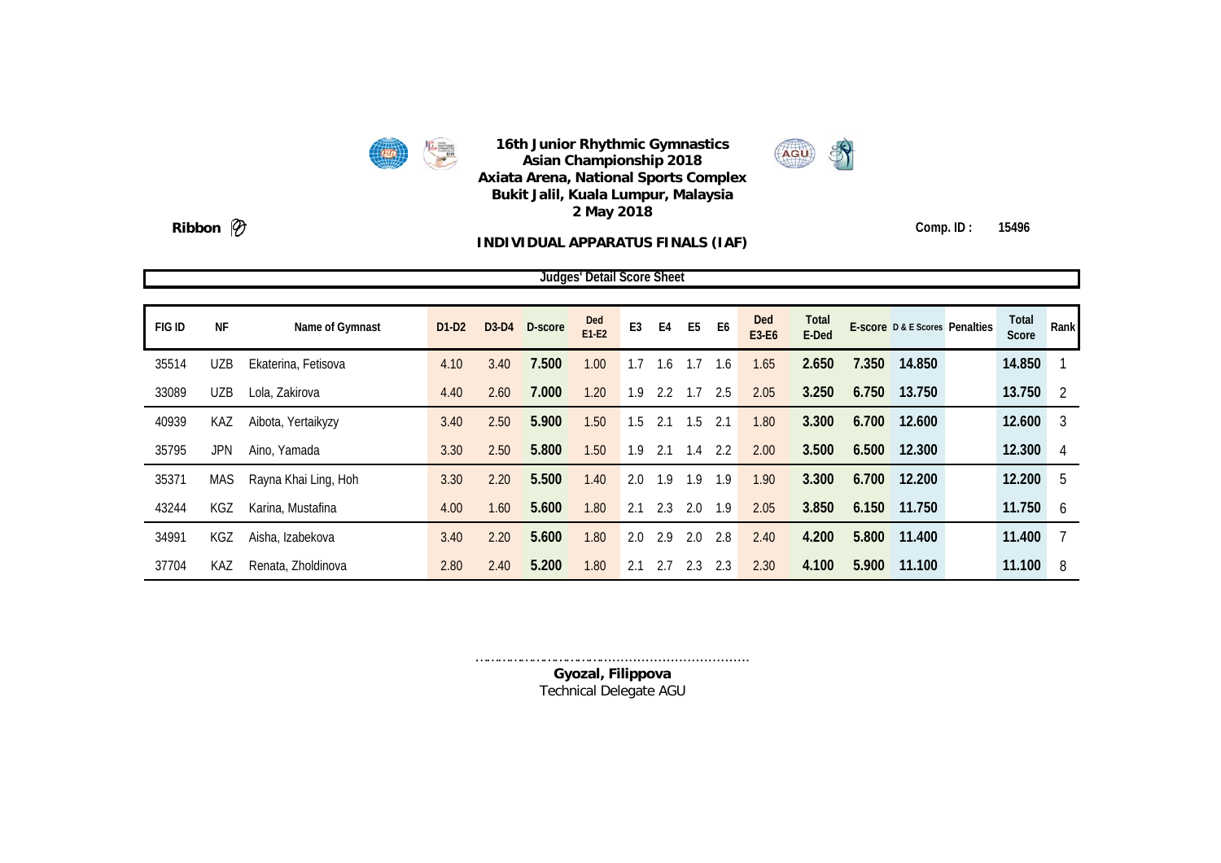**16th Junior Rhythmic Gymnastics Asian Championship 2018**
**Axiata Arena, National Sports Complex**
**Bukit Jalil, Kuala Lumpur, Malaysia**
**2 May 2018**

**Ribbon**

**Comp. ID : 15496**

**INDIVIDUAL APPARATUS FINALS (IAF)**

**Judges' Detail Score Sheet**

| FIG ID | NF | Name of Gymnast | D1-D2 | D3-D4 | D-score | Ded E1-E2 | E3 | E4 | E5 | E6 | Ded E3-E6 | Total E-Ded | E-score | D & E Scores | Penalties | Total Score | Rank |
|---|---|---|---|---|---|---|---|---|---|---|---|---|---|---|---|---|---|
| 35514 | UZB | Ekaterina, Fetisova | 4.10 | 3.40 | 7.500 | 1.00 | 1.7 | 1.6 | 1.7 | 1.6 | 1.65 | 2.650 | 7.350 | 14.850 | | 14.850 | 1 |
| 33089 | UZB | Lola, Zakirova | 4.40 | 2.60 | 7.000 | 1.20 | 1.9 | 2.2 | 1.7 | 2.5 | 2.05 | 3.250 | 6.750 | 13.750 | | 13.750 | 2 |
| 40939 | KAZ | Aibota, Yertaikyzy | 3.40 | 2.50 | 5.900 | 1.50 | 1.5 | 2.1 | 1.5 | 2.1 | 1.80 | 3.300 | 6.700 | 12.600 | | 12.600 | 3 |
| 35795 | JPN | Aino, Yamada | 3.30 | 2.50 | 5.800 | 1.50 | 1.9 | 2.1 | 1.4 | 2.2 | 2.00 | 3.500 | 6.500 | 12.300 | | 12.300 | 4 |
| 35371 | MAS | Rayna Khai Ling, Hoh | 3.30 | 2.20 | 5.500 | 1.40 | 2.0 | 1.9 | 1.9 | 1.9 | 1.90 | 3.300 | 6.700 | 12.200 | | 12.200 | 5 |
| 43244 | KGZ | Karina, Mustafina | 4.00 | 1.60 | 5.600 | 1.80 | 2.1 | 2.3 | 2.0 | 1.9 | 2.05 | 3.850 | 6.150 | 11.750 | | 11.750 | 6 |
| 34991 | KGZ | Aisha, Izabekova | 3.40 | 2.20 | 5.600 | 1.80 | 2.0 | 2.9 | 2.0 | 2.8 | 2.40 | 4.200 | 5.800 | 11.400 | | 11.400 | 7 |
| 37704 | KAZ | Renata, Zholdinova | 2.80 | 2.40 | 5.200 | 1.80 | 2.1 | 2.7 | 2.3 | 2.3 | 2.30 | 4.100 | 5.900 | 11.100 | | 11.100 | 8 |

…………………………………………………………

**Gyozal, Filippova**
Technical Delegate AGU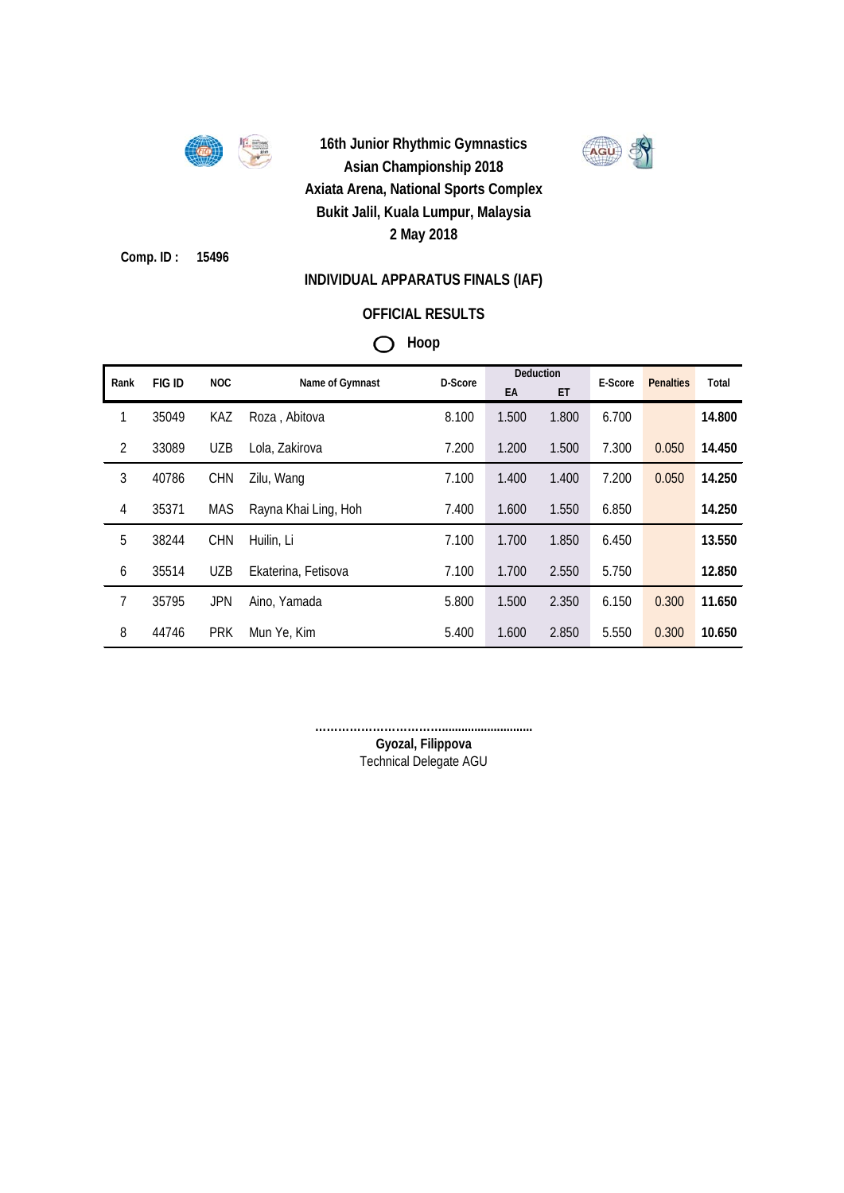**16th Junior Rhythmic Gymnastics**
**Asian Championship 2018**
**Axiata Arena, National Sports Complex**
**Bukit Jalil, Kuala Lumpur, Malaysia**
**2 May 2018**

**Comp. ID : 15496**

## INDIVIDUAL APPARATUS FINALS (IAF)

## OFFICIAL RESULTS

### Hoop

| Rank | FIG ID | NOC | Name of Gymnast | D-Score | Deduction | | E-Score | Penalties | Total |
|---|---|---|---|---|---|---|---|---|---|
| | | | | | EA | ET | | | |
| 1 | 35049 | KAZ | Roza , Abitova | 8.100 | 1.500 | 1.800 | 6.700 | | **14.800** |
| 2 | 33089 | UZB | Lola, Zakirova | 7.200 | 1.200 | 1.500 | 7.300 | 0.050 | **14.450** |
| 3 | 40786 | CHN | Zilu, Wang | 7.100 | 1.400 | 1.400 | 7.200 | 0.050 | **14.250** |
| 4 | 35371 | MAS | Rayna Khai Ling, Hoh | 7.400 | 1.600 | 1.550 | 6.850 | | **14.250** |
| 5 | 38244 | CHN | Huilin, Li | 7.100 | 1.700 | 1.850 | 6.450 | | **13.550** |
| 6 | 35514 | UZB | Ekaterina, Fetisova | 7.100 | 1.700 | 2.550 | 5.750 | | **12.850** |
| 7 | 35795 | JPN | Aino, Yamada | 5.800 | 1.500 | 2.350 | 6.150 | 0.300 | **11.650** |
| 8 | 44746 | PRK | Mun Ye, Kim | 5.400 | 1.600 | 2.850 | 5.550 | 0.300 | **10.650** |

……………………………………………………

**Gyozal, Filippova**
Technical Delegate AGU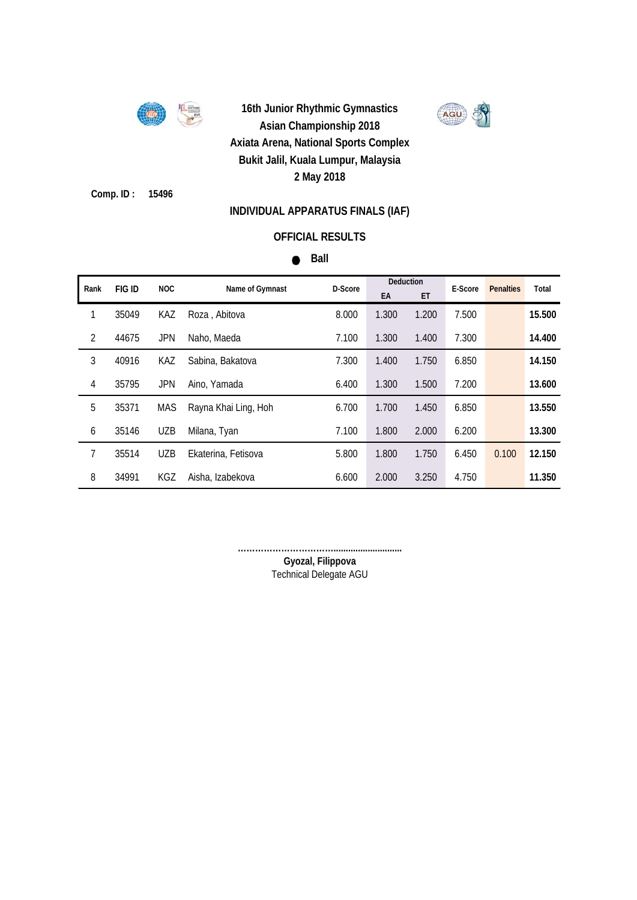# 16th Junior Rhythmic Gymnastics Asian Championship 2018

**Axiata Arena, National Sports Complex**

**Bukit Jalil, Kuala Lumpur, Malaysia**

**2 May 2018**

**Comp. ID : 15496**

## INDIVIDUAL APPARATUS FINALS (IAF)

### OFFICIAL RESULTS

**● Ball**

| Rank | FIG ID | NOC | Name of Gymnast | D-Score | Deduction | | E-Score | Penalties | Total |
|---|---|---|---|---|---|---|---|---|---|
| | | | | | EA | ET | | | |
| 1 | 35049 | KAZ | Roza , Abitova | 8.000 | 1.300 | 1.200 | 7.500 | | **15.500** |
| 2 | 44675 | JPN | Naho, Maeda | 7.100 | 1.300 | 1.400 | 7.300 | | **14.400** |
| 3 | 40916 | KAZ | Sabina, Bakatova | 7.300 | 1.400 | 1.750 | 6.850 | | **14.150** |
| 4 | 35795 | JPN | Aino, Yamada | 6.400 | 1.300 | 1.500 | 7.200 | | **13.600** |
| 5 | 35371 | MAS | Rayna Khai Ling, Hoh | 6.700 | 1.700 | 1.450 | 6.850 | | **13.550** |
| 6 | 35146 | UZB | Milana, Tyan | 7.100 | 1.800 | 2.000 | 6.200 | | **13.300** |
| 7 | 35514 | UZB | Ekaterina, Fetisova | 5.800 | 1.800 | 1.750 | 6.450 | 0.100 | **12.150** |
| 8 | 34991 | KGZ | Aisha, Izabekova | 6.600 | 2.000 | 3.250 | 4.750 | | **11.350** |

……………………………......................

**Gyozal, Filippova**

Technical Delegate AGU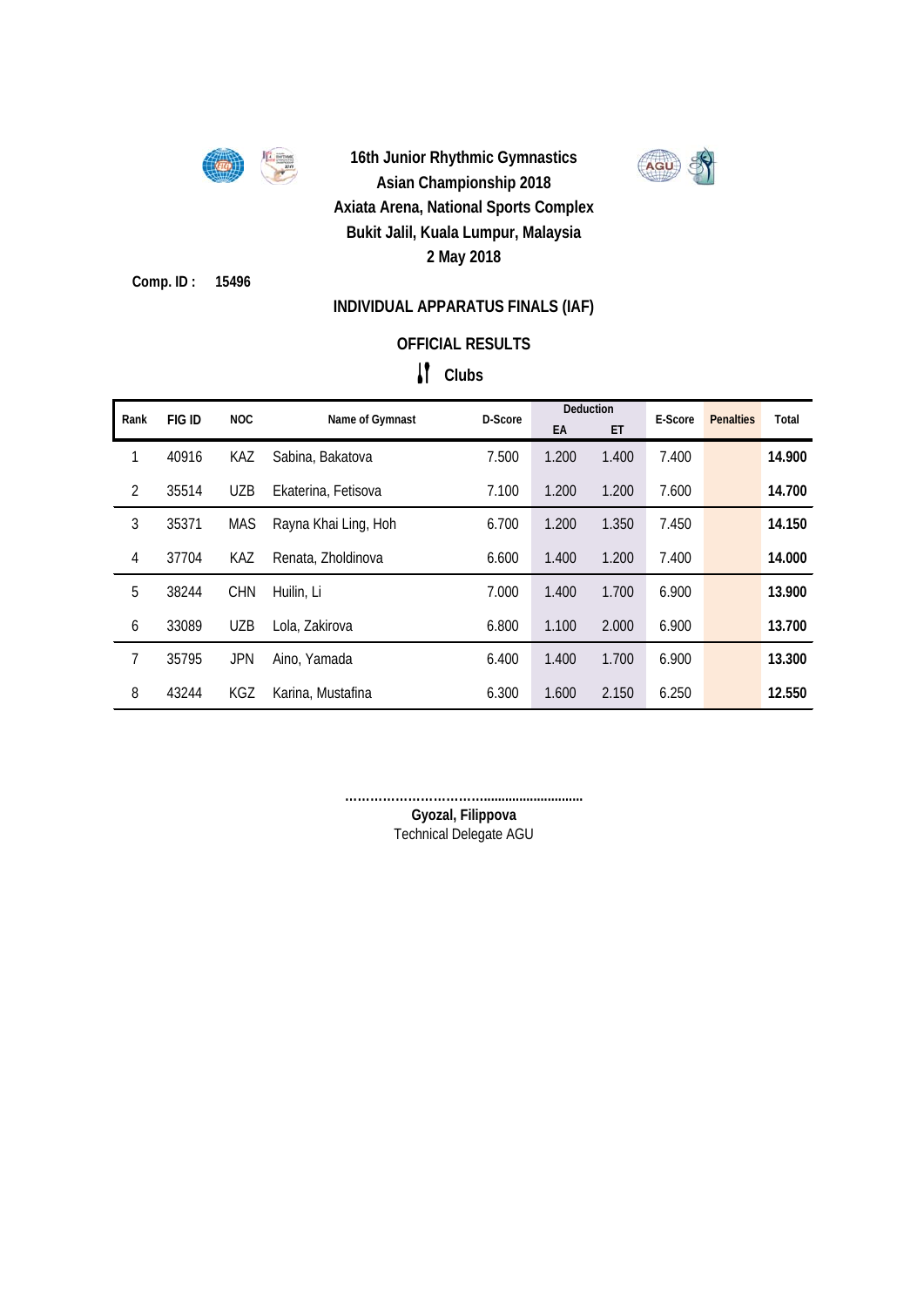**16th Junior Rhythmic Gymnastics**
**Asian Championship 2018**
**Axiata Arena, National Sports Complex**
**Bukit Jalil, Kuala Lumpur, Malaysia**
**2 May 2018**

**Comp. ID : 15496**

## INDIVIDUAL APPARATUS FINALS (IAF)

## OFFICIAL RESULTS

### Clubs

| Rank | FIG ID | NOC | Name of Gymnast | D-Score | Deduction | | E-Score | Penalties | Total |
|---|---|---|---|---|---|---|---|---|---|
| | | | | | EA | ET | | | |
| 1 | 40916 | KAZ | Sabina, Bakatova | 7.500 | 1.200 | 1.400 | 7.400 | | **14.900** |
| 2 | 35514 | UZB | Ekaterina, Fetisova | 7.100 | 1.200 | 1.200 | 7.600 | | **14.700** |
| 3 | 35371 | MAS | Rayna Khai Ling, Hoh | 6.700 | 1.200 | 1.350 | 7.450 | | **14.150** |
| 4 | 37704 | KAZ | Renata, Zholdinova | 6.600 | 1.400 | 1.200 | 7.400 | | **14.000** |
| 5 | 38244 | CHN | Huilin, Li | 7.000 | 1.400 | 1.700 | 6.900 | | **13.900** |
| 6 | 33089 | UZB | Lola, Zakirova | 6.800 | 1.100 | 2.000 | 6.900 | | **13.700** |
| 7 | 35795 | JPN | Aino, Yamada | 6.400 | 1.400 | 1.700 | 6.900 | | **13.300** |
| 8 | 43244 | KGZ | Karina, Mustafina | 6.300 | 1.600 | 2.150 | 6.250 | | **12.550** |

………………………………………………………

**Gyozal, Filippova**
Technical Delegate AGU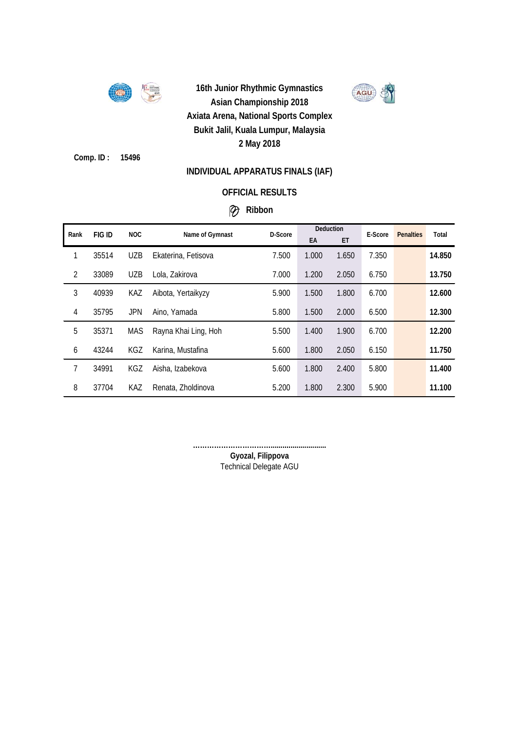# 16th Junior Rhythmic Gymnastics Asian Championship 2018

**Axiata Arena, National Sports Complex**
**Bukit Jalil, Kuala Lumpur, Malaysia**
**2 May 2018**

**Comp. ID : 15496**

## INDIVIDUAL APPARATUS FINALS (IAF)

### OFFICIAL RESULTS

### Ribbon

| Rank | FIG ID | NOC | Name of Gymnast | D-Score | Deduction | | E-Score | Penalties | Total |
|---|---|---|---|---|---|---|---|---|---|
| | | | | | EA | ET | | | |
| 1 | 35514 | UZB | Ekaterina, Fetisova | 7.500 | 1.000 | 1.650 | 7.350 | | **14.850** |
| 2 | 33089 | UZB | Lola, Zakirova | 7.000 | 1.200 | 2.050 | 6.750 | | **13.750** |
| 3 | 40939 | KAZ | Aibota, Yertaikyzy | 5.900 | 1.500 | 1.800 | 6.700 | | **12.600** |
| 4 | 35795 | JPN | Aino, Yamada | 5.800 | 1.500 | 2.000 | 6.500 | | **12.300** |
| 5 | 35371 | MAS | Rayna Khai Ling, Hoh | 5.500 | 1.400 | 1.900 | 6.700 | | **12.200** |
| 6 | 43244 | KGZ | Karina, Mustafina | 5.600 | 1.800 | 2.050 | 6.150 | | **11.750** |
| 7 | 34991 | KGZ | Aisha, Izabekova | 5.600 | 1.800 | 2.400 | 5.800 | | **11.400** |
| 8 | 37704 | KAZ | Renata, Zholdinova | 5.200 | 1.800 | 2.300 | 5.900 | | **11.100** |

…………………………………………………

**Gyozal, Filippova**
Technical Delegate AGU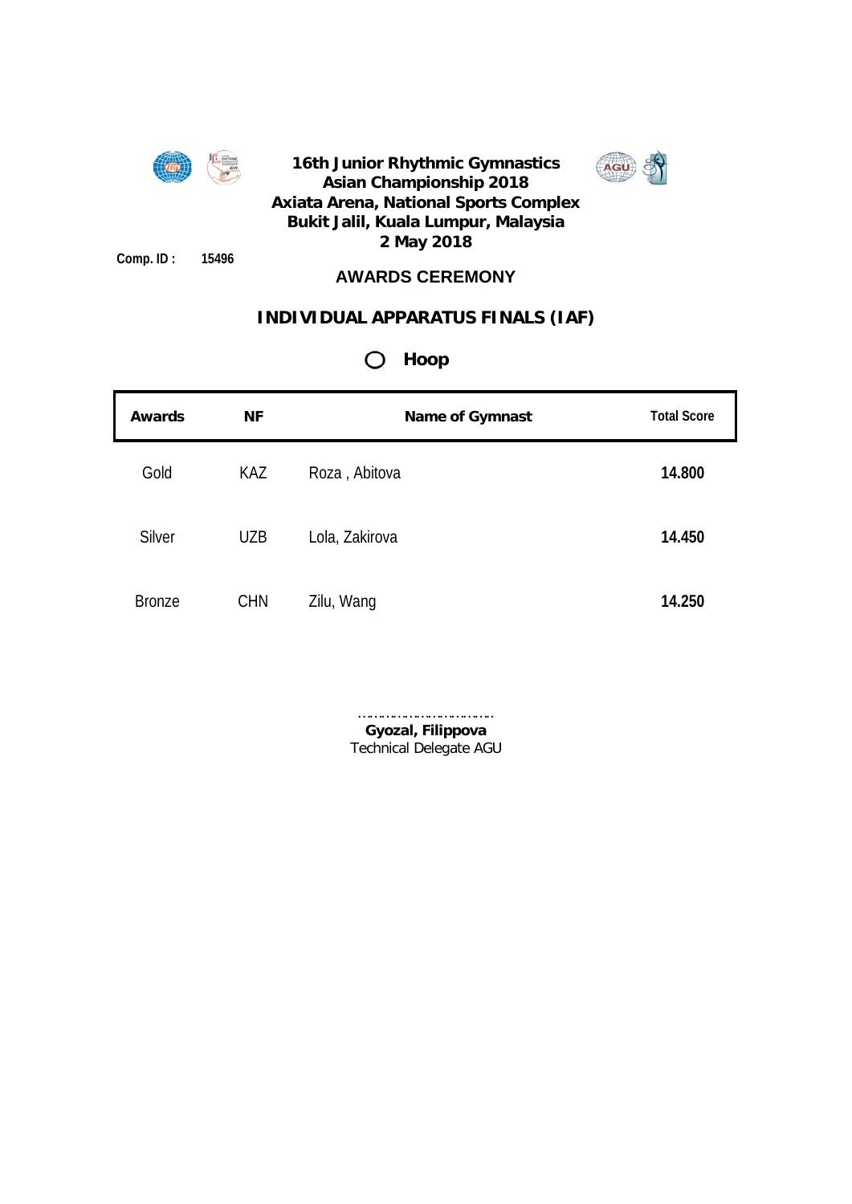**16th Junior Rhythmic Gymnastics Asian Championship 2018**
**Axiata Arena, National Sports Complex**
**Bukit Jalil, Kuala Lumpur, Malaysia**
**2 May 2018**

**Comp. ID :** **15496**

## AWARDS CEREMONY

## INDIVIDUAL APPARATUS FINALS (IAF)

### Hoop

| Awards | NF | Name of Gymnast | Total Score |
|---|---|---|---|
| Gold | KAZ | Roza , Abitova | **14.800** |
| Silver | UZB | Lola, Zakirova | **14.450** |
| Bronze | CHN | Zilu, Wang | **14.250** |

..............................
**Gyozal, Filippova**
Technical Delegate AGU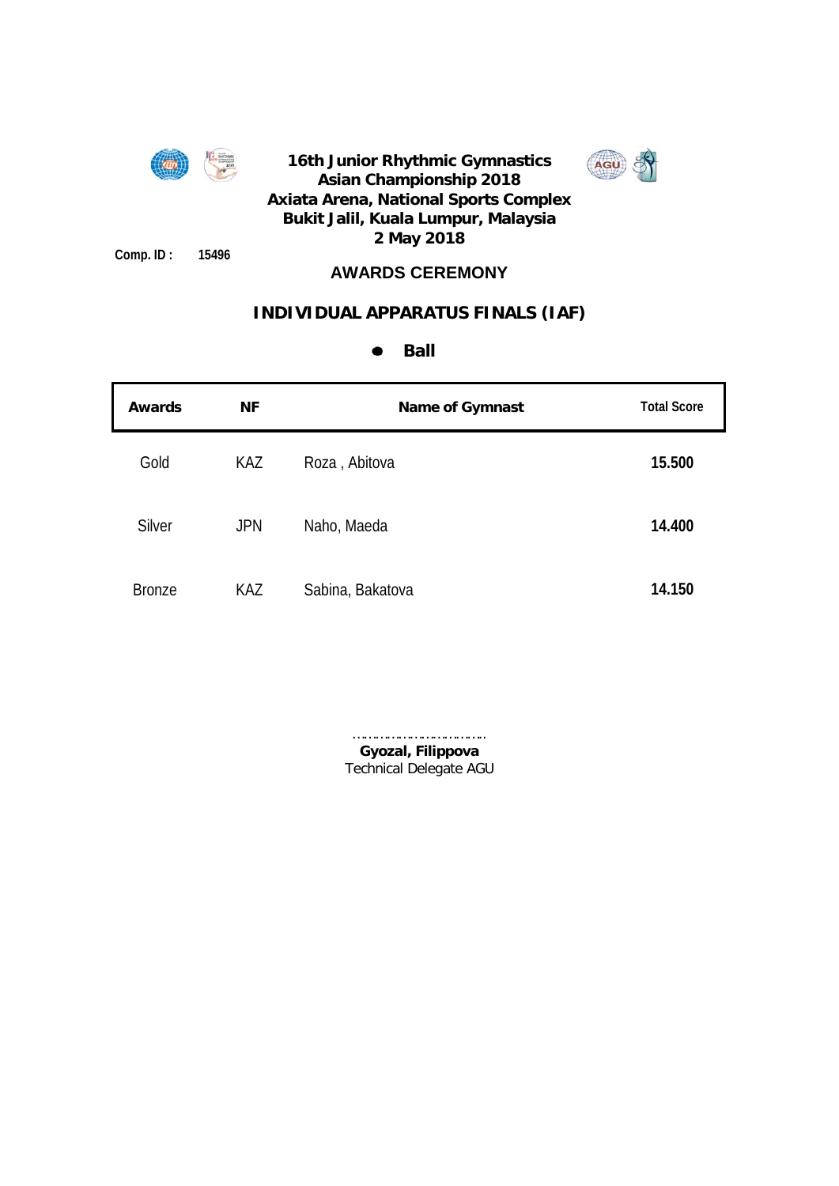# 16th Junior Rhythmic Gymnastics Asian Championship 2018

**Axiata Arena, National Sports Complex**
**Bukit Jalil, Kuala Lumpur, Malaysia**
**2 May 2018**

**Comp. ID : 15496**

## AWARDS CEREMONY

## INDIVIDUAL APPARATUS FINALS (IAF)

### ● Ball

| Awards | NF | Name of Gymnast | Total Score |
|---|---|---|---|
| Gold | KAZ | Roza , Abitova | **15.500** |
| Silver | JPN | Naho, Maeda | **14.400** |
| Bronze | KAZ | Sabina, Bakatova | **14.150** |

…………………………

**Gyozal, Filippova**
Technical Delegate AGU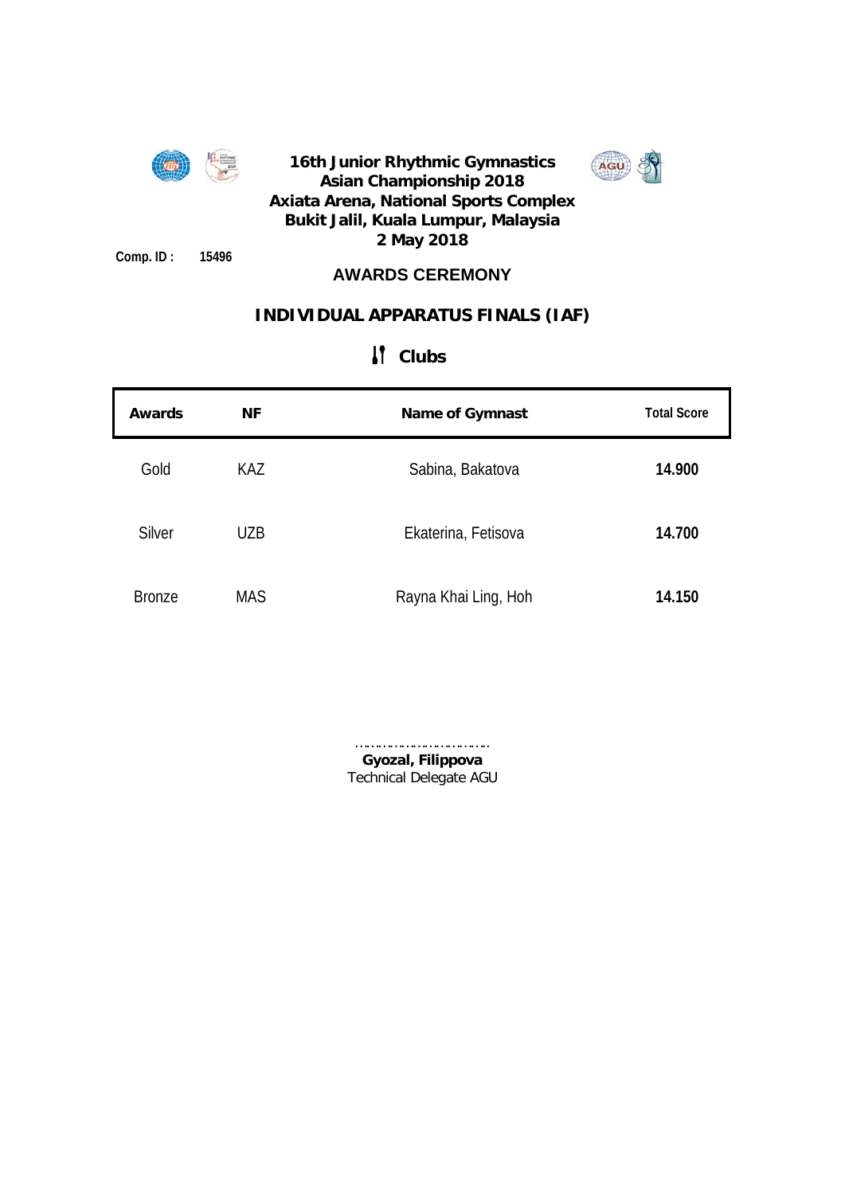# 16th Junior Rhythmic Gymnastics Asian Championship 2018

**Axiata Arena, National Sports Complex**
**Bukit Jalil, Kuala Lumpur, Malaysia**
**2 May 2018**

**Comp. ID :** **15496**

## AWARDS CEREMONY

## INDIVIDUAL APPARATUS FINALS (IAF)

### Clubs

| Awards | NF | Name of Gymnast | Total Score |
|---|---|---|---|
| Gold | KAZ | Sabina, Bakatova | **14.900** |
| Silver | UZB | Ekaterina, Fetisova | **14.700** |
| Bronze | MAS | Rayna Khai Ling, Hoh | **14.150** |

……………………………

**Gyozal, Filippova**
Technical Delegate AGU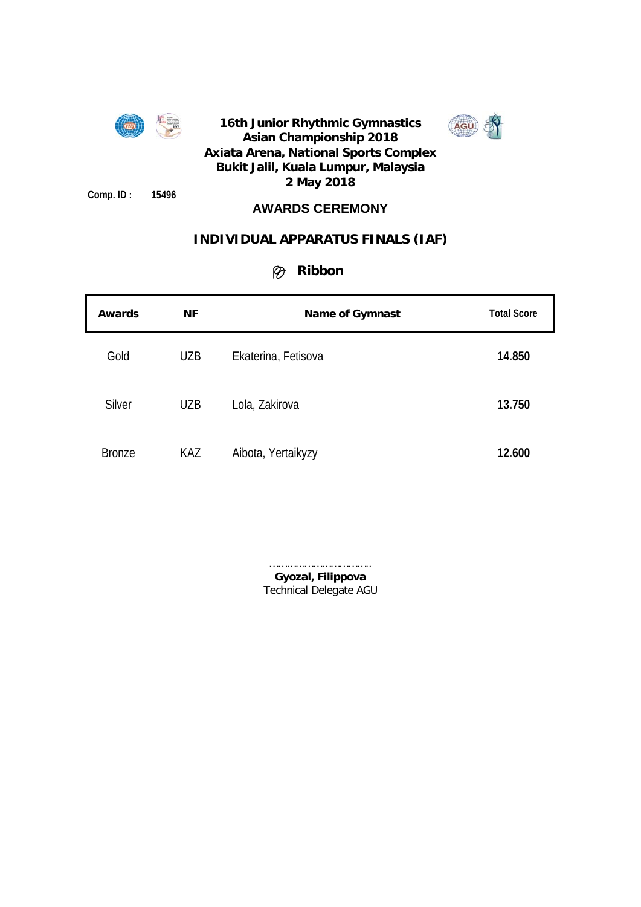# 16th Junior Rhythmic Gymnastics Asian Championship 2018

**Axiata Arena, National Sports Complex**
**Bukit Jalil, Kuala Lumpur, Malaysia**
**2 May 2018**

**Comp. ID :** 15496

## AWARDS CEREMONY

## INDIVIDUAL APPARATUS FINALS (IAF)

### Ribbon

| Awards | NF | Name of Gymnast | Total Score |
|---|---|---|---|
| Gold | UZB | Ekaterina, Fetisova | **14.850** |
| Silver | UZB | Lola, Zakirova | **13.750** |
| Bronze | KAZ | Aibota, Yertaikyzy | **12.600** |

……………………………

**Gyozal, Filippova**
Technical Delegate AGU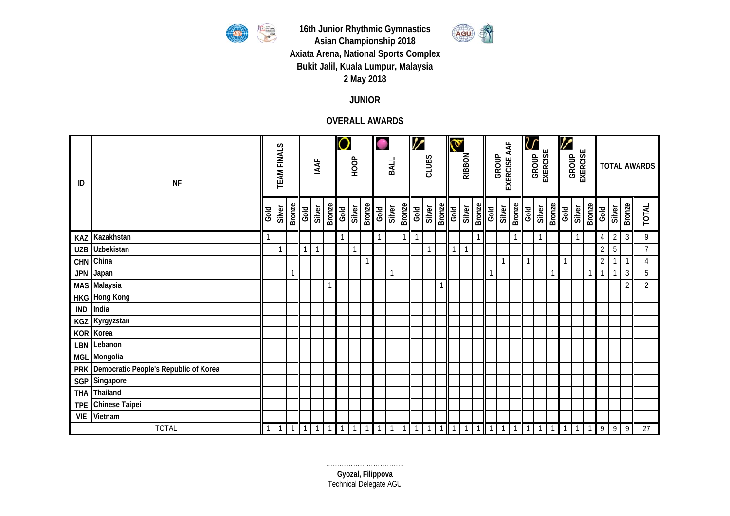**16th Junior Rhythmic Gymnastics Asian Championship 2018**
**Axiata Arena, National Sports Complex**
**Bukit Jalil, Kuala Lumpur, Malaysia**
**2 May 2018**

## JUNIOR

## OVERALL AWARDS

| ID | NF | TEAM FINALS | | | IAAF | | | HOOP | | | BALL | | | CLUBS | | | RIBBON | | | GROUP EXERCISE AAF | | | GROUP EXERCISE | | | GROUP EXERCISE | | | TOTAL AWARDS | | | |
|---|---|---|---|---|---|---|---|---|---|---|---|---|---|---|---|---|---|---|---|---|---|---|---|---|---|---|---|---|---|---|---|---|
| | | Gold | Silver | Bronze | Gold | Silver | Bronze | Gold | Silver | Bronze | Gold | Silver | Bronze | Gold | Silver | Bronze | Gold | Silver | Bronze | Gold | Silver | Bronze | Gold | Silver | Bronze | Gold | Silver | Bronze | Gold | Silver | Bronze | TOTAL |
| KAZ | Kazakhstan | 1 | | | | | | 1 | | | 1 | | 1 | 1 | | | | | 1 | | | 1 | | 1 | | | 1 | | 4 | 2 | 3 | 9 |
| UZB | Uzbekistan | | 1 | | 1 | 1 | | | 1 | | | | | | 1 | | 1 | 1 | | | | | | | | | | | 2 | 5 | | 7 |
| CHN | China | | | | | | | | | 1 | | | | | | | | | | | 1 | | 1 | | | 1 | | | 2 | 1 | 1 | 4 |
| JPN | Japan | | | 1 | | | | | | | | 1 | | | | | | | | 1 | | | | | 1 | | | 1 | 1 | 1 | 3 | 5 |
| MAS | Malaysia | | | | | | 1 | | | | | | | | | 1 | | | | | | | | | | | | | | | 2 | 2 |
| HKG | Hong Kong | | | | | | | | | | | | | | | | | | | | | | | | | | | | | | | |
| IND | India | | | | | | | | | | | | | | | | | | | | | | | | | | | | | | | |
| KGZ | Kyrgyzstan | | | | | | | | | | | | | | | | | | | | | | | | | | | | | | | |
| KOR | Korea | | | | | | | | | | | | | | | | | | | | | | | | | | | | | | | |
| LBN | Lebanon | | | | | | | | | | | | | | | | | | | | | | | | | | | | | | | |
| MGL | Mongolia | | | | | | | | | | | | | | | | | | | | | | | | | | | | | | | |
| PRK | Democratic People's Republic of Korea | | | | | | | | | | | | | | | | | | | | | | | | | | | | | | | |
| SGP | Singapore | | | | | | | | | | | | | | | | | | | | | | | | | | | | | | | |
| THA | Thailand | | | | | | | | | | | | | | | | | | | | | | | | | | | | | | | |
| TPE | Chinese Taipei | | | | | | | | | | | | | | | | | | | | | | | | | | | | | | | |
| VIE | Vietnam | | | | | | | | | | | | | | | | | | | | | | | | | | | | | | | |
| TOTAL | | 1 | 1 | 1 | 1 | 1 | 1 | 1 | 1 | 1 | 1 | 1 | 1 | 1 | 1 | 1 | 1 | 1 | 1 | 1 | 1 | 1 | 1 | 1 | 1 | 1 | 1 | 1 | 9 | 9 | 9 | 27 |

……………………………..
**Gyozal, Filippova**
Technical Delegate AGU